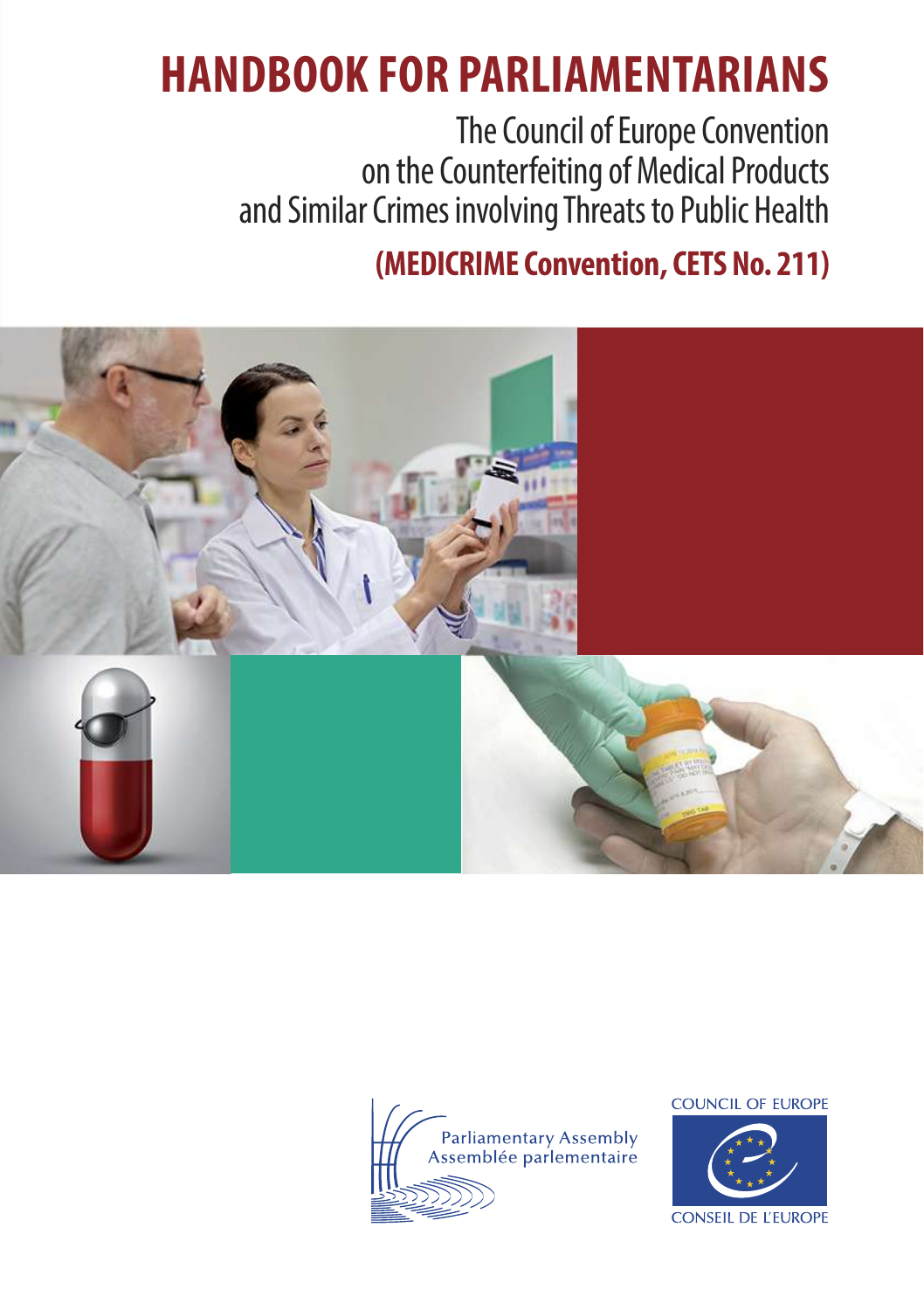# HANDBOOK FOR PARLIAMENTARIANS

The Council of Europe Convention on the Counterfeiting of Medical Products and Similar Crimes involving Threats to Public Health

**(MEDICRIME Convention, CETS No. 211)**

Parliamentary Assembly
Assemblée parlementaire

COUNCIL OF EUROPE
CONSEIL DE L'EUROPE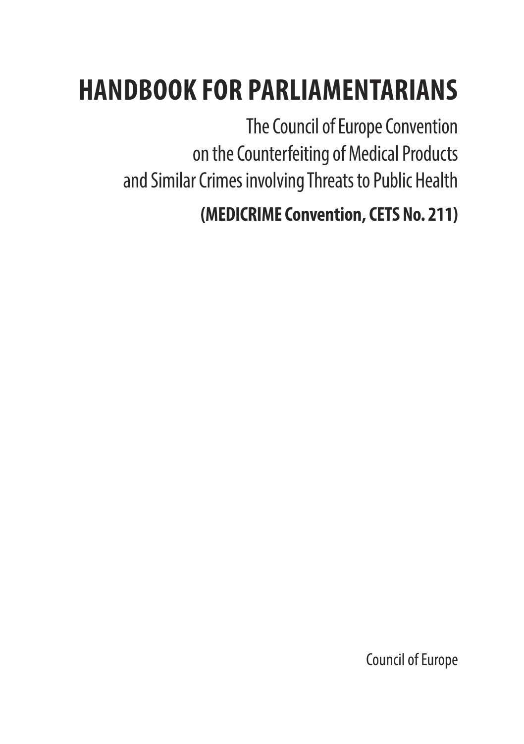# HANDBOOK FOR PARLIAMENTARIANS

The Council of Europe Convention
on the Counterfeiting of Medical Products
and Similar Crimes involving Threats to Public Health

**(MEDICRIME Convention, CETS No. 211)**

Council of Europe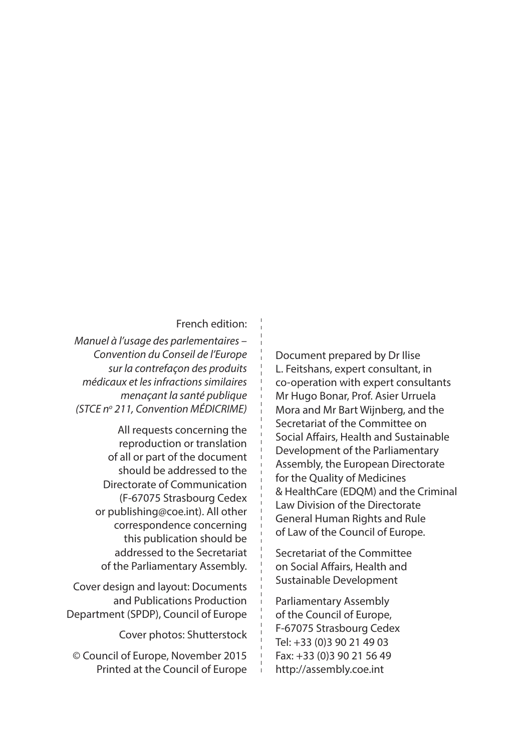French edition:

*Manuel à l'usage des parlementaires – Convention du Conseil de l'Europe sur la contrefaçon des produits médicaux et les infractions similaires menaçant la santé publique (STCE n° 211, Convention MÉDICRIME)*

All requests concerning the reproduction or translation of all or part of the document should be addressed to the Directorate of Communication (F-67075 Strasbourg Cedex or publishing@coe.int). All other correspondence concerning this publication should be addressed to the Secretariat of the Parliamentary Assembly.

Cover design and layout: Documents and Publications Production Department (SPDP), Council of Europe

Cover photos: Shutterstock

© Council of Europe, November 2015
Printed at the Council of Europe

Document prepared by Dr Ilise L. Feitshans, expert consultant, in co-operation with expert consultants Mr Hugo Bonar, Prof. Asier Urruela Mora and Mr Bart Wijnberg, and the Secretariat of the Committee on Social Affairs, Health and Sustainable Development of the Parliamentary Assembly, the European Directorate for the Quality of Medicines & HealthCare (EDQM) and the Criminal Law Division of the Directorate General Human Rights and Rule of Law of the Council of Europe.

Secretariat of the Committee on Social Affairs, Health and Sustainable Development

Parliamentary Assembly of the Council of Europe,
F-67075 Strasbourg Cedex
Tel: +33 (0)3 90 21 49 03
Fax: +33 (0)3 90 21 56 49
http://assembly.coe.int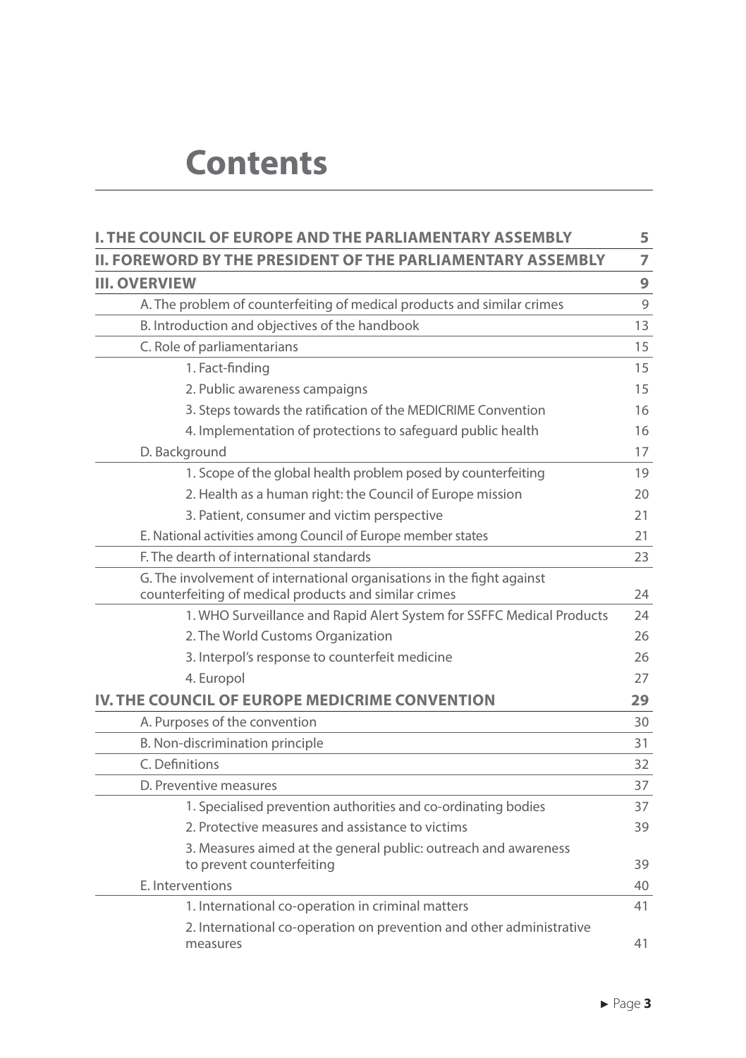# Contents

| | |
|---|---|
| **I. THE COUNCIL OF EUROPE AND THE PARLIAMENTARY ASSEMBLY** | **5** |
| **II. FOREWORD BY THE PRESIDENT OF THE PARLIAMENTARY ASSEMBLY** | **7** |
| **III. OVERVIEW** | **9** |
| A. The problem of counterfeiting of medical products and similar crimes | 9 |
| B. Introduction and objectives of the handbook | 13 |
| C. Role of parliamentarians | 15 |
| 1. Fact-finding | 15 |
| 2. Public awareness campaigns | 15 |
| 3. Steps towards the ratification of the MEDICRIME Convention | 16 |
| 4. Implementation of protections to safeguard public health | 16 |
| D. Background | 17 |
| 1. Scope of the global health problem posed by counterfeiting | 19 |
| 2. Health as a human right: the Council of Europe mission | 20 |
| 3. Patient, consumer and victim perspective | 21 |
| E. National activities among Council of Europe member states | 21 |
| F. The dearth of international standards | 23 |
| G. The involvement of international organisations in the fight against counterfeiting of medical products and similar crimes | 24 |
| 1. WHO Surveillance and Rapid Alert System for SSFFC Medical Products | 24 |
| 2. The World Customs Organization | 26 |
| 3. Interpol's response to counterfeit medicine | 26 |
| 4. Europol | 27 |
| **IV. THE COUNCIL OF EUROPE MEDICRIME CONVENTION** | **29** |
| A. Purposes of the convention | 30 |
| B. Non-discrimination principle | 31 |
| C. Definitions | 32 |
| D. Preventive measures | 37 |
| 1. Specialised prevention authorities and co-ordinating bodies | 37 |
| 2. Protective measures and assistance to victims | 39 |
| 3. Measures aimed at the general public: outreach and awareness to prevent counterfeiting | 39 |
| E. Interventions | 40 |
| 1. International co-operation in criminal matters | 41 |
| 2. International co-operation on prevention and other administrative measures | 41 |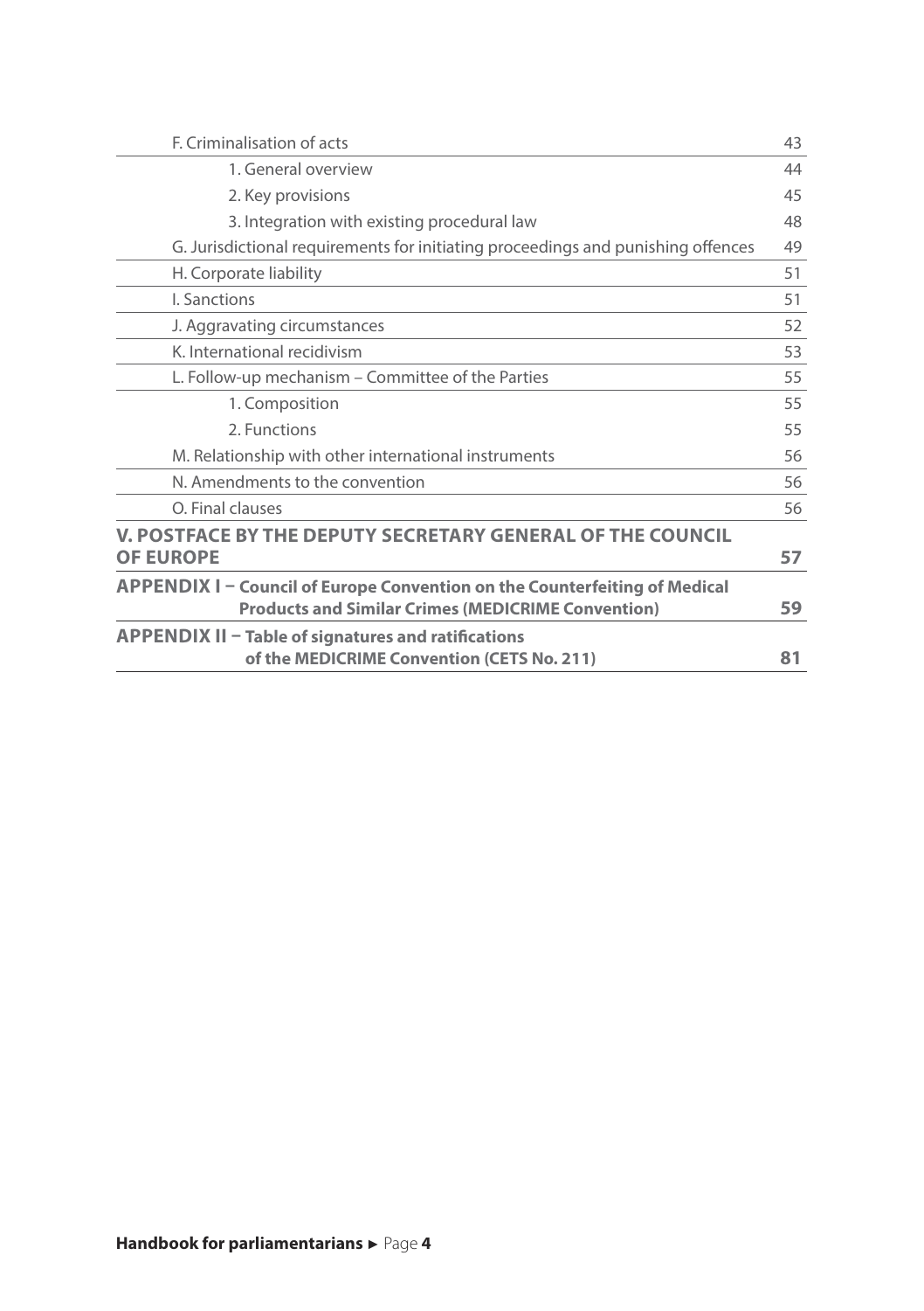| | |
|---|---|
| F. Criminalisation of acts | 43 |
| 1. General overview | 44 |
| 2. Key provisions | 45 |
| 3. Integration with existing procedural law | 48 |
| G. Jurisdictional requirements for initiating proceedings and punishing offences | 49 |
| H. Corporate liability | 51 |
| I. Sanctions | 51 |
| J. Aggravating circumstances | 52 |
| K. International recidivism | 53 |
| L. Follow-up mechanism – Committee of the Parties | 55 |
| 1. Composition | 55 |
| 2. Functions | 55 |
| M. Relationship with other international instruments | 56 |
| N. Amendments to the convention | 56 |
| O. Final clauses | 56 |
| **V. POSTFACE BY THE DEPUTY SECRETARY GENERAL OF THE COUNCIL OF EUROPE** | **57** |
| **APPENDIX I – Council of Europe Convention on the Counterfeiting of Medical Products and Similar Crimes (MEDICRIME Convention)** | **59** |
| **APPENDIX II – Table of signatures and ratifications of the MEDICRIME Convention (CETS No. 211)** | **81** |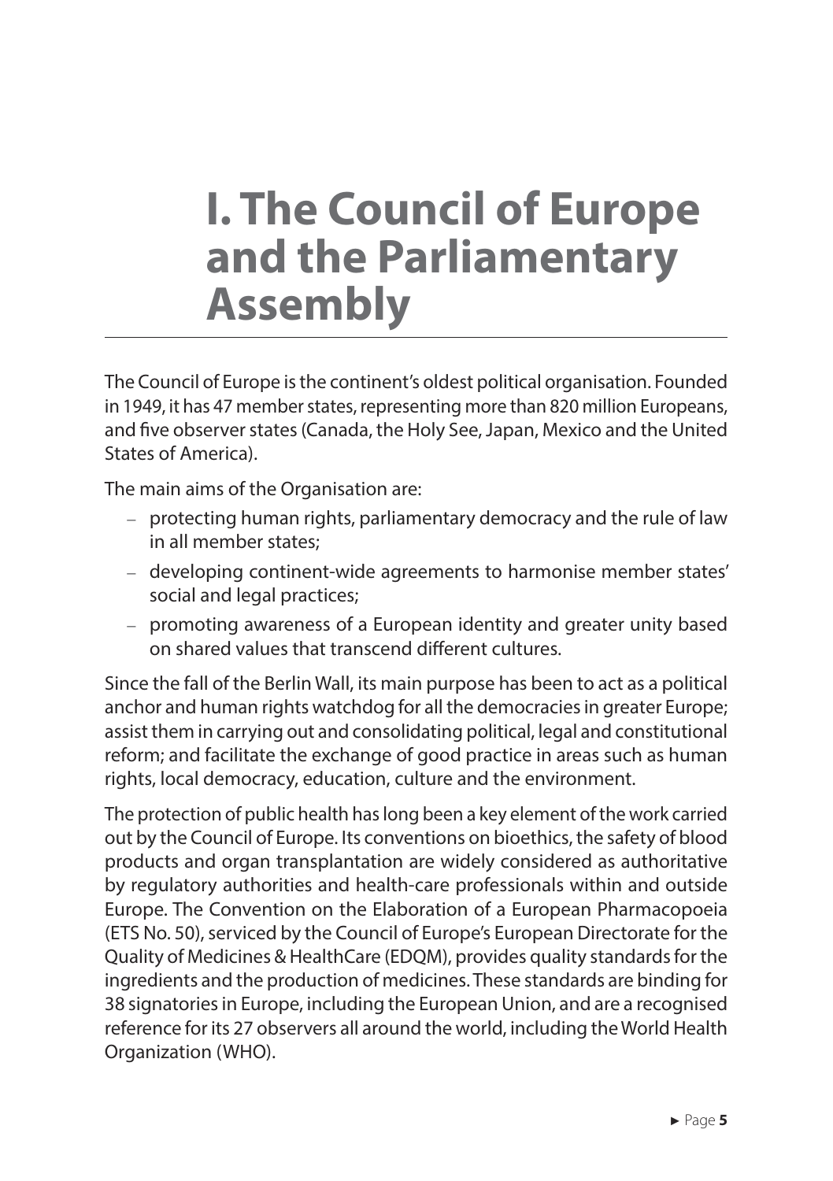# I. The Council of Europe and the Parliamentary Assembly

The Council of Europe is the continent's oldest political organisation. Founded in 1949, it has 47 member states, representing more than 820 million Europeans, and five observer states (Canada, the Holy See, Japan, Mexico and the United States of America).

The main aims of the Organisation are:

- protecting human rights, parliamentary democracy and the rule of law in all member states;
- developing continent-wide agreements to harmonise member states' social and legal practices;
- promoting awareness of a European identity and greater unity based on shared values that transcend different cultures.

Since the fall of the Berlin Wall, its main purpose has been to act as a political anchor and human rights watchdog for all the democracies in greater Europe; assist them in carrying out and consolidating political, legal and constitutional reform; and facilitate the exchange of good practice in areas such as human rights, local democracy, education, culture and the environment.

The protection of public health has long been a key element of the work carried out by the Council of Europe. Its conventions on bioethics, the safety of blood products and organ transplantation are widely considered as authoritative by regulatory authorities and health-care professionals within and outside Europe. The Convention on the Elaboration of a European Pharmacopoeia (ETS No. 50), serviced by the Council of Europe's European Directorate for the Quality of Medicines & HealthCare (EDQM), provides quality standards for the ingredients and the production of medicines. These standards are binding for 38 signatories in Europe, including the European Union, and are a recognised reference for its 27 observers all around the world, including the World Health Organization (WHO).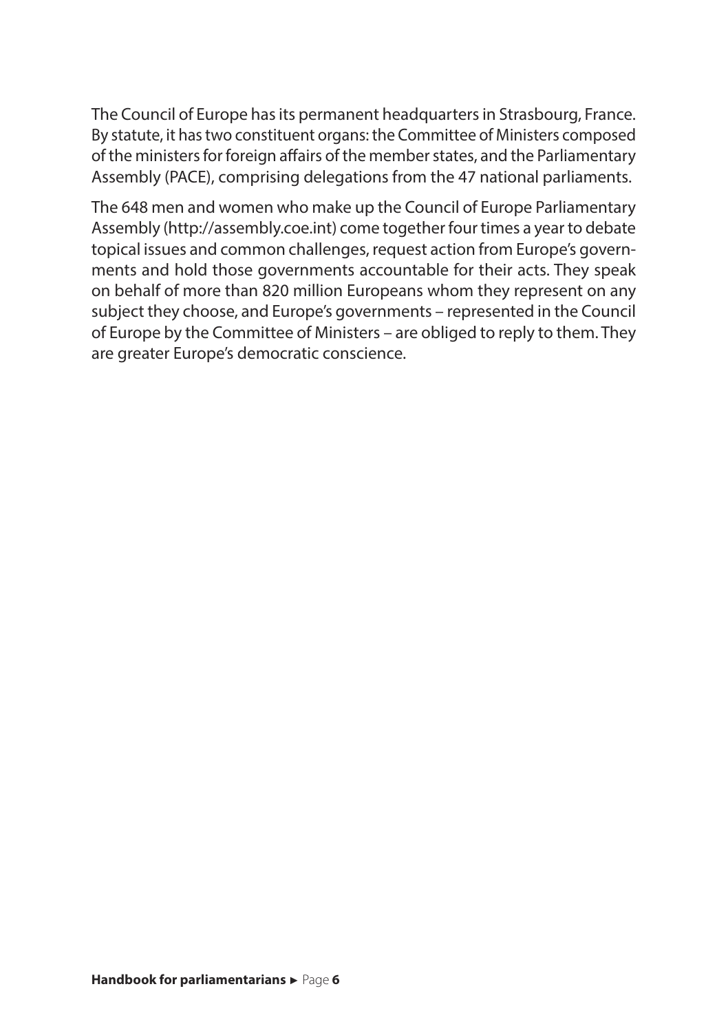The Council of Europe has its permanent headquarters in Strasbourg, France. By statute, it has two constituent organs: the Committee of Ministers composed of the ministers for foreign affairs of the member states, and the Parliamentary Assembly (PACE), comprising delegations from the 47 national parliaments.

The 648 men and women who make up the Council of Europe Parliamentary Assembly (http://assembly.coe.int) come together four times a year to debate topical issues and common challenges, request action from Europe's governments and hold those governments accountable for their acts. They speak on behalf of more than 820 million Europeans whom they represent on any subject they choose, and Europe's governments – represented in the Council of Europe by the Committee of Ministers – are obliged to reply to them. They are greater Europe's democratic conscience.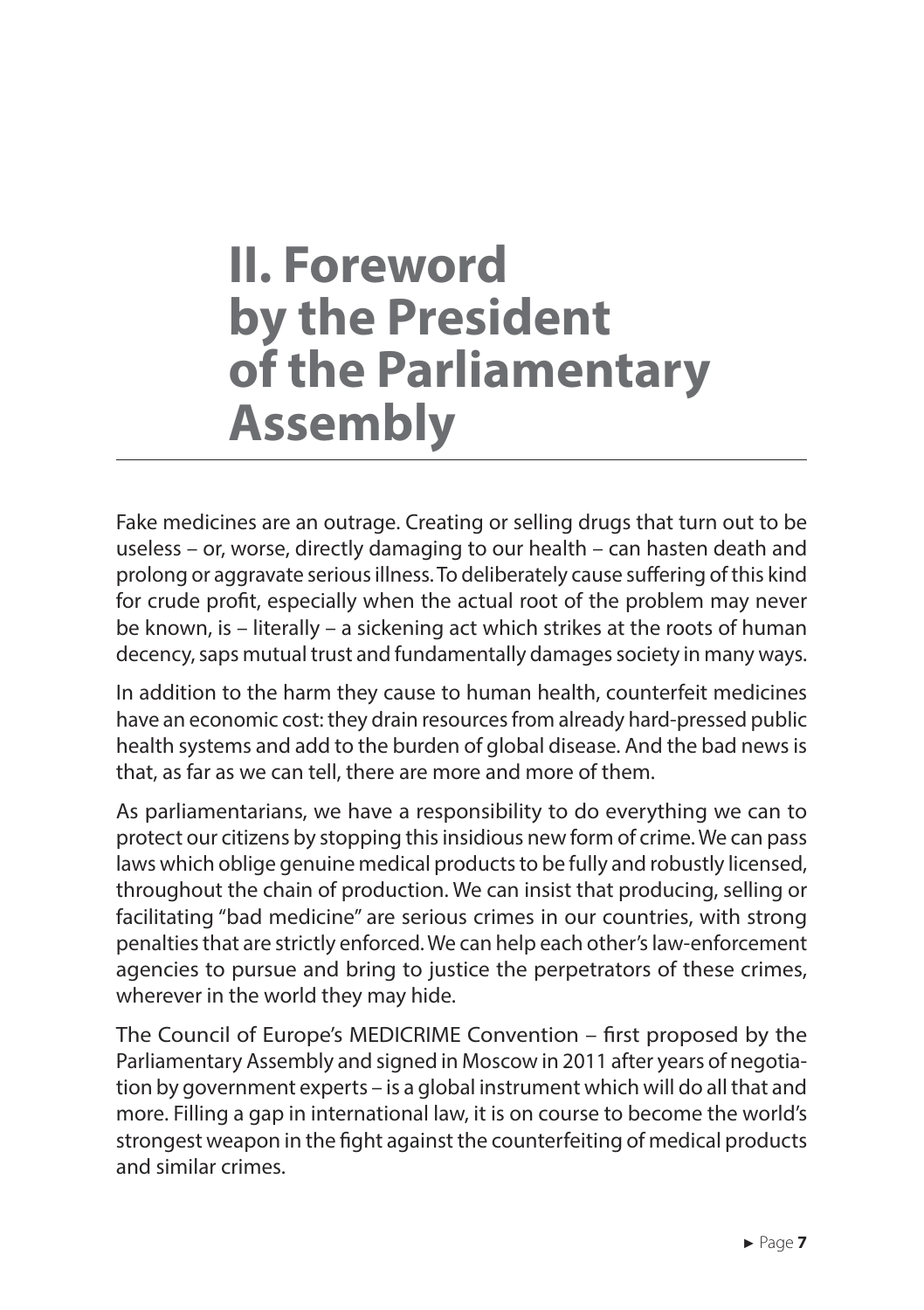# II. Foreword by the President of the Parliamentary Assembly

Fake medicines are an outrage. Creating or selling drugs that turn out to be useless – or, worse, directly damaging to our health – can hasten death and prolong or aggravate serious illness. To deliberately cause suffering of this kind for crude profit, especially when the actual root of the problem may never be known, is – literally – a sickening act which strikes at the roots of human decency, saps mutual trust and fundamentally damages society in many ways.

In addition to the harm they cause to human health, counterfeit medicines have an economic cost: they drain resources from already hard-pressed public health systems and add to the burden of global disease. And the bad news is that, as far as we can tell, there are more and more of them.

As parliamentarians, we have a responsibility to do everything we can to protect our citizens by stopping this insidious new form of crime. We can pass laws which oblige genuine medical products to be fully and robustly licensed, throughout the chain of production. We can insist that producing, selling or facilitating "bad medicine" are serious crimes in our countries, with strong penalties that are strictly enforced. We can help each other's law-enforcement agencies to pursue and bring to justice the perpetrators of these crimes, wherever in the world they may hide.

The Council of Europe's MEDICRIME Convention – first proposed by the Parliamentary Assembly and signed in Moscow in 2011 after years of negotiation by government experts – is a global instrument which will do all that and more. Filling a gap in international law, it is on course to become the world's strongest weapon in the fight against the counterfeiting of medical products and similar crimes.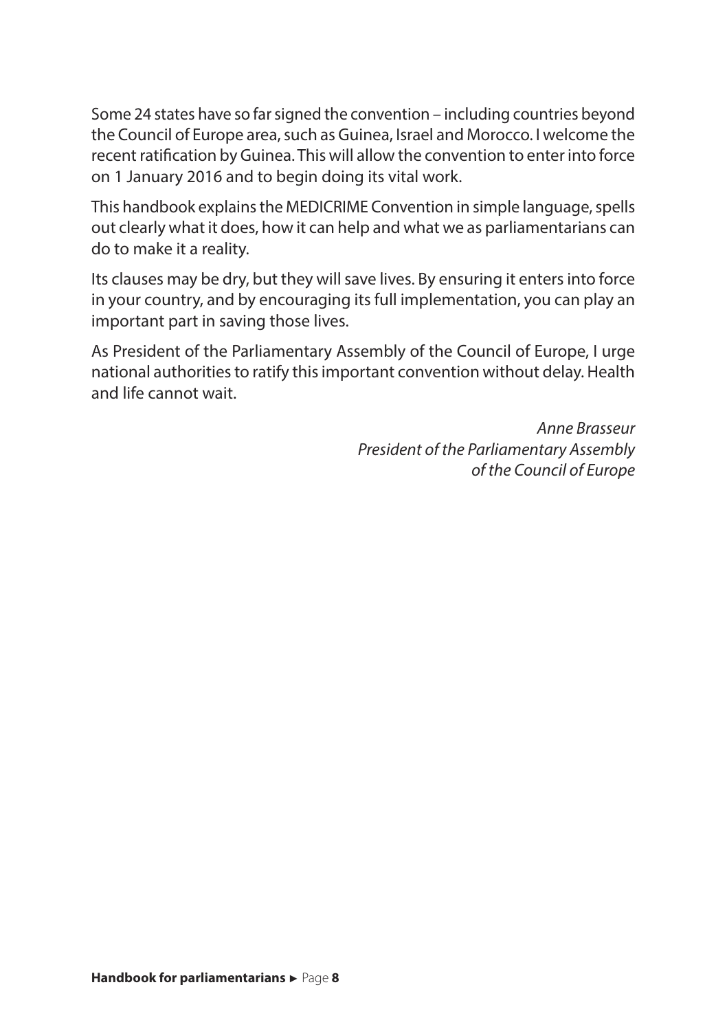Some 24 states have so far signed the convention – including countries beyond the Council of Europe area, such as Guinea, Israel and Morocco. I welcome the recent ratification by Guinea. This will allow the convention to enter into force on 1 January 2016 and to begin doing its vital work.

This handbook explains the MEDICRIME Convention in simple language, spells out clearly what it does, how it can help and what we as parliamentarians can do to make it a reality.

Its clauses may be dry, but they will save lives. By ensuring it enters into force in your country, and by encouraging its full implementation, you can play an important part in saving those lives.

As President of the Parliamentary Assembly of the Council of Europe, I urge national authorities to ratify this important convention without delay. Health and life cannot wait.

*Anne Brasseur*
*President of the Parliamentary Assembly*
*of the Council of Europe*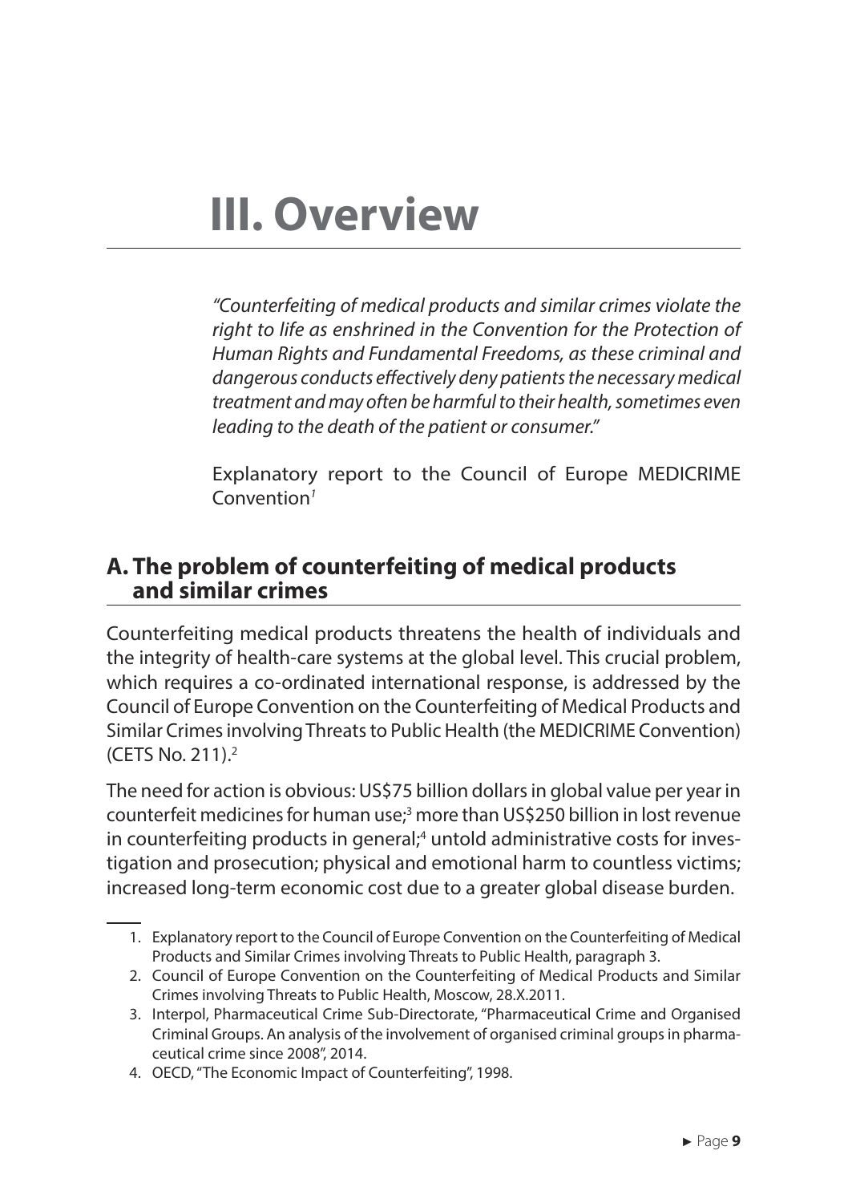# III. Overview

> *"Counterfeiting of medical products and similar crimes violate the right to life as enshrined in the Convention for the Protection of Human Rights and Fundamental Freedoms, as these criminal and dangerous conducts effectively deny patients the necessary medical treatment and may often be harmful to their health, sometimes even leading to the death of the patient or consumer."*
>
> Explanatory report to the Council of Europe MEDICRIME Convention[1]

## A. The problem of counterfeiting of medical products and similar crimes

Counterfeiting medical products threatens the health of individuals and the integrity of health-care systems at the global level. This crucial problem, which requires a co-ordinated international response, is addressed by the Council of Europe Convention on the Counterfeiting of Medical Products and Similar Crimes involving Threats to Public Health (the MEDICRIME Convention) (CETS No. 211).[2]

The need for action is obvious: US$75 billion dollars in global value per year in counterfeit medicines for human use;[3] more than US$250 billion in lost revenue in counterfeiting products in general;[4] untold administrative costs for investigation and prosecution; physical and emotional harm to countless victims; increased long-term economic cost due to a greater global disease burden.

---

1. Explanatory report to the Council of Europe Convention on the Counterfeiting of Medical Products and Similar Crimes involving Threats to Public Health, paragraph 3.
2. Council of Europe Convention on the Counterfeiting of Medical Products and Similar Crimes involving Threats to Public Health, Moscow, 28.X.2011.
3. Interpol, Pharmaceutical Crime Sub-Directorate, "Pharmaceutical Crime and Organised Criminal Groups. An analysis of the involvement of organised criminal groups in pharmaceutical crime since 2008", 2014.
4. OECD, "The Economic Impact of Counterfeiting", 1998.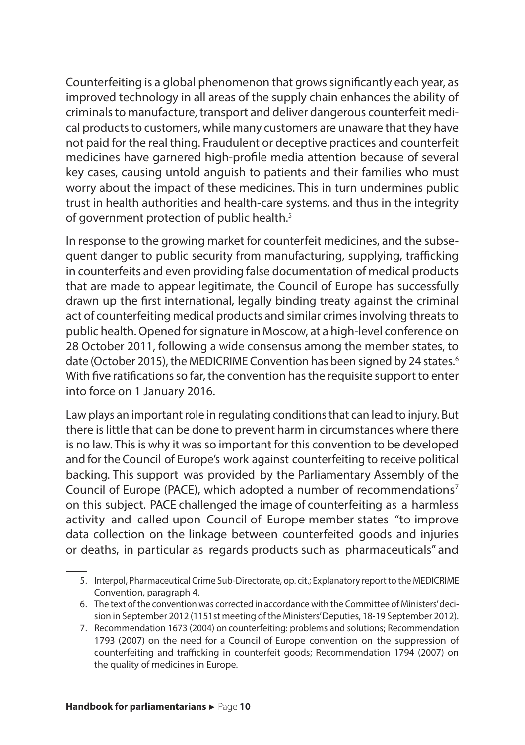Counterfeiting is a global phenomenon that grows significantly each year, as improved technology in all areas of the supply chain enhances the ability of criminals to manufacture, transport and deliver dangerous counterfeit medical products to customers, while many customers are unaware that they have not paid for the real thing. Fraudulent or deceptive practices and counterfeit medicines have garnered high-profile media attention because of several key cases, causing untold anguish to patients and their families who must worry about the impact of these medicines. This in turn undermines public trust in health authorities and health-care systems, and thus in the integrity of government protection of public health.[5]

In response to the growing market for counterfeit medicines, and the subsequent danger to public security from manufacturing, supplying, trafficking in counterfeits and even providing false documentation of medical products that are made to appear legitimate, the Council of Europe has successfully drawn up the first international, legally binding treaty against the criminal act of counterfeiting medical products and similar crimes involving threats to public health. Opened for signature in Moscow, at a high-level conference on 28 October 2011, following a wide consensus among the member states, to date (October 2015), the MEDICRIME Convention has been signed by 24 states.[6] With five ratifications so far, the convention has the requisite support to enter into force on 1 January 2016.

Law plays an important role in regulating conditions that can lead to injury. But there is little that can be done to prevent harm in circumstances where there is no law. This is why it was so important for this convention to be developed and for the Council of Europe's work against counterfeiting to receive political backing. This support was provided by the Parliamentary Assembly of the Council of Europe (PACE), which adopted a number of recommendations[7] on this subject. PACE challenged the image of counterfeiting as a harmless activity and called upon Council of Europe member states "to improve data collection on the linkage between counterfeited goods and injuries or deaths, in particular as regards products such as pharmaceuticals" and

---

5. Interpol, Pharmaceutical Crime Sub-Directorate, op. cit.; Explanatory report to the MEDICRIME Convention, paragraph 4.
6. The text of the convention was corrected in accordance with the Committee of Ministers' decision in September 2012 (1151st meeting of the Ministers' Deputies, 18-19 September 2012).
7. Recommendation 1673 (2004) on counterfeiting: problems and solutions; Recommendation 1793 (2007) on the need for a Council of Europe convention on the suppression of counterfeiting and trafficking in counterfeit goods; Recommendation 1794 (2007) on the quality of medicines in Europe.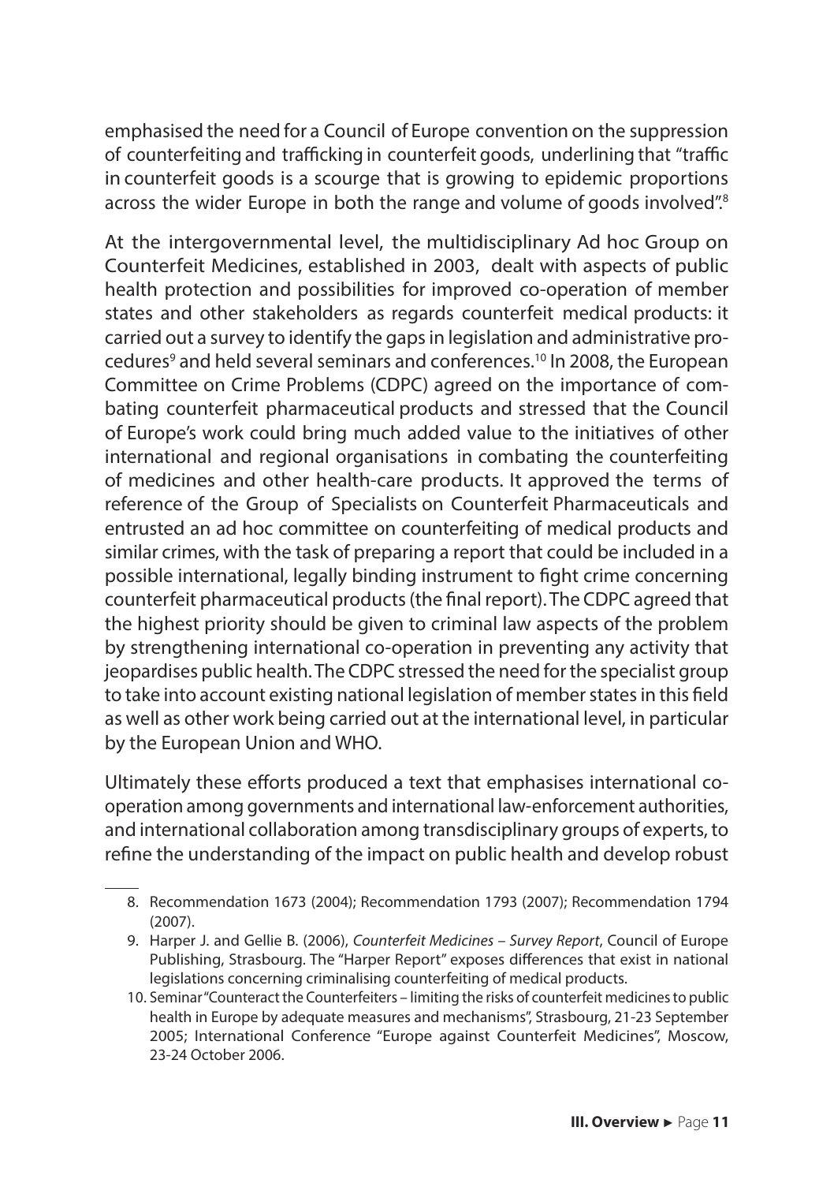emphasised the need for a Council of Europe convention on the suppression of counterfeiting and trafficking in counterfeit goods, underlining that "traffic in counterfeit goods is a scourge that is growing to epidemic proportions across the wider Europe in both the range and volume of goods involved".[8]

At the intergovernmental level, the multidisciplinary Ad hoc Group on Counterfeit Medicines, established in 2003, dealt with aspects of public health protection and possibilities for improved co-operation of member states and other stakeholders as regards counterfeit medical products: it carried out a survey to identify the gaps in legislation and administrative procedures[9] and held several seminars and conferences.[10] In 2008, the European Committee on Crime Problems (CDPC) agreed on the importance of combating counterfeit pharmaceutical products and stressed that the Council of Europe's work could bring much added value to the initiatives of other international and regional organisations in combating the counterfeiting of medicines and other health-care products. It approved the terms of reference of the Group of Specialists on Counterfeit Pharmaceuticals and entrusted an ad hoc committee on counterfeiting of medical products and similar crimes, with the task of preparing a report that could be included in a possible international, legally binding instrument to fight crime concerning counterfeit pharmaceutical products (the final report). The CDPC agreed that the highest priority should be given to criminal law aspects of the problem by strengthening international co-operation in preventing any activity that jeopardises public health. The CDPC stressed the need for the specialist group to take into account existing national legislation of member states in this field as well as other work being carried out at the international level, in particular by the European Union and WHO.

Ultimately these efforts produced a text that emphasises international co-operation among governments and international law-enforcement authorities, and international collaboration among transdisciplinary groups of experts, to refine the understanding of the impact on public health and develop robust

---

8. Recommendation 1673 (2004); Recommendation 1793 (2007); Recommendation 1794 (2007).
9. Harper J. and Gellie B. (2006), *Counterfeit Medicines – Survey Report*, Council of Europe Publishing, Strasbourg. The "Harper Report" exposes differences that exist in national legislations concerning criminalising counterfeiting of medical products.
10. Seminar "Counteract the Counterfeiters – limiting the risks of counterfeit medicines to public health in Europe by adequate measures and mechanisms", Strasbourg, 21-23 September 2005; International Conference "Europe against Counterfeit Medicines", Moscow, 23-24 October 2006.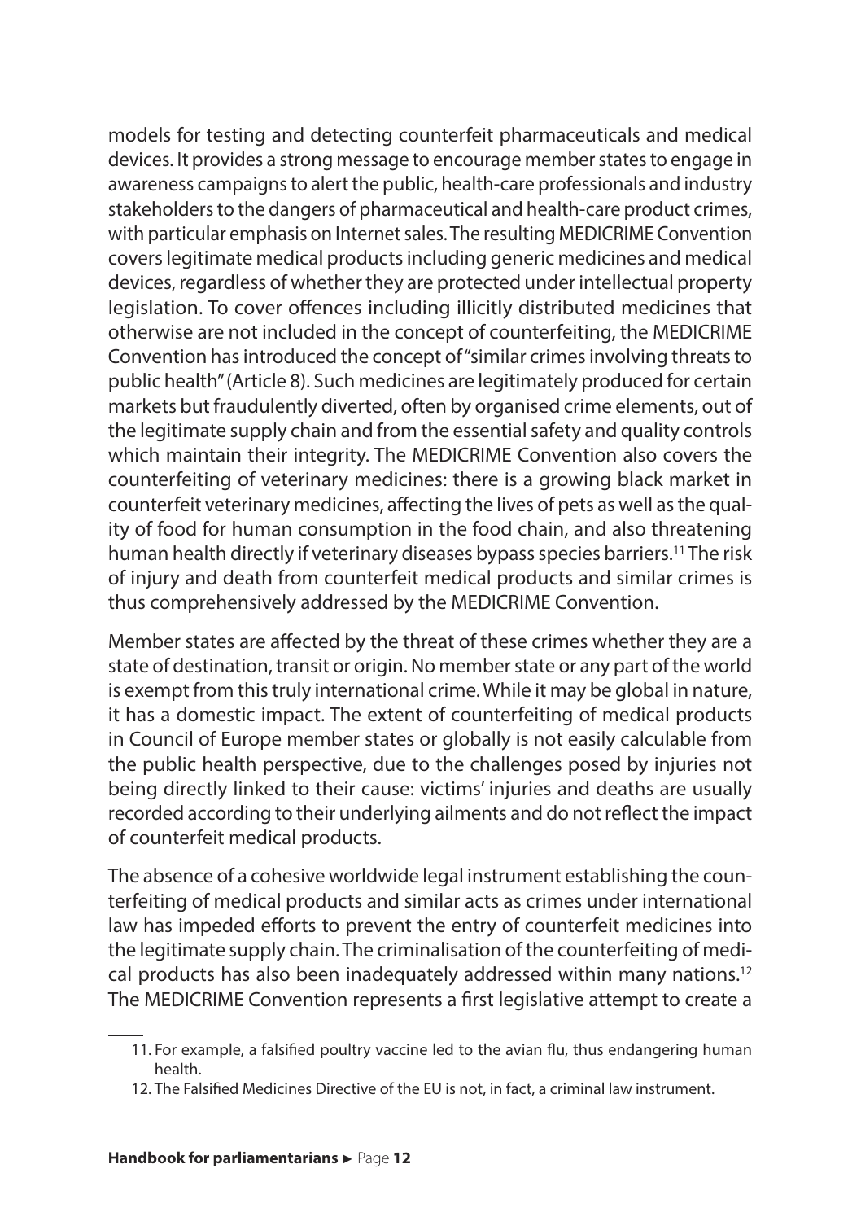models for testing and detecting counterfeit pharmaceuticals and medical devices. It provides a strong message to encourage member states to engage in awareness campaigns to alert the public, health-care professionals and industry stakeholders to the dangers of pharmaceutical and health-care product crimes, with particular emphasis on Internet sales. The resulting MEDICRIME Convention covers legitimate medical products including generic medicines and medical devices, regardless of whether they are protected under intellectual property legislation. To cover offences including illicitly distributed medicines that otherwise are not included in the concept of counterfeiting, the MEDICRIME Convention has introduced the concept of "similar crimes involving threats to public health" (Article 8). Such medicines are legitimately produced for certain markets but fraudulently diverted, often by organised crime elements, out of the legitimate supply chain and from the essential safety and quality controls which maintain their integrity. The MEDICRIME Convention also covers the counterfeiting of veterinary medicines: there is a growing black market in counterfeit veterinary medicines, affecting the lives of pets as well as the quality of food for human consumption in the food chain, and also threatening human health directly if veterinary diseases bypass species barriers.[11] The risk of injury and death from counterfeit medical products and similar crimes is thus comprehensively addressed by the MEDICRIME Convention.

Member states are affected by the threat of these crimes whether they are a state of destination, transit or origin. No member state or any part of the world is exempt from this truly international crime. While it may be global in nature, it has a domestic impact. The extent of counterfeiting of medical products in Council of Europe member states or globally is not easily calculable from the public health perspective, due to the challenges posed by injuries not being directly linked to their cause: victims' injuries and deaths are usually recorded according to their underlying ailments and do not reflect the impact of counterfeit medical products.

The absence of a cohesive worldwide legal instrument establishing the counterfeiting of medical products and similar acts as crimes under international law has impeded efforts to prevent the entry of counterfeit medicines into the legitimate supply chain. The criminalisation of the counterfeiting of medical products has also been inadequately addressed within many nations.[12] The MEDICRIME Convention represents a first legislative attempt to create a

11. For example, a falsified poultry vaccine led to the avian flu, thus endangering human health.

12. The Falsified Medicines Directive of the EU is not, in fact, a criminal law instrument.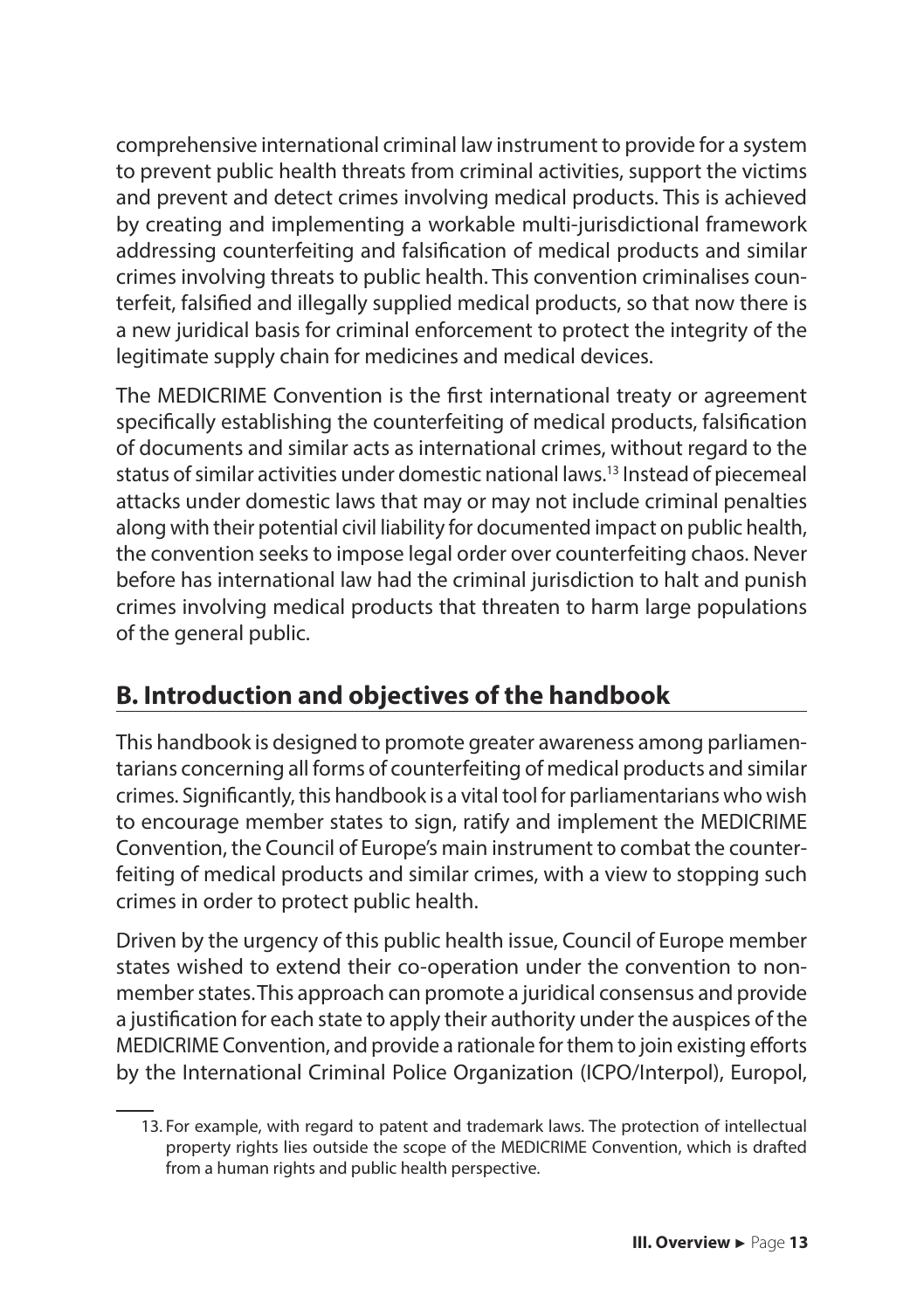comprehensive international criminal law instrument to provide for a system to prevent public health threats from criminal activities, support the victims and prevent and detect crimes involving medical products. This is achieved by creating and implementing a workable multi-jurisdictional framework addressing counterfeiting and falsification of medical products and similar crimes involving threats to public health. This convention criminalises counterfeit, falsified and illegally supplied medical products, so that now there is a new juridical basis for criminal enforcement to protect the integrity of the legitimate supply chain for medicines and medical devices.

The MEDICRIME Convention is the first international treaty or agreement specifically establishing the counterfeiting of medical products, falsification of documents and similar acts as international crimes, without regard to the status of similar activities under domestic national laws.[13] Instead of piecemeal attacks under domestic laws that may or may not include criminal penalties along with their potential civil liability for documented impact on public health, the convention seeks to impose legal order over counterfeiting chaos. Never before has international law had the criminal jurisdiction to halt and punish crimes involving medical products that threaten to harm large populations of the general public.

## B. Introduction and objectives of the handbook

This handbook is designed to promote greater awareness among parliamentarians concerning all forms of counterfeiting of medical products and similar crimes. Significantly, this handbook is a vital tool for parliamentarians who wish to encourage member states to sign, ratify and implement the MEDICRIME Convention, the Council of Europe's main instrument to combat the counterfeiting of medical products and similar crimes, with a view to stopping such crimes in order to protect public health.

Driven by the urgency of this public health issue, Council of Europe member states wished to extend their co-operation under the convention to non-member states. This approach can promote a juridical consensus and provide a justification for each state to apply their authority under the auspices of the MEDICRIME Convention, and provide a rationale for them to join existing efforts by the International Criminal Police Organization (ICPO/Interpol), Europol,

13. For example, with regard to patent and trademark laws. The protection of intellectual property rights lies outside the scope of the MEDICRIME Convention, which is drafted from a human rights and public health perspective.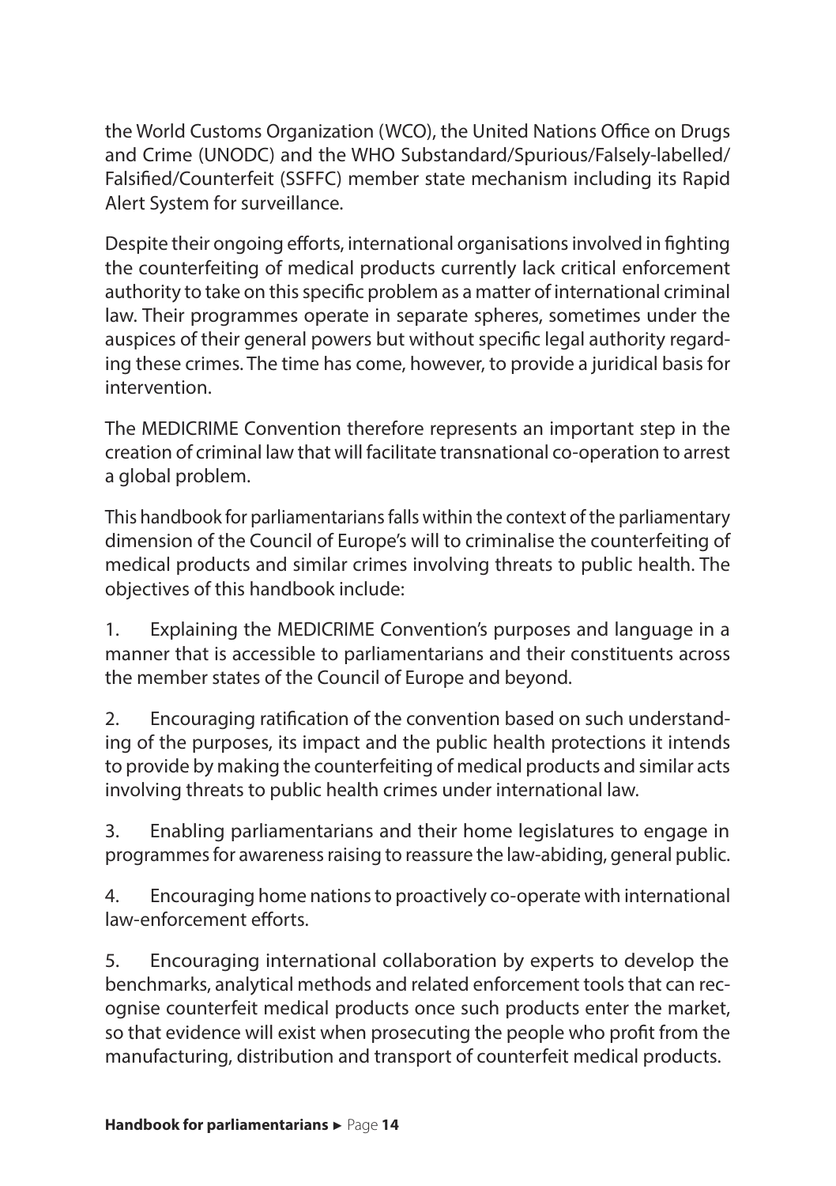the World Customs Organization (WCO), the United Nations Office on Drugs and Crime (UNODC) and the WHO Substandard/Spurious/Falsely-labelled/Falsified/Counterfeit (SSFFC) member state mechanism including its Rapid Alert System for surveillance.

Despite their ongoing efforts, international organisations involved in fighting the counterfeiting of medical products currently lack critical enforcement authority to take on this specific problem as a matter of international criminal law. Their programmes operate in separate spheres, sometimes under the auspices of their general powers but without specific legal authority regarding these crimes. The time has come, however, to provide a juridical basis for intervention.

The MEDICRIME Convention therefore represents an important step in the creation of criminal law that will facilitate transnational co-operation to arrest a global problem.

This handbook for parliamentarians falls within the context of the parliamentary dimension of the Council of Europe's will to criminalise the counterfeiting of medical products and similar crimes involving threats to public health. The objectives of this handbook include:

1. Explaining the MEDICRIME Convention's purposes and language in a manner that is accessible to parliamentarians and their constituents across the member states of the Council of Europe and beyond.

2. Encouraging ratification of the convention based on such understanding of the purposes, its impact and the public health protections it intends to provide by making the counterfeiting of medical products and similar acts involving threats to public health crimes under international law.

3. Enabling parliamentarians and their home legislatures to engage in programmes for awareness raising to reassure the law-abiding, general public.

4. Encouraging home nations to proactively co-operate with international law-enforcement efforts.

5. Encouraging international collaboration by experts to develop the benchmarks, analytical methods and related enforcement tools that can recognise counterfeit medical products once such products enter the market, so that evidence will exist when prosecuting the people who profit from the manufacturing, distribution and transport of counterfeit medical products.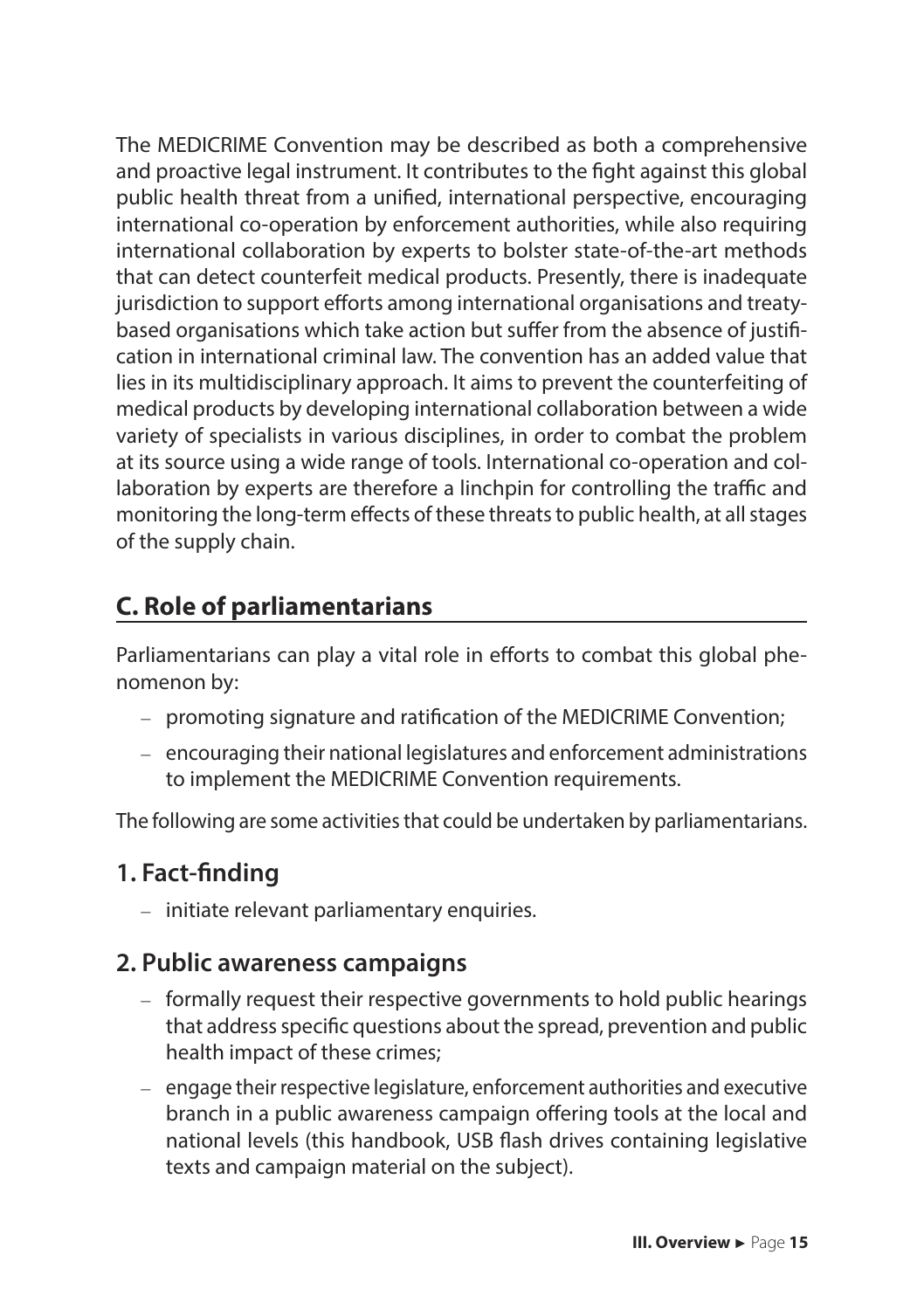The MEDICRIME Convention may be described as both a comprehensive and proactive legal instrument. It contributes to the fight against this global public health threat from a unified, international perspective, encouraging international co-operation by enforcement authorities, while also requiring international collaboration by experts to bolster state-of-the-art methods that can detect counterfeit medical products. Presently, there is inadequate jurisdiction to support efforts among international organisations and treaty-based organisations which take action but suffer from the absence of justification in international criminal law. The convention has an added value that lies in its multidisciplinary approach. It aims to prevent the counterfeiting of medical products by developing international collaboration between a wide variety of specialists in various disciplines, in order to combat the problem at its source using a wide range of tools. International co-operation and collaboration by experts are therefore a linchpin for controlling the traffic and monitoring the long-term effects of these threats to public health, at all stages of the supply chain.

## C. Role of parliamentarians

Parliamentarians can play a vital role in efforts to combat this global phenomenon by:

- promoting signature and ratification of the MEDICRIME Convention;
- encouraging their national legislatures and enforcement administrations to implement the MEDICRIME Convention requirements.

The following are some activities that could be undertaken by parliamentarians.

### 1. Fact-finding

- initiate relevant parliamentary enquiries.

### 2. Public awareness campaigns

- formally request their respective governments to hold public hearings that address specific questions about the spread, prevention and public health impact of these crimes;
- engage their respective legislature, enforcement authorities and executive branch in a public awareness campaign offering tools at the local and national levels (this handbook, USB flash drives containing legislative texts and campaign material on the subject).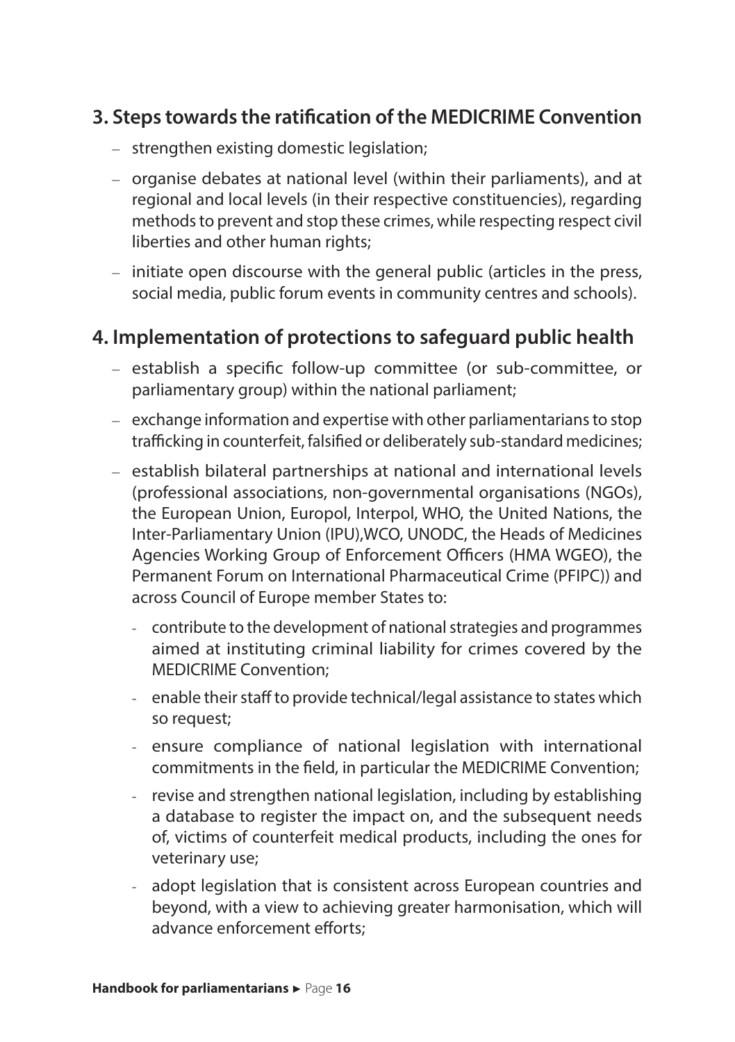## 3. Steps towards the ratification of the MEDICRIME Convention

- strengthen existing domestic legislation;
- organise debates at national level (within their parliaments), and at regional and local levels (in their respective constituencies), regarding methods to prevent and stop these crimes, while respecting respect civil liberties and other human rights;
- initiate open discourse with the general public (articles in the press, social media, public forum events in community centres and schools).

## 4. Implementation of protections to safeguard public health

- establish a specific follow-up committee (or sub-committee, or parliamentary group) within the national parliament;
- exchange information and expertise with other parliamentarians to stop trafficking in counterfeit, falsified or deliberately sub-standard medicines;
- establish bilateral partnerships at national and international levels (professional associations, non-governmental organisations (NGOs), the European Union, Europol, Interpol, WHO, the United Nations, the Inter-Parliamentary Union (IPU),WCO, UNODC, the Heads of Medicines Agencies Working Group of Enforcement Officers (HMA WGEO), the Permanent Forum on International Pharmaceutical Crime (PFIPC)) and across Council of Europe member States to:
  - contribute to the development of national strategies and programmes aimed at instituting criminal liability for crimes covered by the MEDICRIME Convention;
  - enable their staff to provide technical/legal assistance to states which so request;
  - ensure compliance of national legislation with international commitments in the field, in particular the MEDICRIME Convention;
  - revise and strengthen national legislation, including by establishing a database to register the impact on, and the subsequent needs of, victims of counterfeit medical products, including the ones for veterinary use;
  - adopt legislation that is consistent across European countries and beyond, with a view to achieving greater harmonisation, which will advance enforcement efforts;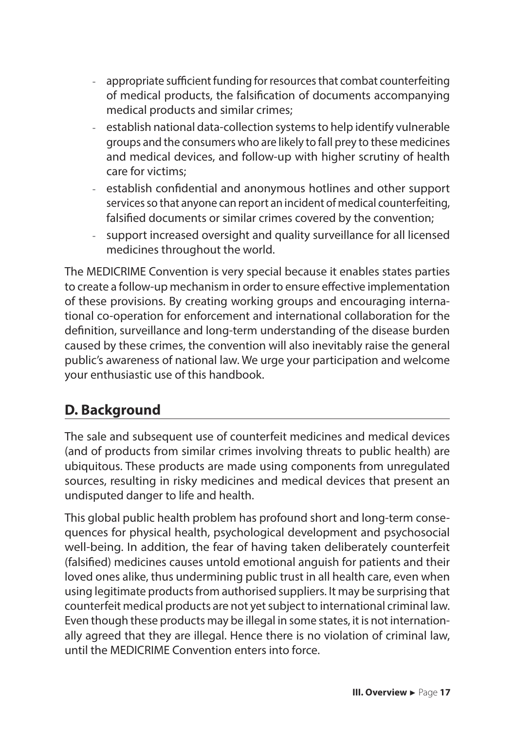- appropriate sufficient funding for resources that combat counterfeiting of medical products, the falsification of documents accompanying medical products and similar crimes;
- establish national data-collection systems to help identify vulnerable groups and the consumers who are likely to fall prey to these medicines and medical devices, and follow-up with higher scrutiny of health care for victims;
- establish confidential and anonymous hotlines and other support services so that anyone can report an incident of medical counterfeiting, falsified documents or similar crimes covered by the convention;
- support increased oversight and quality surveillance for all licensed medicines throughout the world.

The MEDICRIME Convention is very special because it enables states parties to create a follow-up mechanism in order to ensure effective implementation of these provisions. By creating working groups and encouraging international co-operation for enforcement and international collaboration for the definition, surveillance and long-term understanding of the disease burden caused by these crimes, the convention will also inevitably raise the general public's awareness of national law. We urge your participation and welcome your enthusiastic use of this handbook.

## D. Background

The sale and subsequent use of counterfeit medicines and medical devices (and of products from similar crimes involving threats to public health) are ubiquitous. These products are made using components from unregulated sources, resulting in risky medicines and medical devices that present an undisputed danger to life and health.

This global public health problem has profound short and long-term consequences for physical health, psychological development and psychosocial well-being. In addition, the fear of having taken deliberately counterfeit (falsified) medicines causes untold emotional anguish for patients and their loved ones alike, thus undermining public trust in all health care, even when using legitimate products from authorised suppliers. It may be surprising that counterfeit medical products are not yet subject to international criminal law. Even though these products may be illegal in some states, it is not internationally agreed that they are illegal. Hence there is no violation of criminal law, until the MEDICRIME Convention enters into force.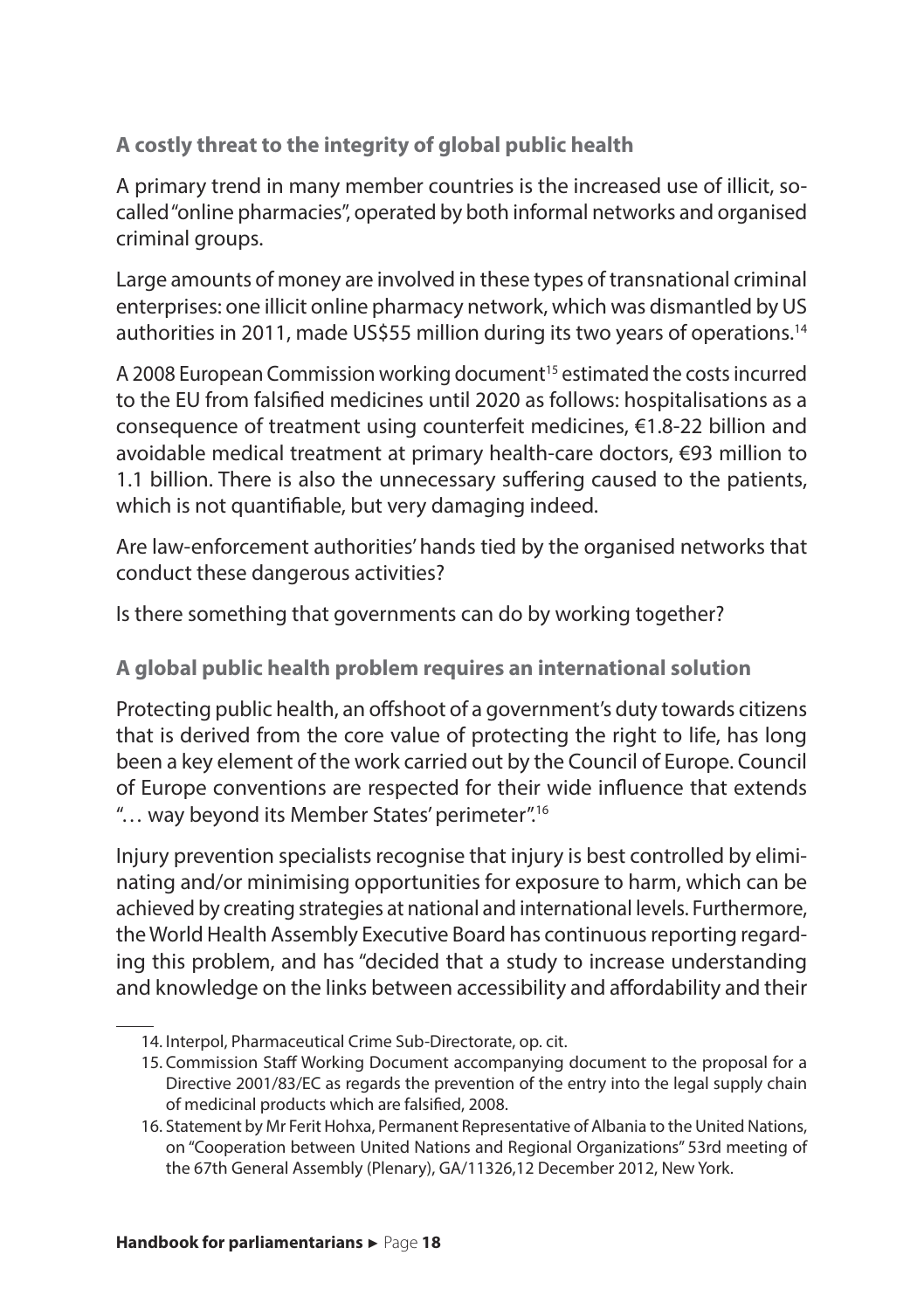### A costly threat to the integrity of global public health

A primary trend in many member countries is the increased use of illicit, so-called "online pharmacies", operated by both informal networks and organised criminal groups.

Large amounts of money are involved in these types of transnational criminal enterprises: one illicit online pharmacy network, which was dismantled by US authorities in 2011, made US$55 million during its two years of operations.[14]

A 2008 European Commission working document[15] estimated the costs incurred to the EU from falsified medicines until 2020 as follows: hospitalisations as a consequence of treatment using counterfeit medicines, €1.8-22 billion and avoidable medical treatment at primary health-care doctors, €93 million to 1.1 billion. There is also the unnecessary suffering caused to the patients, which is not quantifiable, but very damaging indeed.

Are law-enforcement authorities' hands tied by the organised networks that conduct these dangerous activities?

Is there something that governments can do by working together?

### A global public health problem requires an international solution

Protecting public health, an offshoot of a government's duty towards citizens that is derived from the core value of protecting the right to life, has long been a key element of the work carried out by the Council of Europe. Council of Europe conventions are respected for their wide influence that extends "… way beyond its Member States' perimeter".[16]

Injury prevention specialists recognise that injury is best controlled by eliminating and/or minimising opportunities for exposure to harm, which can be achieved by creating strategies at national and international levels. Furthermore, the World Health Assembly Executive Board has continuous reporting regarding this problem, and has "decided that a study to increase understanding and knowledge on the links between accessibility and affordability and their

14. Interpol, Pharmaceutical Crime Sub-Directorate, op. cit.

15. Commission Staff Working Document accompanying document to the proposal for a Directive 2001/83/EC as regards the prevention of the entry into the legal supply chain of medicinal products which are falsified, 2008.

16. Statement by Mr Ferit Hohxa, Permanent Representative of Albania to the United Nations, on "Cooperation between United Nations and Regional Organizations" 53rd meeting of the 67th General Assembly (Plenary), GA/11326,12 December 2012, New York.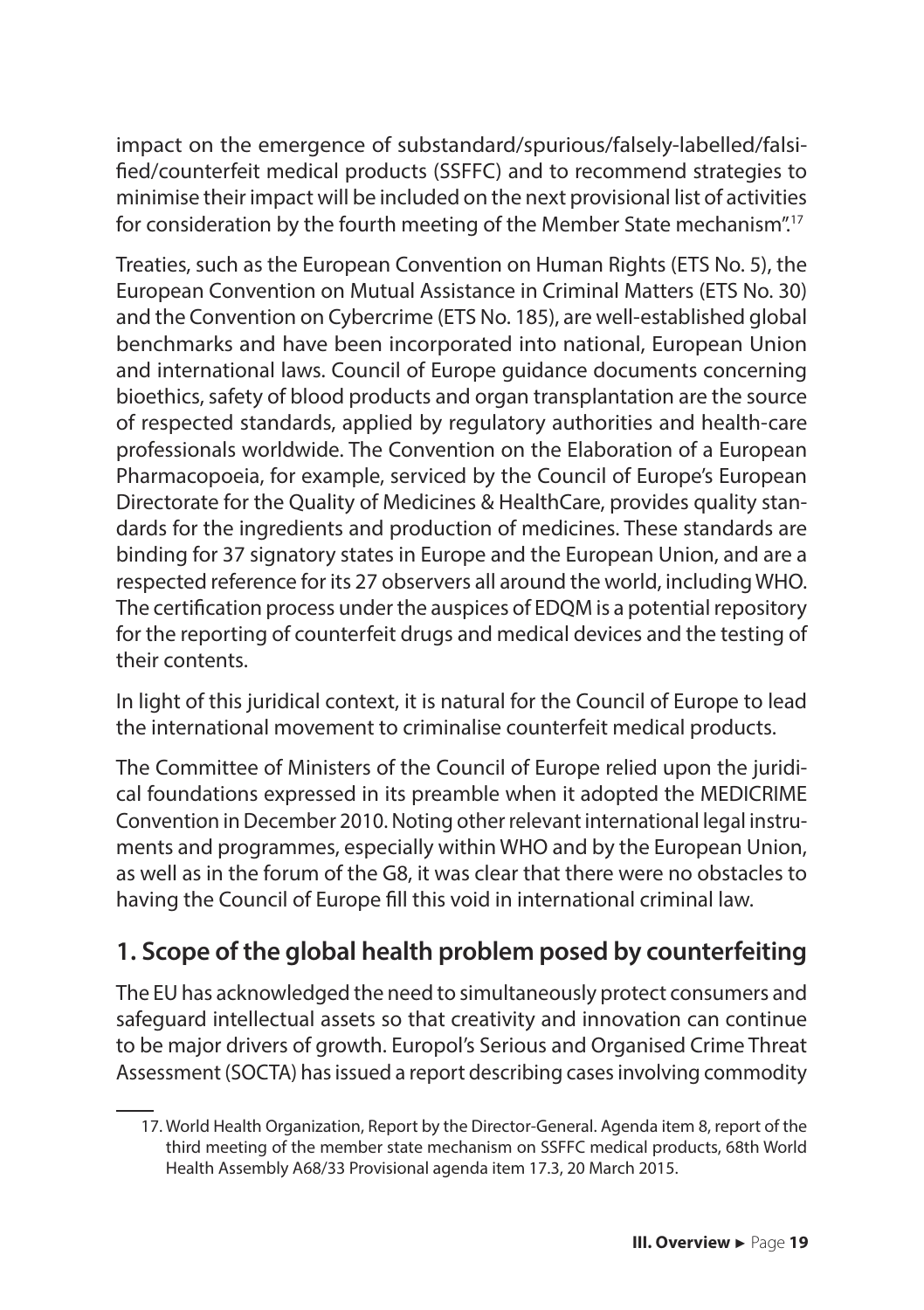impact on the emergence of substandard/spurious/falsely-labelled/falsified/counterfeit medical products (SSFFC) and to recommend strategies to minimise their impact will be included on the next provisional list of activities for consideration by the fourth meeting of the Member State mechanism".[17]

Treaties, such as the European Convention on Human Rights (ETS No. 5), the European Convention on Mutual Assistance in Criminal Matters (ETS No. 30) and the Convention on Cybercrime (ETS No. 185), are well-established global benchmarks and have been incorporated into national, European Union and international laws. Council of Europe guidance documents concerning bioethics, safety of blood products and organ transplantation are the source of respected standards, applied by regulatory authorities and health-care professionals worldwide. The Convention on the Elaboration of a European Pharmacopoeia, for example, serviced by the Council of Europe's European Directorate for the Quality of Medicines & HealthCare, provides quality standards for the ingredients and production of medicines. These standards are binding for 37 signatory states in Europe and the European Union, and are a respected reference for its 27 observers all around the world, including WHO. The certification process under the auspices of EDQM is a potential repository for the reporting of counterfeit drugs and medical devices and the testing of their contents.

In light of this juridical context, it is natural for the Council of Europe to lead the international movement to criminalise counterfeit medical products.

The Committee of Ministers of the Council of Europe relied upon the juridical foundations expressed in its preamble when it adopted the MEDICRIME Convention in December 2010. Noting other relevant international legal instruments and programmes, especially within WHO and by the European Union, as well as in the forum of the G8, it was clear that there were no obstacles to having the Council of Europe fill this void in international criminal law.

## 1. Scope of the global health problem posed by counterfeiting

The EU has acknowledged the need to simultaneously protect consumers and safeguard intellectual assets so that creativity and innovation can continue to be major drivers of growth. Europol's Serious and Organised Crime Threat Assessment (SOCTA) has issued a report describing cases involving commodity

17. World Health Organization, Report by the Director-General. Agenda item 8, report of the third meeting of the member state mechanism on SSFFC medical products, 68th World Health Assembly A68/33 Provisional agenda item 17.3, 20 March 2015.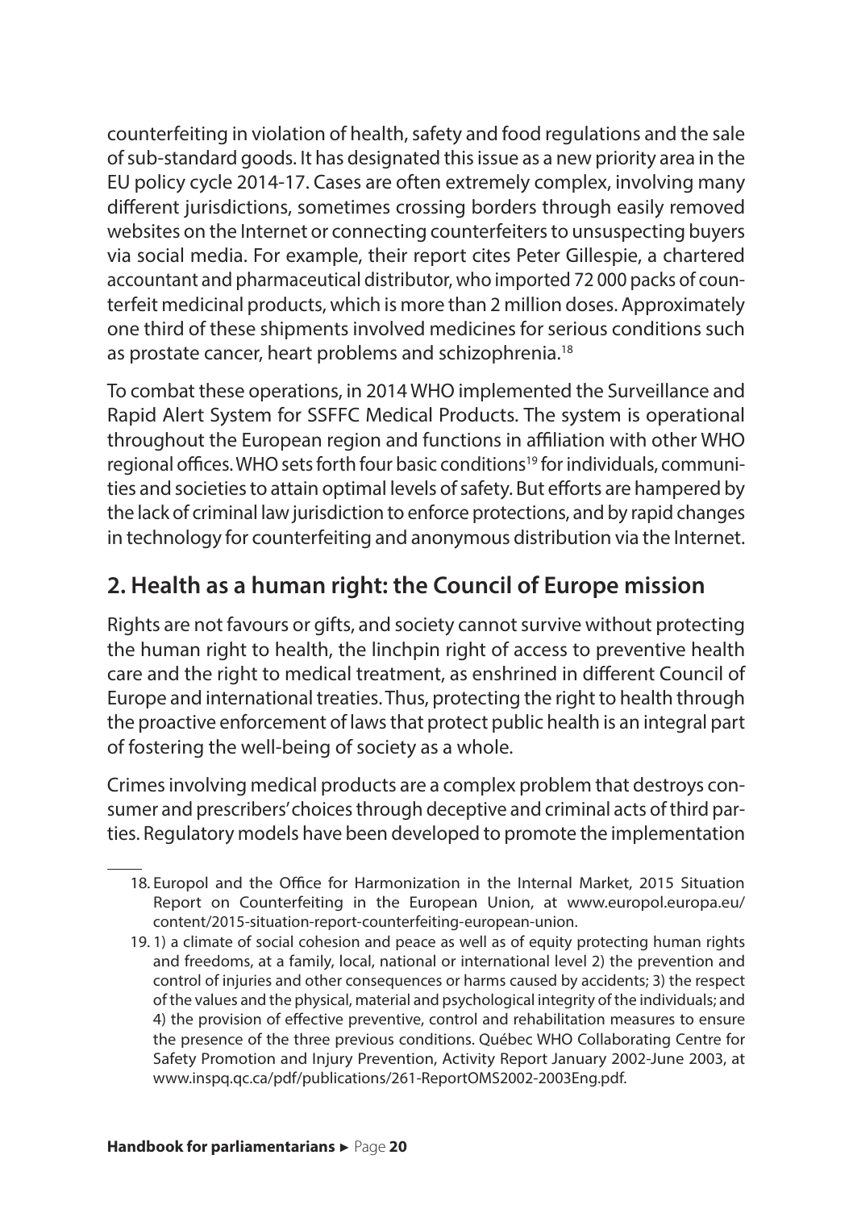counterfeiting in violation of health, safety and food regulations and the sale of sub-standard goods. It has designated this issue as a new priority area in the EU policy cycle 2014-17. Cases are often extremely complex, involving many different jurisdictions, sometimes crossing borders through easily removed websites on the Internet or connecting counterfeiters to unsuspecting buyers via social media. For example, their report cites Peter Gillespie, a chartered accountant and pharmaceutical distributor, who imported 72 000 packs of counterfeit medicinal products, which is more than 2 million doses. Approximately one third of these shipments involved medicines for serious conditions such as prostate cancer, heart problems and schizophrenia.[18]

To combat these operations, in 2014 WHO implemented the Surveillance and Rapid Alert System for SSFFC Medical Products. The system is operational throughout the European region and functions in affiliation with other WHO regional offices. WHO sets forth four basic conditions[19] for individuals, communities and societies to attain optimal levels of safety. But efforts are hampered by the lack of criminal law jurisdiction to enforce protections, and by rapid changes in technology for counterfeiting and anonymous distribution via the Internet.

## 2. Health as a human right: the Council of Europe mission

Rights are not favours or gifts, and society cannot survive without protecting the human right to health, the linchpin right of access to preventive health care and the right to medical treatment, as enshrined in different Council of Europe and international treaties. Thus, protecting the right to health through the proactive enforcement of laws that protect public health is an integral part of fostering the well-being of society as a whole.

Crimes involving medical products are a complex problem that destroys consumer and prescribers' choices through deceptive and criminal acts of third parties. Regulatory models have been developed to promote the implementation

---

18. Europol and the Office for Harmonization in the Internal Market, 2015 Situation Report on Counterfeiting in the European Union, at www.europol.europa.eu/content/2015-situation-report-counterfeiting-european-union.

19. 1) a climate of social cohesion and peace as well as of equity protecting human rights and freedoms, at a family, local, national or international level 2) the prevention and control of injuries and other consequences or harms caused by accidents; 3) the respect of the values and the physical, material and psychological integrity of the individuals; and 4) the provision of effective preventive, control and rehabilitation measures to ensure the presence of the three previous conditions. Québec WHO Collaborating Centre for Safety Promotion and Injury Prevention, Activity Report January 2002-June 2003, at www.inspq.qc.ca/pdf/publications/261-ReportOMS2002-2003Eng.pdf.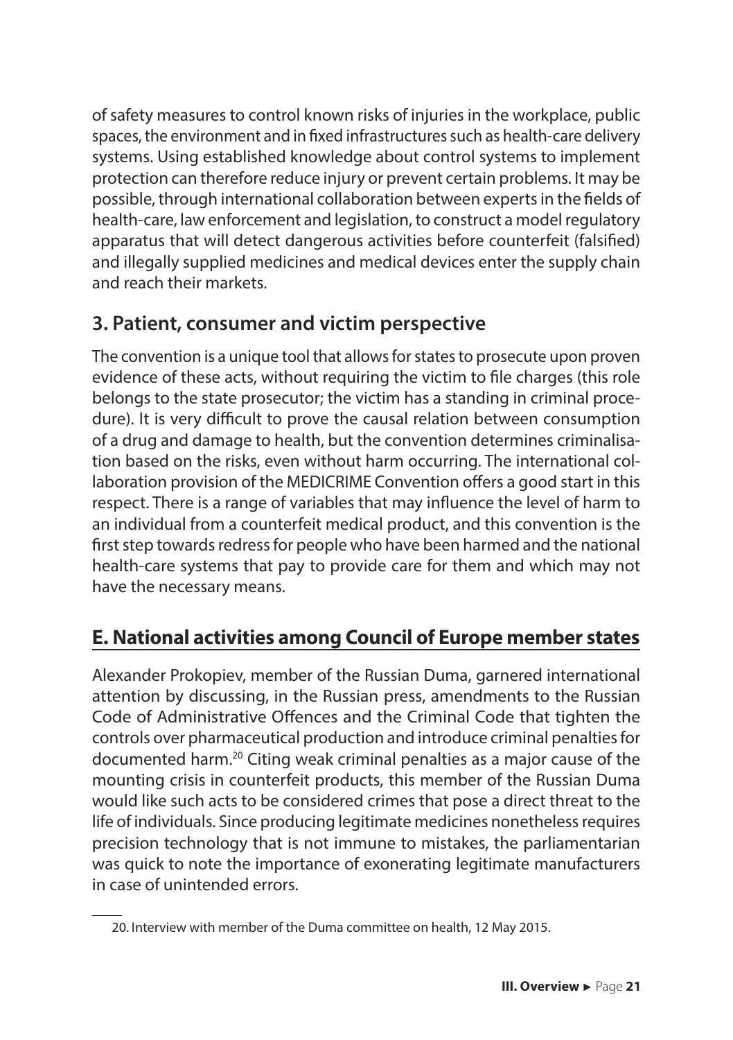of safety measures to control known risks of injuries in the workplace, public spaces, the environment and in fixed infrastructures such as health-care delivery systems. Using established knowledge about control systems to implement protection can therefore reduce injury or prevent certain problems. It may be possible, through international collaboration between experts in the fields of health-care, law enforcement and legislation, to construct a model regulatory apparatus that will detect dangerous activities before counterfeit (falsified) and illegally supplied medicines and medical devices enter the supply chain and reach their markets.

### 3. Patient, consumer and victim perspective

The convention is a unique tool that allows for states to prosecute upon proven evidence of these acts, without requiring the victim to file charges (this role belongs to the state prosecutor; the victim has a standing in criminal procedure). It is very difficult to prove the causal relation between consumption of a drug and damage to health, but the convention determines criminalisation based on the risks, even without harm occurring. The international collaboration provision of the MEDICRIME Convention offers a good start in this respect. There is a range of variables that may influence the level of harm to an individual from a counterfeit medical product, and this convention is the first step towards redress for people who have been harmed and the national health-care systems that pay to provide care for them and which may not have the necessary means.

## E. National activities among Council of Europe member states

Alexander Prokopiev, member of the Russian Duma, garnered international attention by discussing, in the Russian press, amendments to the Russian Code of Administrative Offences and the Criminal Code that tighten the controls over pharmaceutical production and introduce criminal penalties for documented harm.[20] Citing weak criminal penalties as a major cause of the mounting crisis in counterfeit products, this member of the Russian Duma would like such acts to be considered crimes that pose a direct threat to the life of individuals. Since producing legitimate medicines nonetheless requires precision technology that is not immune to mistakes, the parliamentarian was quick to note the importance of exonerating legitimate manufacturers in case of unintended errors.

20. Interview with member of the Duma committee on health, 12 May 2015.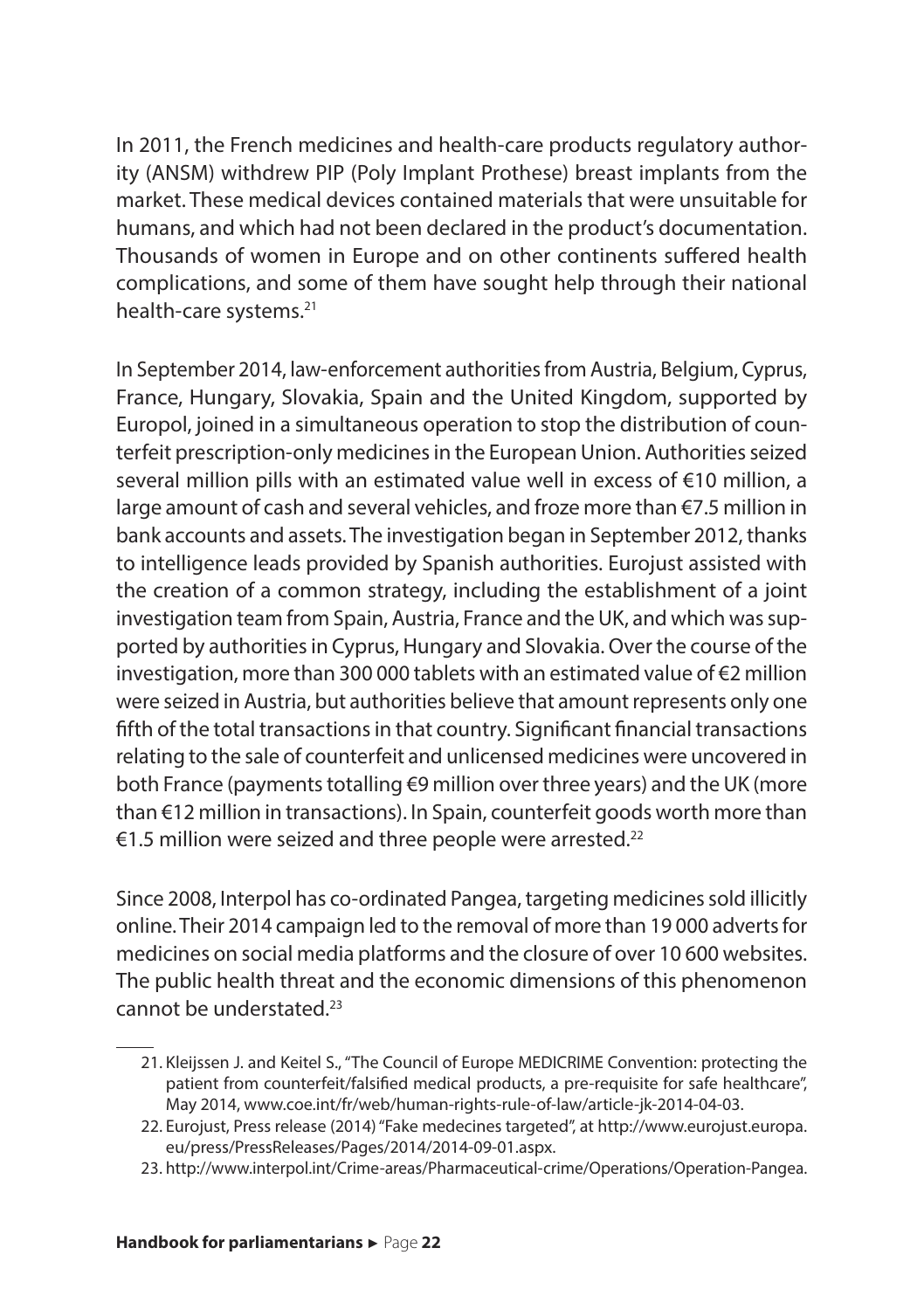In 2011, the French medicines and health-care products regulatory authority (ANSM) withdrew PIP (Poly Implant Prothese) breast implants from the market. These medical devices contained materials that were unsuitable for humans, and which had not been declared in the product's documentation. Thousands of women in Europe and on other continents suffered health complications, and some of them have sought help through their national health-care systems.[21]

In September 2014, law-enforcement authorities from Austria, Belgium, Cyprus, France, Hungary, Slovakia, Spain and the United Kingdom, supported by Europol, joined in a simultaneous operation to stop the distribution of counterfeit prescription-only medicines in the European Union. Authorities seized several million pills with an estimated value well in excess of €10 million, a large amount of cash and several vehicles, and froze more than €7.5 million in bank accounts and assets. The investigation began in September 2012, thanks to intelligence leads provided by Spanish authorities. Eurojust assisted with the creation of a common strategy, including the establishment of a joint investigation team from Spain, Austria, France and the UK, and which was supported by authorities in Cyprus, Hungary and Slovakia. Over the course of the investigation, more than 300 000 tablets with an estimated value of €2 million were seized in Austria, but authorities believe that amount represents only one fifth of the total transactions in that country. Significant financial transactions relating to the sale of counterfeit and unlicensed medicines were uncovered in both France (payments totalling €9 million over three years) and the UK (more than €12 million in transactions). In Spain, counterfeit goods worth more than €1.5 million were seized and three people were arrested.[22]

Since 2008, Interpol has co-ordinated Pangea, targeting medicines sold illicitly online. Their 2014 campaign led to the removal of more than 19 000 adverts for medicines on social media platforms and the closure of over 10 600 websites. The public health threat and the economic dimensions of this phenomenon cannot be understated.[23]

21. Kleijssen J. and Keitel S., "The Council of Europe MEDICRIME Convention: protecting the patient from counterfeit/falsified medical products, a pre-requisite for safe healthcare", May 2014, www.coe.int/fr/web/human-rights-rule-of-law/article-jk-2014-04-03.

22. Eurojust, Press release (2014) "Fake medecines targeted", at http://www.eurojust.europa.eu/press/PressReleases/Pages/2014/2014-09-01.aspx.

23. http://www.interpol.int/Crime-areas/Pharmaceutical-crime/Operations/Operation-Pangea.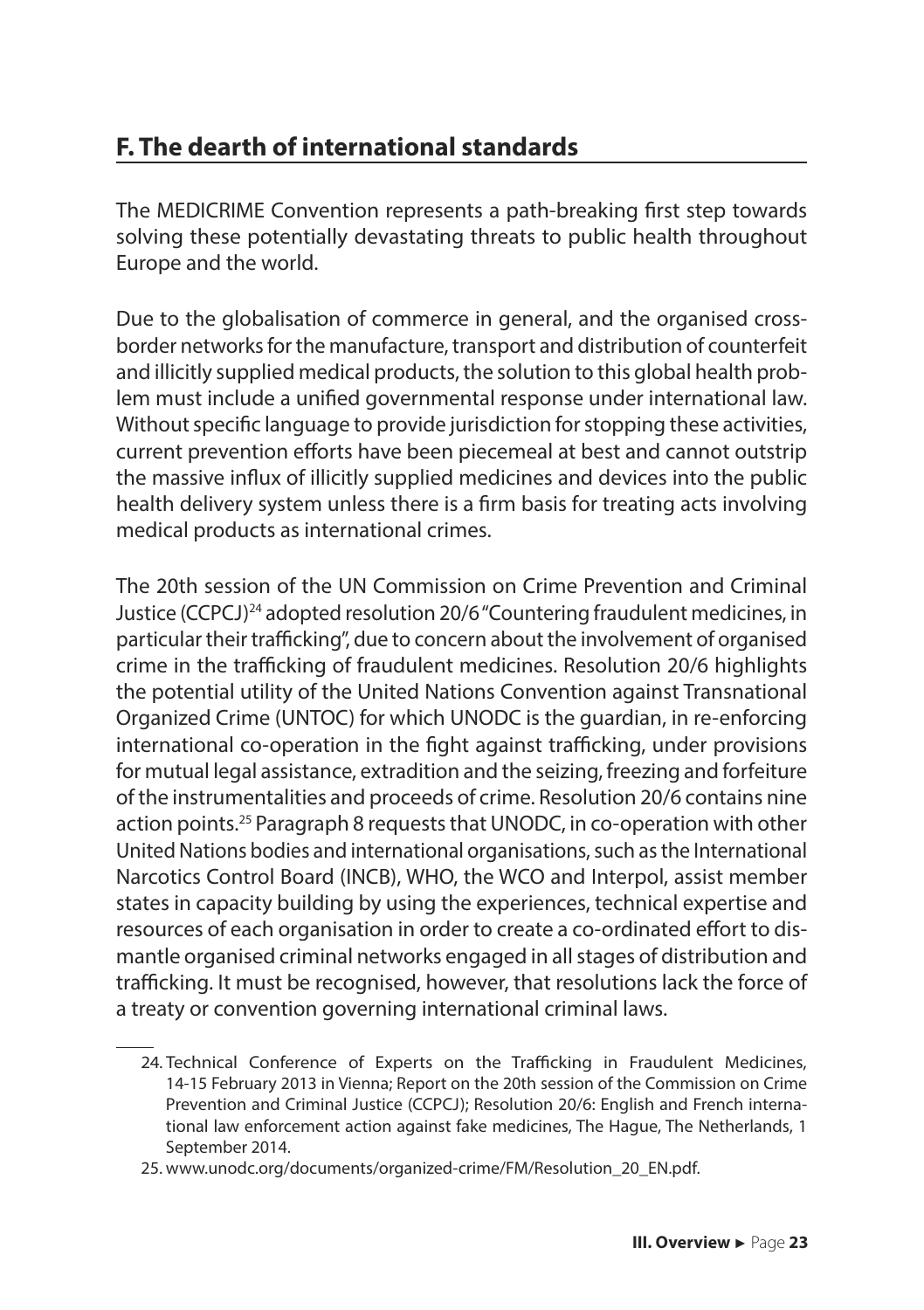## F. The dearth of international standards

The MEDICRIME Convention represents a path-breaking first step towards solving these potentially devastating threats to public health throughout Europe and the world.

Due to the globalisation of commerce in general, and the organised cross-border networks for the manufacture, transport and distribution of counterfeit and illicitly supplied medical products, the solution to this global health problem must include a unified governmental response under international law. Without specific language to provide jurisdiction for stopping these activities, current prevention efforts have been piecemeal at best and cannot outstrip the massive influx of illicitly supplied medicines and devices into the public health delivery system unless there is a firm basis for treating acts involving medical products as international crimes.

The 20th session of the UN Commission on Crime Prevention and Criminal Justice (CCPCJ)[24] adopted resolution 20/6 "Countering fraudulent medicines, in particular their trafficking", due to concern about the involvement of organised crime in the trafficking of fraudulent medicines. Resolution 20/6 highlights the potential utility of the United Nations Convention against Transnational Organized Crime (UNTOC) for which UNODC is the guardian, in re-enforcing international co-operation in the fight against trafficking, under provisions for mutual legal assistance, extradition and the seizing, freezing and forfeiture of the instrumentalities and proceeds of crime. Resolution 20/6 contains nine action points.[25] Paragraph 8 requests that UNODC, in co-operation with other United Nations bodies and international organisations, such as the International Narcotics Control Board (INCB), WHO, the WCO and Interpol, assist member states in capacity building by using the experiences, technical expertise and resources of each organisation in order to create a co-ordinated effort to dismantle organised criminal networks engaged in all stages of distribution and trafficking. It must be recognised, however, that resolutions lack the force of a treaty or convention governing international criminal laws.

24. Technical Conference of Experts on the Trafficking in Fraudulent Medicines, 14-15 February 2013 in Vienna; Report on the 20th session of the Commission on Crime Prevention and Criminal Justice (CCPCJ); Resolution 20/6: English and French international law enforcement action against fake medicines, The Hague, The Netherlands, 1 September 2014.

25. www.unodc.org/documents/organized-crime/FM/Resolution_20_EN.pdf.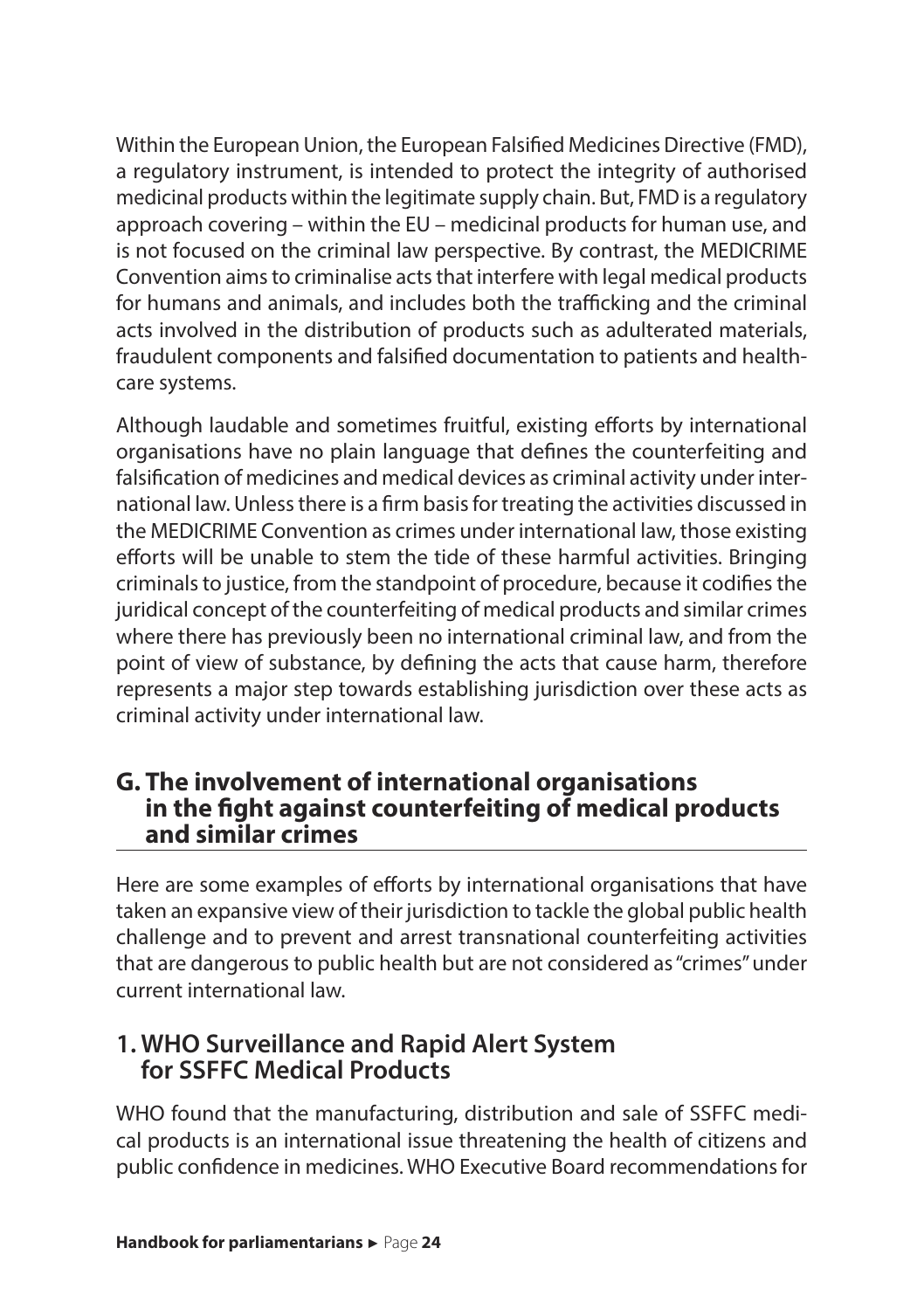Within the European Union, the European Falsified Medicines Directive (FMD), a regulatory instrument, is intended to protect the integrity of authorised medicinal products within the legitimate supply chain. But, FMD is a regulatory approach covering – within the EU – medicinal products for human use, and is not focused on the criminal law perspective. By contrast, the MEDICRIME Convention aims to criminalise acts that interfere with legal medical products for humans and animals, and includes both the trafficking and the criminal acts involved in the distribution of products such as adulterated materials, fraudulent components and falsified documentation to patients and health-care systems.

Although laudable and sometimes fruitful, existing efforts by international organisations have no plain language that defines the counterfeiting and falsification of medicines and medical devices as criminal activity under international law. Unless there is a firm basis for treating the activities discussed in the MEDICRIME Convention as crimes under international law, those existing efforts will be unable to stem the tide of these harmful activities. Bringing criminals to justice, from the standpoint of procedure, because it codifies the juridical concept of the counterfeiting of medical products and similar crimes where there has previously been no international criminal law, and from the point of view of substance, by defining the acts that cause harm, therefore represents a major step towards establishing jurisdiction over these acts as criminal activity under international law.

## G. The involvement of international organisations in the fight against counterfeiting of medical products and similar crimes

Here are some examples of efforts by international organisations that have taken an expansive view of their jurisdiction to tackle the global public health challenge and to prevent and arrest transnational counterfeiting activities that are dangerous to public health but are not considered as "crimes" under current international law.

### 1. WHO Surveillance and Rapid Alert System for SSFFC Medical Products

WHO found that the manufacturing, distribution and sale of SSFFC medical products is an international issue threatening the health of citizens and public confidence in medicines. WHO Executive Board recommendations for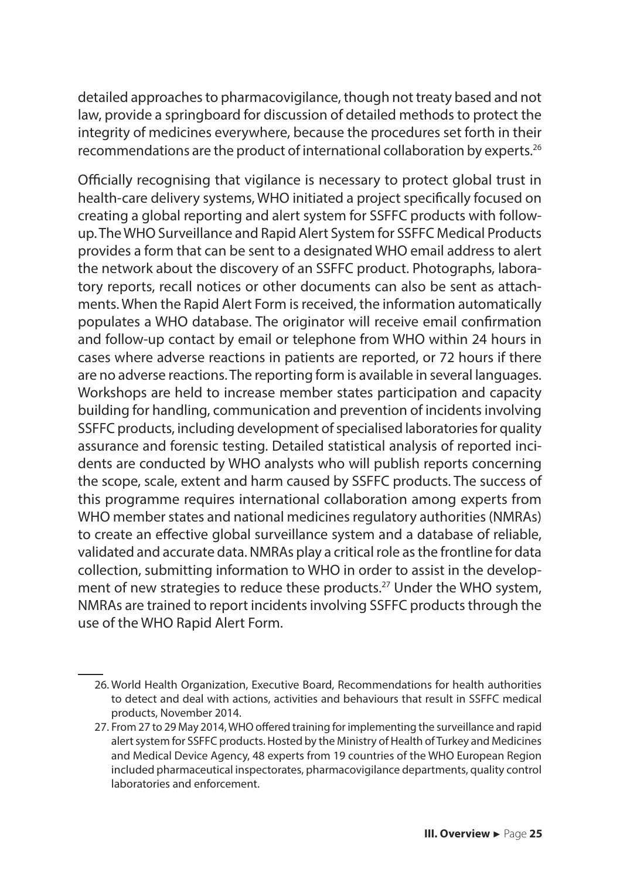detailed approaches to pharmacovigilance, though not treaty based and not law, provide a springboard for discussion of detailed methods to protect the integrity of medicines everywhere, because the procedures set forth in their recommendations are the product of international collaboration by experts.[26]

Officially recognising that vigilance is necessary to protect global trust in health-care delivery systems, WHO initiated a project specifically focused on creating a global reporting and alert system for SSFFC products with follow-up. The WHO Surveillance and Rapid Alert System for SSFFC Medical Products provides a form that can be sent to a designated WHO email address to alert the network about the discovery of an SSFFC product. Photographs, laboratory reports, recall notices or other documents can also be sent as attachments. When the Rapid Alert Form is received, the information automatically populates a WHO database. The originator will receive email confirmation and follow-up contact by email or telephone from WHO within 24 hours in cases where adverse reactions in patients are reported, or 72 hours if there are no adverse reactions. The reporting form is available in several languages. Workshops are held to increase member states participation and capacity building for handling, communication and prevention of incidents involving SSFFC products, including development of specialised laboratories for quality assurance and forensic testing. Detailed statistical analysis of reported incidents are conducted by WHO analysts who will publish reports concerning the scope, scale, extent and harm caused by SSFFC products. The success of this programme requires international collaboration among experts from WHO member states and national medicines regulatory authorities (NMRAs) to create an effective global surveillance system and a database of reliable, validated and accurate data. NMRAs play a critical role as the frontline for data collection, submitting information to WHO in order to assist in the development of new strategies to reduce these products.[27] Under the WHO system, NMRAs are trained to report incidents involving SSFFC products through the use of the WHO Rapid Alert Form.

---

26. World Health Organization, Executive Board, Recommendations for health authorities to detect and deal with actions, activities and behaviours that result in SSFFC medical products, November 2014.
27. From 27 to 29 May 2014, WHO offered training for implementing the surveillance and rapid alert system for SSFFC products. Hosted by the Ministry of Health of Turkey and Medicines and Medical Device Agency, 48 experts from 19 countries of the WHO European Region included pharmaceutical inspectorates, pharmacovigilance departments, quality control laboratories and enforcement.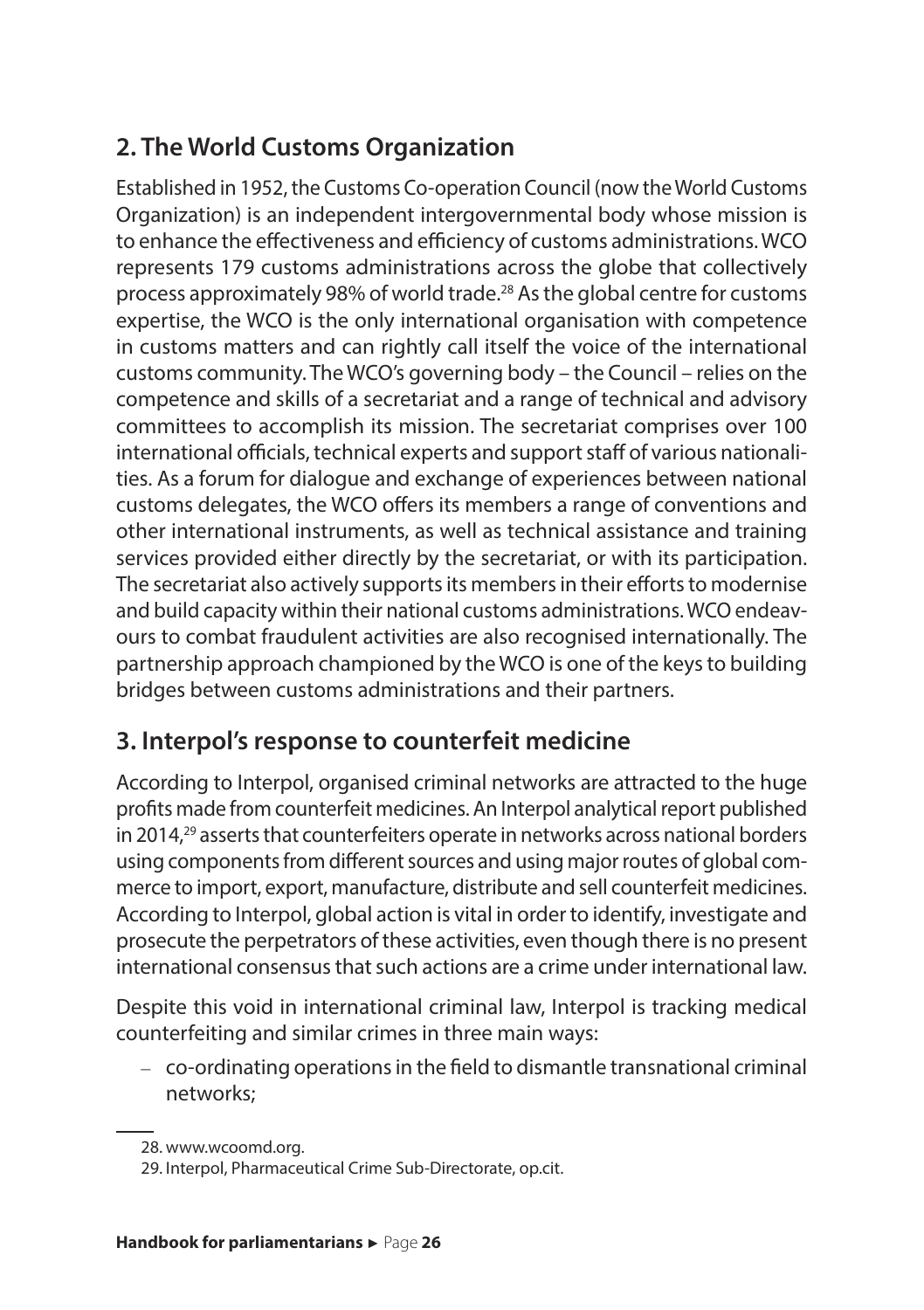## 2. The World Customs Organization

Established in 1952, the Customs Co-operation Council (now the World Customs Organization) is an independent intergovernmental body whose mission is to enhance the effectiveness and efficiency of customs administrations. WCO represents 179 customs administrations across the globe that collectively process approximately 98% of world trade.[28] As the global centre for customs expertise, the WCO is the only international organisation with competence in customs matters and can rightly call itself the voice of the international customs community. The WCO's governing body – the Council – relies on the competence and skills of a secretariat and a range of technical and advisory committees to accomplish its mission. The secretariat comprises over 100 international officials, technical experts and support staff of various nationalities. As a forum for dialogue and exchange of experiences between national customs delegates, the WCO offers its members a range of conventions and other international instruments, as well as technical assistance and training services provided either directly by the secretariat, or with its participation. The secretariat also actively supports its members in their efforts to modernise and build capacity within their national customs administrations. WCO endeavours to combat fraudulent activities are also recognised internationally. The partnership approach championed by the WCO is one of the keys to building bridges between customs administrations and their partners.

## 3. Interpol's response to counterfeit medicine

According to Interpol, organised criminal networks are attracted to the huge profits made from counterfeit medicines. An Interpol analytical report published in 2014,[29] asserts that counterfeiters operate in networks across national borders using components from different sources and using major routes of global commerce to import, export, manufacture, distribute and sell counterfeit medicines. According to Interpol, global action is vital in order to identify, investigate and prosecute the perpetrators of these activities, even though there is no present international consensus that such actions are a crime under international law.

Despite this void in international criminal law, Interpol is tracking medical counterfeiting and similar crimes in three main ways:

- co-ordinating operations in the field to dismantle transnational criminal networks;

28. www.wcoomd.org.

29. Interpol, Pharmaceutical Crime Sub-Directorate, op.cit.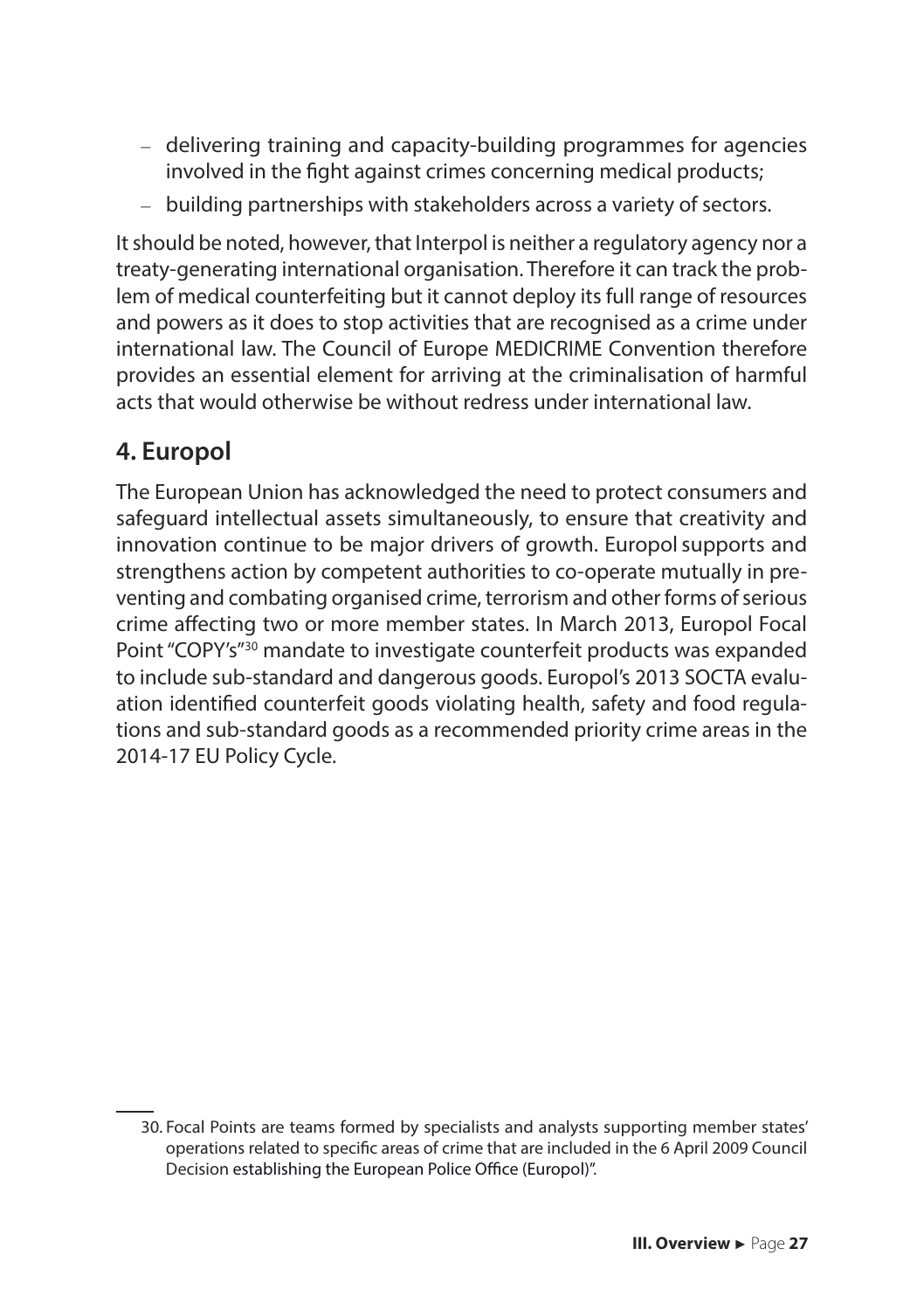- delivering training and capacity-building programmes for agencies involved in the fight against crimes concerning medical products;
- building partnerships with stakeholders across a variety of sectors.

It should be noted, however, that Interpol is neither a regulatory agency nor a treaty-generating international organisation. Therefore it can track the problem of medical counterfeiting but it cannot deploy its full range of resources and powers as it does to stop activities that are recognised as a crime under international law. The Council of Europe MEDICRIME Convention therefore provides an essential element for arriving at the criminalisation of harmful acts that would otherwise be without redress under international law.

## 4. Europol

The European Union has acknowledged the need to protect consumers and safeguard intellectual assets simultaneously, to ensure that creativity and innovation continue to be major drivers of growth. Europol supports and strengthens action by competent authorities to co-operate mutually in preventing and combating organised crime, terrorism and other forms of serious crime affecting two or more member states. In March 2013, Europol Focal Point "COPY's"[30] mandate to investigate counterfeit products was expanded to include sub-standard and dangerous goods. Europol's 2013 SOCTA evaluation identified counterfeit goods violating health, safety and food regulations and sub-standard goods as a recommended priority crime areas in the 2014-17 EU Policy Cycle.

30. Focal Points are teams formed by specialists and analysts supporting member states' operations related to specific areas of crime that are included in the 6 April 2009 Council Decision establishing the European Police Office (Europol)".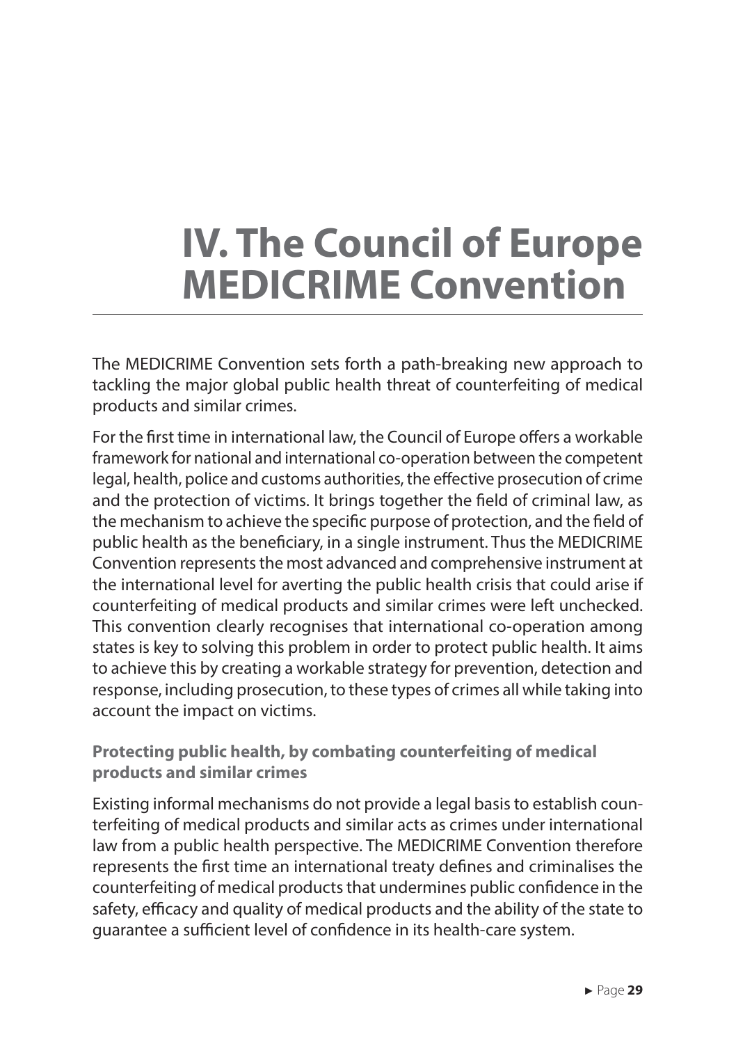# IV. The Council of Europe MEDICRIME Convention

The MEDICRIME Convention sets forth a path-breaking new approach to tackling the major global public health threat of counterfeiting of medical products and similar crimes.

For the first time in international law, the Council of Europe offers a workable framework for national and international co-operation between the competent legal, health, police and customs authorities, the effective prosecution of crime and the protection of victims. It brings together the field of criminal law, as the mechanism to achieve the specific purpose of protection, and the field of public health as the beneficiary, in a single instrument. Thus the MEDICRIME Convention represents the most advanced and comprehensive instrument at the international level for averting the public health crisis that could arise if counterfeiting of medical products and similar crimes were left unchecked. This convention clearly recognises that international co-operation among states is key to solving this problem in order to protect public health. It aims to achieve this by creating a workable strategy for prevention, detection and response, including prosecution, to these types of crimes all while taking into account the impact on victims.

### Protecting public health, by combating counterfeiting of medical products and similar crimes

Existing informal mechanisms do not provide a legal basis to establish counterfeiting of medical products and similar acts as crimes under international law from a public health perspective. The MEDICRIME Convention therefore represents the first time an international treaty defines and criminalises the counterfeiting of medical products that undermines public confidence in the safety, efficacy and quality of medical products and the ability of the state to guarantee a sufficient level of confidence in its health-care system.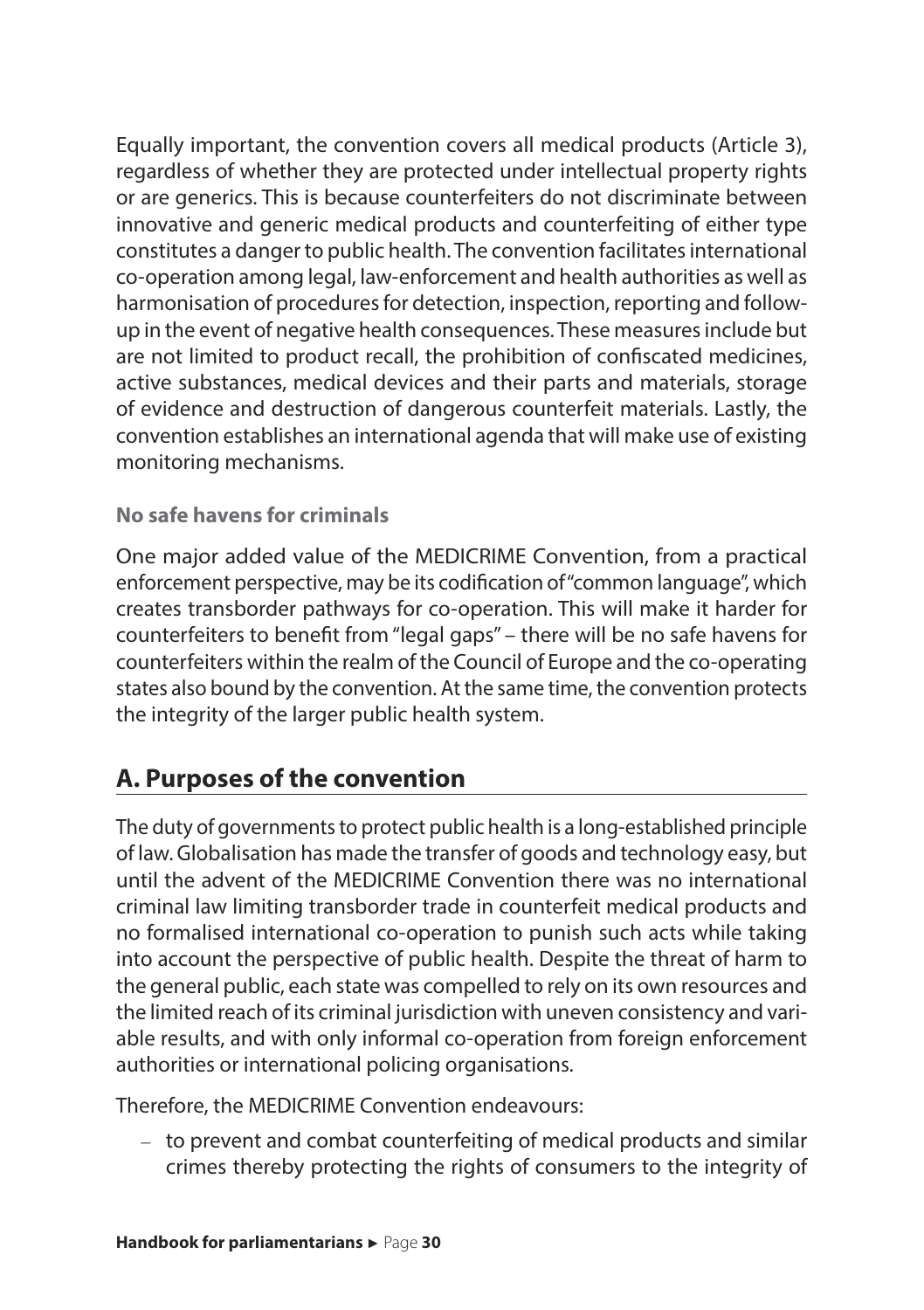Equally important, the convention covers all medical products (Article 3), regardless of whether they are protected under intellectual property rights or are generics. This is because counterfeiters do not discriminate between innovative and generic medical products and counterfeiting of either type constitutes a danger to public health. The convention facilitates international co-operation among legal, law-enforcement and health authorities as well as harmonisation of procedures for detection, inspection, reporting and follow-up in the event of negative health consequences. These measures include but are not limited to product recall, the prohibition of confiscated medicines, active substances, medical devices and their parts and materials, storage of evidence and destruction of dangerous counterfeit materials. Lastly, the convention establishes an international agenda that will make use of existing monitoring mechanisms.

**No safe havens for criminals**

One major added value of the MEDICRIME Convention, from a practical enforcement perspective, may be its codification of "common language", which creates transborder pathways for co-operation. This will make it harder for counterfeiters to benefit from "legal gaps" – there will be no safe havens for counterfeiters within the realm of the Council of Europe and the co-operating states also bound by the convention. At the same time, the convention protects the integrity of the larger public health system.

## A. Purposes of the convention

The duty of governments to protect public health is a long-established principle of law. Globalisation has made the transfer of goods and technology easy, but until the advent of the MEDICRIME Convention there was no international criminal law limiting transborder trade in counterfeit medical products and no formalised international co-operation to punish such acts while taking into account the perspective of public health. Despite the threat of harm to the general public, each state was compelled to rely on its own resources and the limited reach of its criminal jurisdiction with uneven consistency and variable results, and with only informal co-operation from foreign enforcement authorities or international policing organisations.

Therefore, the MEDICRIME Convention endeavours:

– to prevent and combat counterfeiting of medical products and similar crimes thereby protecting the rights of consumers to the integrity of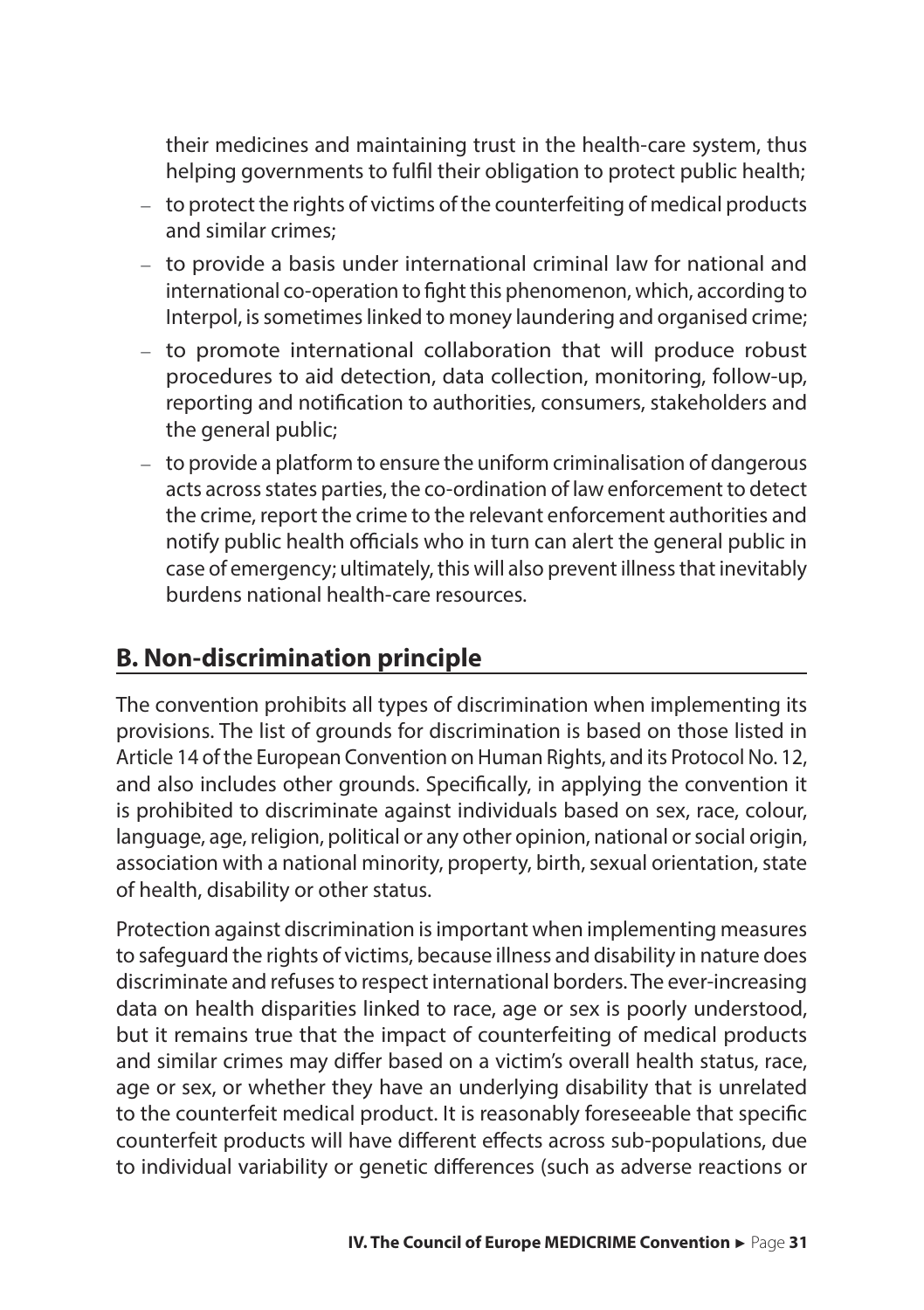their medicines and maintaining trust in the health-care system, thus helping governments to fulfil their obligation to protect public health;

- to protect the rights of victims of the counterfeiting of medical products and similar crimes;
- to provide a basis under international criminal law for national and international co-operation to fight this phenomenon, which, according to Interpol, is sometimes linked to money laundering and organised crime;
- to promote international collaboration that will produce robust procedures to aid detection, data collection, monitoring, follow-up, reporting and notification to authorities, consumers, stakeholders and the general public;
- to provide a platform to ensure the uniform criminalisation of dangerous acts across states parties, the co-ordination of law enforcement to detect the crime, report the crime to the relevant enforcement authorities and notify public health officials who in turn can alert the general public in case of emergency; ultimately, this will also prevent illness that inevitably burdens national health-care resources.

## B. Non-discrimination principle

The convention prohibits all types of discrimination when implementing its provisions. The list of grounds for discrimination is based on those listed in Article 14 of the European Convention on Human Rights, and its Protocol No. 12, and also includes other grounds. Specifically, in applying the convention it is prohibited to discriminate against individuals based on sex, race, colour, language, age, religion, political or any other opinion, national or social origin, association with a national minority, property, birth, sexual orientation, state of health, disability or other status.

Protection against discrimination is important when implementing measures to safeguard the rights of victims, because illness and disability in nature does discriminate and refuses to respect international borders. The ever-increasing data on health disparities linked to race, age or sex is poorly understood, but it remains true that the impact of counterfeiting of medical products and similar crimes may differ based on a victim's overall health status, race, age or sex, or whether they have an underlying disability that is unrelated to the counterfeit medical product. It is reasonably foreseeable that specific counterfeit products will have different effects across sub-populations, due to individual variability or genetic differences (such as adverse reactions or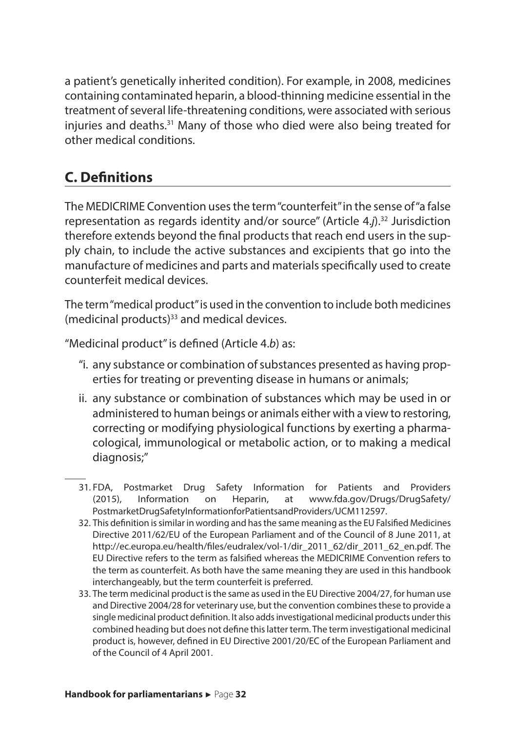a patient's genetically inherited condition). For example, in 2008, medicines containing contaminated heparin, a blood-thinning medicine essential in the treatment of several life-threatening conditions, were associated with serious injuries and deaths.[31] Many of those who died were also being treated for other medical conditions.

## C. Definitions

The MEDICRIME Convention uses the term "counterfeit" in the sense of "a false representation as regards identity and/or source" (Article 4.*j*).[32] Jurisdiction therefore extends beyond the final products that reach end users in the supply chain, to include the active substances and excipients that go into the manufacture of medicines and parts and materials specifically used to create counterfeit medical devices.

The term "medical product" is used in the convention to include both medicines (medicinal products)[33] and medical devices.

"Medicinal product" is defined (Article 4.*b*) as:

"i. any substance or combination of substances presented as having properties for treating or preventing disease in humans or animals;

ii. any substance or combination of substances which may be used in or administered to human beings or animals either with a view to restoring, correcting or modifying physiological functions by exerting a pharmacological, immunological or metabolic action, or to making a medical diagnosis;"

---

31. FDA, Postmarket Drug Safety Information for Patients and Providers (2015), Information on Heparin, at www.fda.gov/Drugs/DrugSafety/PostmarketDrugSafetyInformationforPatientsandProviders/UCM112597.

32. This definition is similar in wording and has the same meaning as the EU Falsified Medicines Directive 2011/62/EU of the European Parliament and of the Council of 8 June 2011, at http://ec.europa.eu/health/files/eudralex/vol-1/dir_2011_62/dir_2011_62_en.pdf. The EU Directive refers to the term as falsified whereas the MEDICRIME Convention refers to the term as counterfeit. As both have the same meaning they are used in this handbook interchangeably, but the term counterfeit is preferred.

33. The term medicinal product is the same as used in the EU Directive 2004/27, for human use and Directive 2004/28 for veterinary use, but the convention combines these to provide a single medicinal product definition. It also adds investigational medicinal products under this combined heading but does not define this latter term. The term investigational medicinal product is, however, defined in EU Directive 2001/20/EC of the European Parliament and of the Council of 4 April 2001.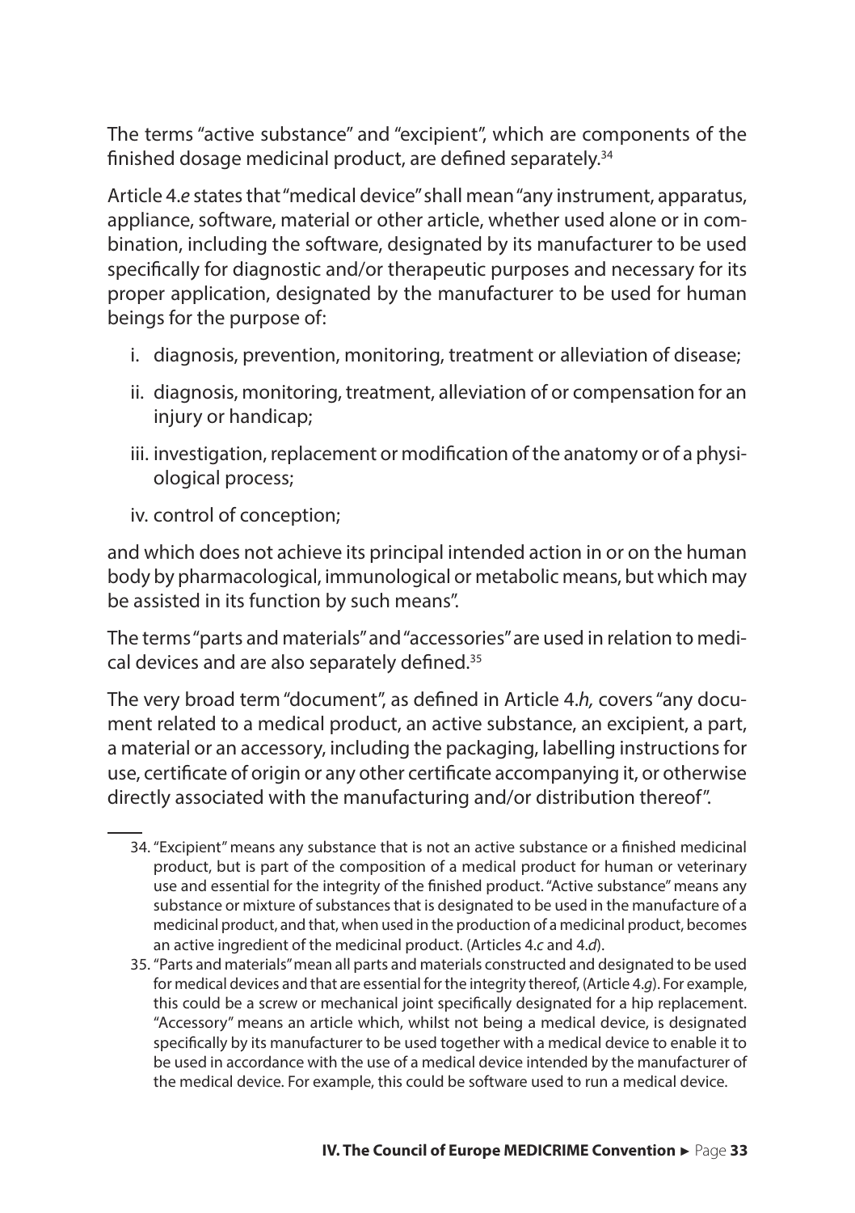The terms "active substance" and "excipient", which are components of the finished dosage medicinal product, are defined separately.[34]

Article 4.*e* states that "medical device" shall mean "any instrument, apparatus, appliance, software, material or other article, whether used alone or in combination, including the software, designated by its manufacturer to be used specifically for diagnostic and/or therapeutic purposes and necessary for its proper application, designated by the manufacturer to be used for human beings for the purpose of:

i. diagnosis, prevention, monitoring, treatment or alleviation of disease;

ii. diagnosis, monitoring, treatment, alleviation of or compensation for an injury or handicap;

iii. investigation, replacement or modification of the anatomy or of a physiological process;

iv. control of conception;

and which does not achieve its principal intended action in or on the human body by pharmacological, immunological or metabolic means, but which may be assisted in its function by such means".

The terms "parts and materials" and "accessories" are used in relation to medical devices and are also separately defined.[35]

The very broad term "document", as defined in Article 4.*h,* covers "any document related to a medical product, an active substance, an excipient, a part, a material or an accessory, including the packaging, labelling instructions for use, certificate of origin or any other certificate accompanying it, or otherwise directly associated with the manufacturing and/or distribution thereof".

---

34. "Excipient" means any substance that is not an active substance or a finished medicinal product, but is part of the composition of a medical product for human or veterinary use and essential for the integrity of the finished product. "Active substance" means any substance or mixture of substances that is designated to be used in the manufacture of a medicinal product, and that, when used in the production of a medicinal product, becomes an active ingredient of the medicinal product. (Articles 4.*c* and 4.*d*).

35. "Parts and materials" mean all parts and materials constructed and designated to be used for medical devices and that are essential for the integrity thereof, (Article 4.*g*). For example, this could be a screw or mechanical joint specifically designated for a hip replacement. "Accessory" means an article which, whilst not being a medical device, is designated specifically by its manufacturer to be used together with a medical device to enable it to be used in accordance with the use of a medical device intended by the manufacturer of the medical device. For example, this could be software used to run a medical device.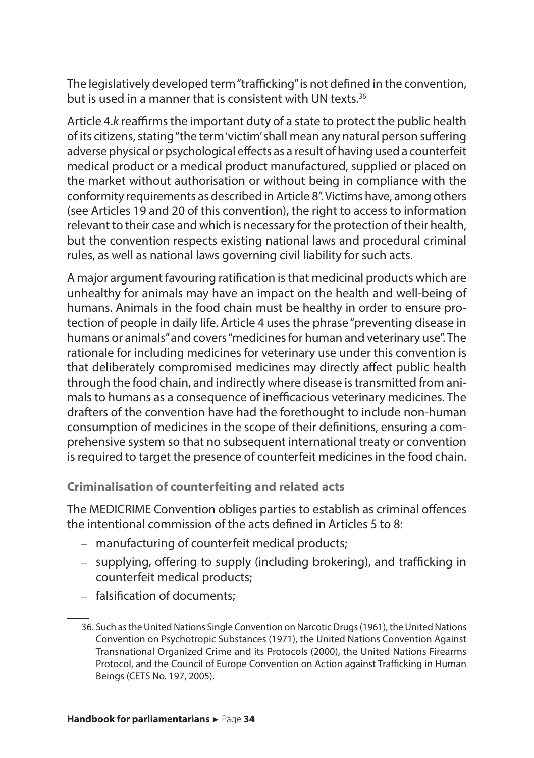The legislatively developed term "trafficking" is not defined in the convention, but is used in a manner that is consistent with UN texts.[36]

Article 4.*k* reaffirms the important duty of a state to protect the public health of its citizens, stating "the term 'victim' shall mean any natural person suffering adverse physical or psychological effects as a result of having used a counterfeit medical product or a medical product manufactured, supplied or placed on the market without authorisation or without being in compliance with the conformity requirements as described in Article 8". Victims have, among others (see Articles 19 and 20 of this convention), the right to access to information relevant to their case and which is necessary for the protection of their health, but the convention respects existing national laws and procedural criminal rules, as well as national laws governing civil liability for such acts.

A major argument favouring ratification is that medicinal products which are unhealthy for animals may have an impact on the health and well-being of humans. Animals in the food chain must be healthy in order to ensure protection of people in daily life. Article 4 uses the phrase "preventing disease in humans or animals" and covers "medicines for human and veterinary use". The rationale for including medicines for veterinary use under this convention is that deliberately compromised medicines may directly affect public health through the food chain, and indirectly where disease is transmitted from animals to humans as a consequence of inefficacious veterinary medicines. The drafters of the convention have had the forethought to include non-human consumption of medicines in the scope of their definitions, ensuring a comprehensive system so that no subsequent international treaty or convention is required to target the presence of counterfeit medicines in the food chain.

### Criminalisation of counterfeiting and related acts

The MEDICRIME Convention obliges parties to establish as criminal offences the intentional commission of the acts defined in Articles 5 to 8:

- manufacturing of counterfeit medical products;
- supplying, offering to supply (including brokering), and trafficking in counterfeit medical products;
- falsification of documents;

---

36. Such as the United Nations Single Convention on Narcotic Drugs (1961), the United Nations Convention on Psychotropic Substances (1971), the United Nations Convention Against Transnational Organized Crime and its Protocols (2000), the United Nations Firearms Protocol, and the Council of Europe Convention on Action against Trafficking in Human Beings (CETS No. 197, 2005).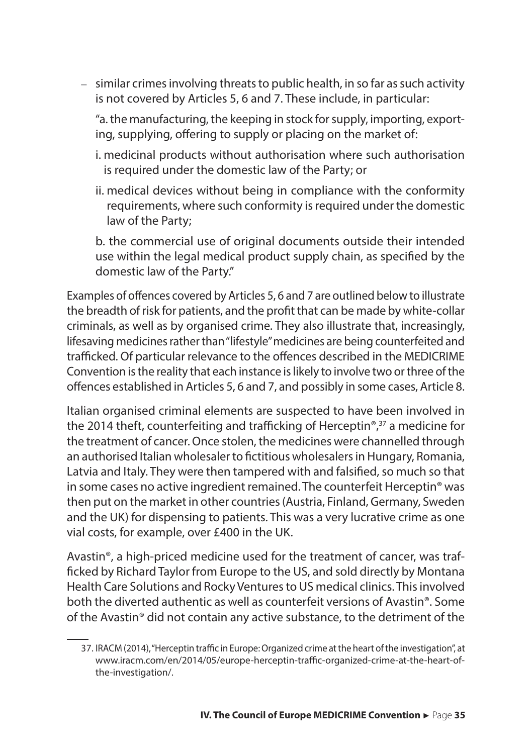– similar crimes involving threats to public health, in so far as such activity is not covered by Articles 5, 6 and 7. These include, in particular:

"a. the manufacturing, the keeping in stock for supply, importing, exporting, supplying, offering to supply or placing on the market of:

i. medicinal products without authorisation where such authorisation is required under the domestic law of the Party; or

ii. medical devices without being in compliance with the conformity requirements, where such conformity is required under the domestic law of the Party;

b. the commercial use of original documents outside their intended use within the legal medical product supply chain, as specified by the domestic law of the Party."

Examples of offences covered by Articles 5, 6 and 7 are outlined below to illustrate the breadth of risk for patients, and the profit that can be made by white-collar criminals, as well as by organised crime. They also illustrate that, increasingly, lifesaving medicines rather than "lifestyle" medicines are being counterfeited and trafficked. Of particular relevance to the offences described in the MEDICRIME Convention is the reality that each instance is likely to involve two or three of the offences established in Articles 5, 6 and 7, and possibly in some cases, Article 8.

Italian organised criminal elements are suspected to have been involved in the 2014 theft, counterfeiting and trafficking of Herceptin®,[37] a medicine for the treatment of cancer. Once stolen, the medicines were channelled through an authorised Italian wholesaler to fictitious wholesalers in Hungary, Romania, Latvia and Italy. They were then tampered with and falsified, so much so that in some cases no active ingredient remained. The counterfeit Herceptin® was then put on the market in other countries (Austria, Finland, Germany, Sweden and the UK) for dispensing to patients. This was a very lucrative crime as one vial costs, for example, over £400 in the UK.

Avastin®, a high-priced medicine used for the treatment of cancer, was trafficked by Richard Taylor from Europe to the US, and sold directly by Montana Health Care Solutions and Rocky Ventures to US medical clinics. This involved both the diverted authentic as well as counterfeit versions of Avastin®. Some of the Avastin® did not contain any active substance, to the detriment of the

37. IRACM (2014), "Herceptin traffic in Europe: Organized crime at the heart of the investigation", at www.iracm.com/en/2014/05/europe-herceptin-traffic-organized-crime-at-the-heart-of-the-investigation/.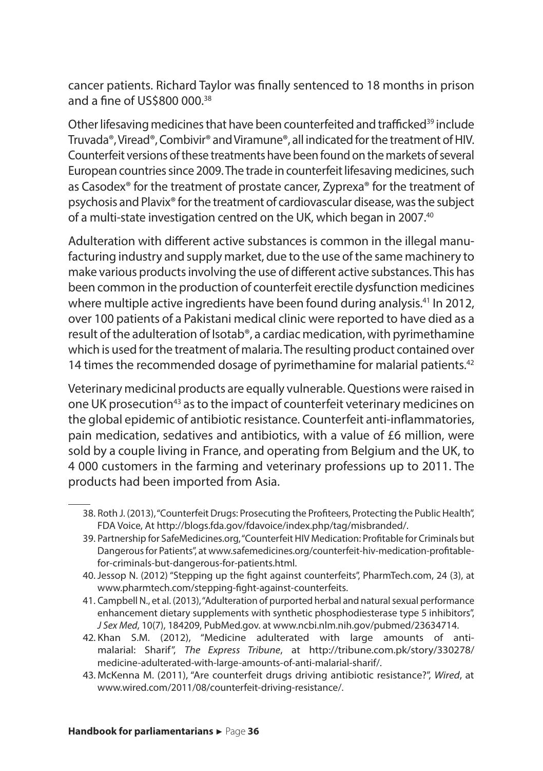cancer patients. Richard Taylor was finally sentenced to 18 months in prison and a fine of US$800 000.[38]

Other lifesaving medicines that have been counterfeited and trafficked[39] include Truvada®, Viread®, Combivir® and Viramune®, all indicated for the treatment of HIV. Counterfeit versions of these treatments have been found on the markets of several European countries since 2009. The trade in counterfeit lifesaving medicines, such as Casodex® for the treatment of prostate cancer, Zyprexa® for the treatment of psychosis and Plavix® for the treatment of cardiovascular disease, was the subject of a multi-state investigation centred on the UK, which began in 2007.[40]

Adulteration with different active substances is common in the illegal manufacturing industry and supply market, due to the use of the same machinery to make various products involving the use of different active substances. This has been common in the production of counterfeit erectile dysfunction medicines where multiple active ingredients have been found during analysis.[41] In 2012, over 100 patients of a Pakistani medical clinic were reported to have died as a result of the adulteration of Isotab®, a cardiac medication, with pyrimethamine which is used for the treatment of malaria. The resulting product contained over 14 times the recommended dosage of pyrimethamine for malarial patients.[42]

Veterinary medicinal products are equally vulnerable. Questions were raised in one UK prosecution[43] as to the impact of counterfeit veterinary medicines on the global epidemic of antibiotic resistance. Counterfeit anti-inflammatories, pain medication, sedatives and antibiotics, with a value of £6 million, were sold by a couple living in France, and operating from Belgium and the UK, to 4 000 customers in the farming and veterinary professions up to 2011. The products had been imported from Asia.

---

38. Roth J. (2013), "Counterfeit Drugs: Prosecuting the Profiteers, Protecting the Public Health", FDA Voice, At http://blogs.fda.gov/fdavoice/index.php/tag/misbranded/.
39. Partnership for SafeMedicines.org, "Counterfeit HIV Medication: Profitable for Criminals but Dangerous for Patients", at www.safemedicines.org/counterfeit-hiv-medication-profitable-for-criminals-but-dangerous-for-patients.html.
40. Jessop N. (2012) "Stepping up the fight against counterfeits", PharmTech.com, 24 (3), at www.pharmtech.com/stepping-fight-against-counterfeits.
41. Campbell N., et al. (2013), "Adulteration of purported herbal and natural sexual performance enhancement dietary supplements with synthetic phosphodiesterase type 5 inhibitors", *J Sex Med*, 10(7), 184209, PubMed.gov. at www.ncbi.nlm.nih.gov/pubmed/23634714.
42. Khan S.M. (2012), "Medicine adulterated with large amounts of anti-malarial: Sharif", *The Express Tribune*, at http://tribune.com.pk/story/330278/medicine-adulterated-with-large-amounts-of-anti-malarial-sharif/.
43. McKenna M. (2011), "Are counterfeit drugs driving antibiotic resistance?", *Wired*, at www.wired.com/2011/08/counterfeit-driving-resistance/.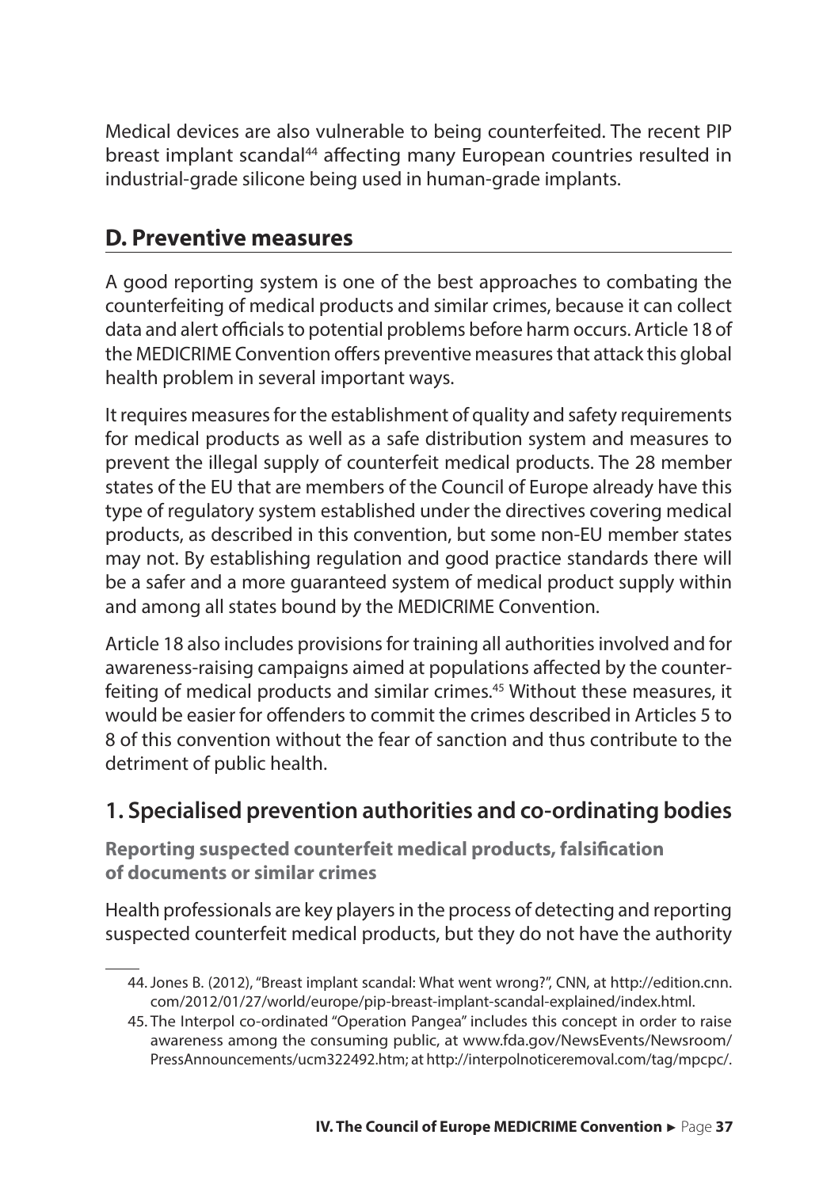Medical devices are also vulnerable to being counterfeited. The recent PIP breast implant scandal[44] affecting many European countries resulted in industrial-grade silicone being used in human-grade implants.

## D. Preventive measures

A good reporting system is one of the best approaches to combating the counterfeiting of medical products and similar crimes, because it can collect data and alert officials to potential problems before harm occurs. Article 18 of the MEDICRIME Convention offers preventive measures that attack this global health problem in several important ways.

It requires measures for the establishment of quality and safety requirements for medical products as well as a safe distribution system and measures to prevent the illegal supply of counterfeit medical products. The 28 member states of the EU that are members of the Council of Europe already have this type of regulatory system established under the directives covering medical products, as described in this convention, but some non-EU member states may not. By establishing regulation and good practice standards there will be a safer and a more guaranteed system of medical product supply within and among all states bound by the MEDICRIME Convention.

Article 18 also includes provisions for training all authorities involved and for awareness-raising campaigns aimed at populations affected by the counterfeiting of medical products and similar crimes.[45] Without these measures, it would be easier for offenders to commit the crimes described in Articles 5 to 8 of this convention without the fear of sanction and thus contribute to the detriment of public health.

### 1. Specialised prevention authorities and co-ordinating bodies

**Reporting suspected counterfeit medical products, falsification of documents or similar crimes**

Health professionals are key players in the process of detecting and reporting suspected counterfeit medical products, but they do not have the authority

44. Jones B. (2012), "Breast implant scandal: What went wrong?", CNN, at http://edition.cnn.com/2012/01/27/world/europe/pip-breast-implant-scandal-explained/index.html.

45. The Interpol co-ordinated "Operation Pangea" includes this concept in order to raise awareness among the consuming public, at www.fda.gov/NewsEvents/Newsroom/PressAnnouncements/ucm322492.htm; at http://interpolnoticeremoval.com/tag/mpcpc/.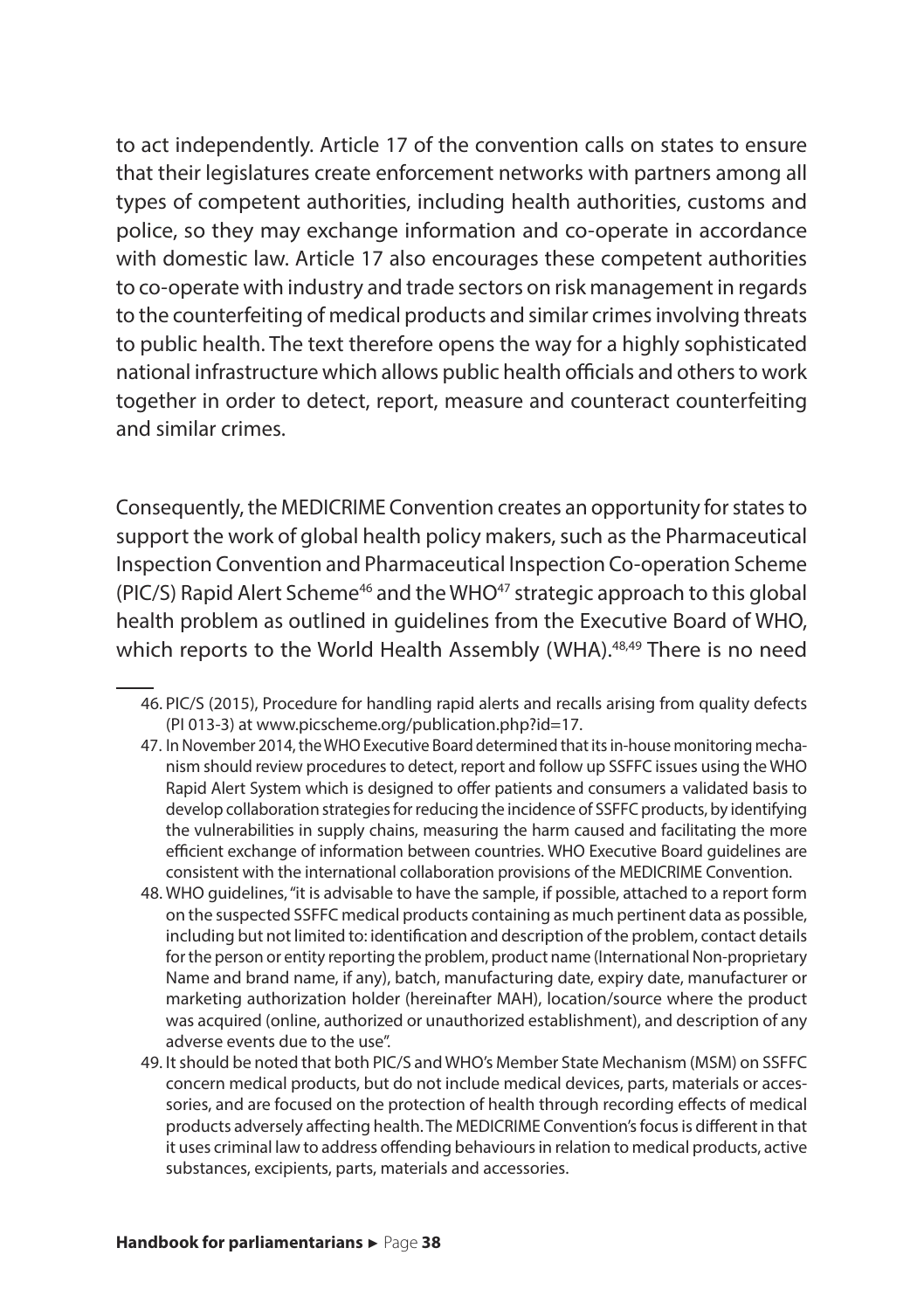to act independently. Article 17 of the convention calls on states to ensure that their legislatures create enforcement networks with partners among all types of competent authorities, including health authorities, customs and police, so they may exchange information and co-operate in accordance with domestic law. Article 17 also encourages these competent authorities to co-operate with industry and trade sectors on risk management in regards to the counterfeiting of medical products and similar crimes involving threats to public health. The text therefore opens the way for a highly sophisticated national infrastructure which allows public health officials and others to work together in order to detect, report, measure and counteract counterfeiting and similar crimes.

Consequently, the MEDICRIME Convention creates an opportunity for states to support the work of global health policy makers, such as the Pharmaceutical Inspection Convention and Pharmaceutical Inspection Co-operation Scheme (PIC/S) Rapid Alert Scheme[46] and the WHO[47] strategic approach to this global health problem as outlined in guidelines from the Executive Board of WHO, which reports to the World Health Assembly (WHA).[48,49] There is no need

46. PIC/S (2015), Procedure for handling rapid alerts and recalls arising from quality defects (PI 013-3) at www.picscheme.org/publication.php?id=17.

47. In November 2014, the WHO Executive Board determined that its in-house monitoring mechanism should review procedures to detect, report and follow up SSFFC issues using the WHO Rapid Alert System which is designed to offer patients and consumers a validated basis to develop collaboration strategies for reducing the incidence of SSFFC products, by identifying the vulnerabilities in supply chains, measuring the harm caused and facilitating the more efficient exchange of information between countries. WHO Executive Board guidelines are consistent with the international collaboration provisions of the MEDICRIME Convention.

48. WHO guidelines, "it is advisable to have the sample, if possible, attached to a report form on the suspected SSFFC medical products containing as much pertinent data as possible, including but not limited to: identification and description of the problem, contact details for the person or entity reporting the problem, product name (International Non-proprietary Name and brand name, if any), batch, manufacturing date, expiry date, manufacturer or marketing authorization holder (hereinafter MAH), location/source where the product was acquired (online, authorized or unauthorized establishment), and description of any adverse events due to the use".

49. It should be noted that both PIC/S and WHO's Member State Mechanism (MSM) on SSFFC concern medical products, but do not include medical devices, parts, materials or accessories, and are focused on the protection of health through recording effects of medical products adversely affecting health. The MEDICRIME Convention's focus is different in that it uses criminal law to address offending behaviours in relation to medical products, active substances, excipients, parts, materials and accessories.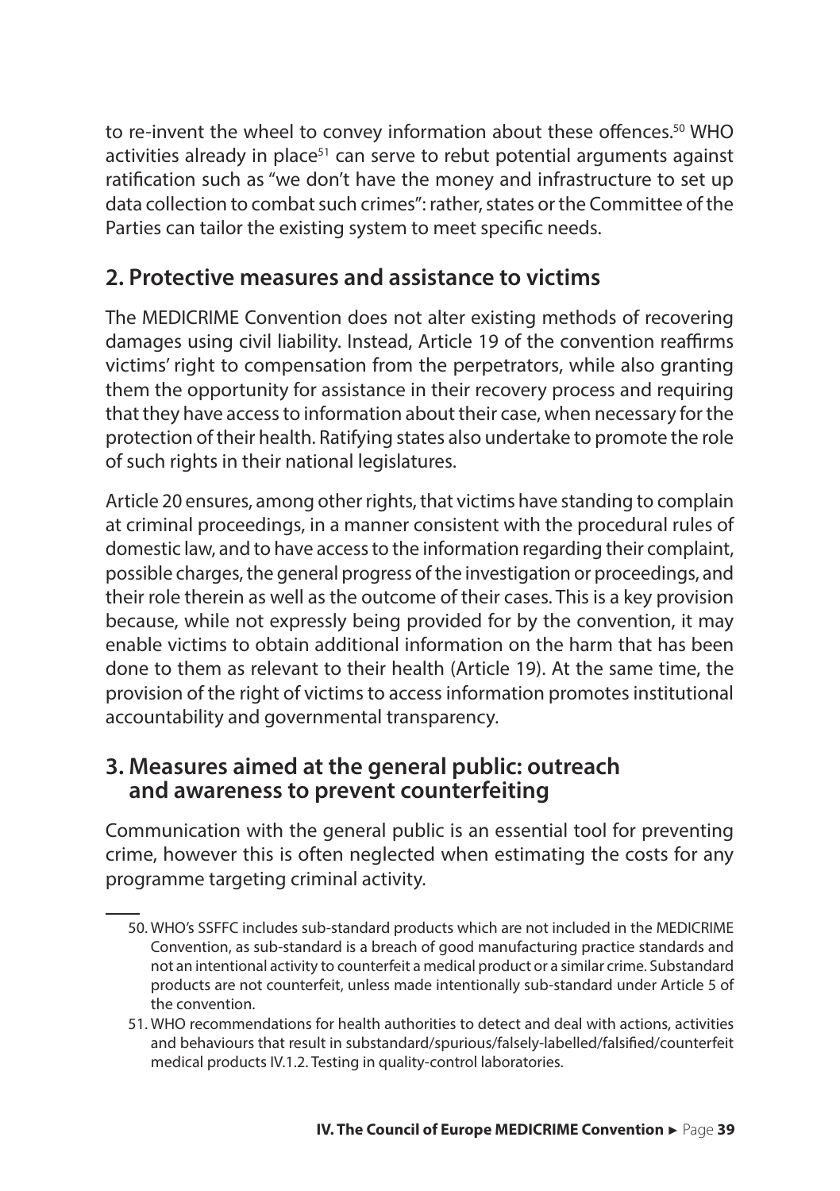to re-invent the wheel to convey information about these offences.[50] WHO activities already in place[51] can serve to rebut potential arguments against ratification such as "we don't have the money and infrastructure to set up data collection to combat such crimes": rather, states or the Committee of the Parties can tailor the existing system to meet specific needs.

## 2. Protective measures and assistance to victims

The MEDICRIME Convention does not alter existing methods of recovering damages using civil liability. Instead, Article 19 of the convention reaffirms victims' right to compensation from the perpetrators, while also granting them the opportunity for assistance in their recovery process and requiring that they have access to information about their case, when necessary for the protection of their health. Ratifying states also undertake to promote the role of such rights in their national legislatures.

Article 20 ensures, among other rights, that victims have standing to complain at criminal proceedings, in a manner consistent with the procedural rules of domestic law, and to have access to the information regarding their complaint, possible charges, the general progress of the investigation or proceedings, and their role therein as well as the outcome of their cases. This is a key provision because, while not expressly being provided for by the convention, it may enable victims to obtain additional information on the harm that has been done to them as relevant to their health (Article 19). At the same time, the provision of the right of victims to access information promotes institutional accountability and governmental transparency.

## 3. Measures aimed at the general public: outreach and awareness to prevent counterfeiting

Communication with the general public is an essential tool for preventing crime, however this is often neglected when estimating the costs for any programme targeting criminal activity.

---

50. WHO's SSFFC includes sub-standard products which are not included in the MEDICRIME Convention, as sub-standard is a breach of good manufacturing practice standards and not an intentional activity to counterfeit a medical product or a similar crime. Substandard products are not counterfeit, unless made intentionally sub-standard under Article 5 of the convention.

51. WHO recommendations for health authorities to detect and deal with actions, activities and behaviours that result in substandard/spurious/falsely-labelled/falsified/counterfeit medical products IV.1.2. Testing in quality-control laboratories.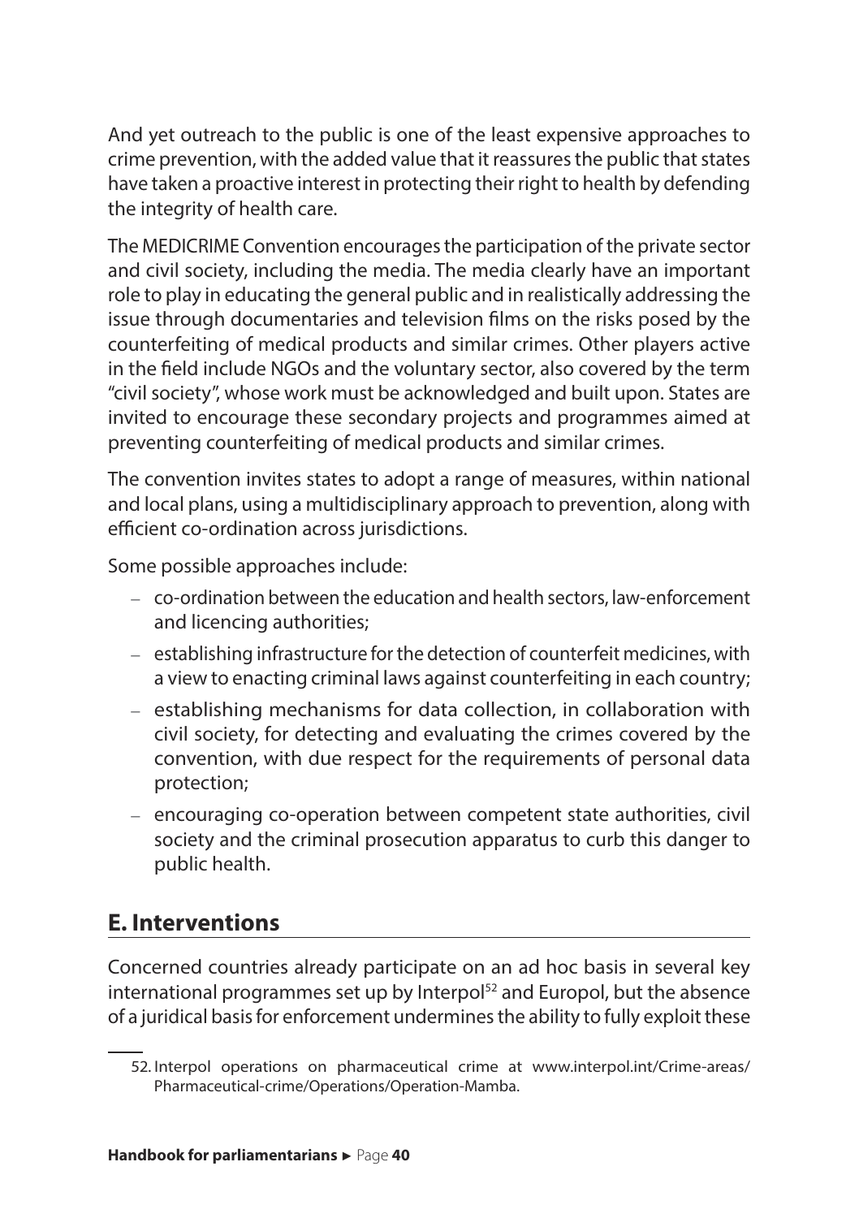And yet outreach to the public is one of the least expensive approaches to crime prevention, with the added value that it reassures the public that states have taken a proactive interest in protecting their right to health by defending the integrity of health care.

The MEDICRIME Convention encourages the participation of the private sector and civil society, including the media. The media clearly have an important role to play in educating the general public and in realistically addressing the issue through documentaries and television films on the risks posed by the counterfeiting of medical products and similar crimes. Other players active in the field include NGOs and the voluntary sector, also covered by the term "civil society", whose work must be acknowledged and built upon. States are invited to encourage these secondary projects and programmes aimed at preventing counterfeiting of medical products and similar crimes.

The convention invites states to adopt a range of measures, within national and local plans, using a multidisciplinary approach to prevention, along with efficient co-ordination across jurisdictions.

Some possible approaches include:

- co-ordination between the education and health sectors, law-enforcement and licencing authorities;
- establishing infrastructure for the detection of counterfeit medicines, with a view to enacting criminal laws against counterfeiting in each country;
- establishing mechanisms for data collection, in collaboration with civil society, for detecting and evaluating the crimes covered by the convention, with due respect for the requirements of personal data protection;
- encouraging co-operation between competent state authorities, civil society and the criminal prosecution apparatus to curb this danger to public health.

## E. Interventions

Concerned countries already participate on an ad hoc basis in several key international programmes set up by Interpol[52] and Europol, but the absence of a juridical basis for enforcement undermines the ability to fully exploit these

52. Interpol operations on pharmaceutical crime at www.interpol.int/Crime-areas/Pharmaceutical-crime/Operations/Operation-Mamba.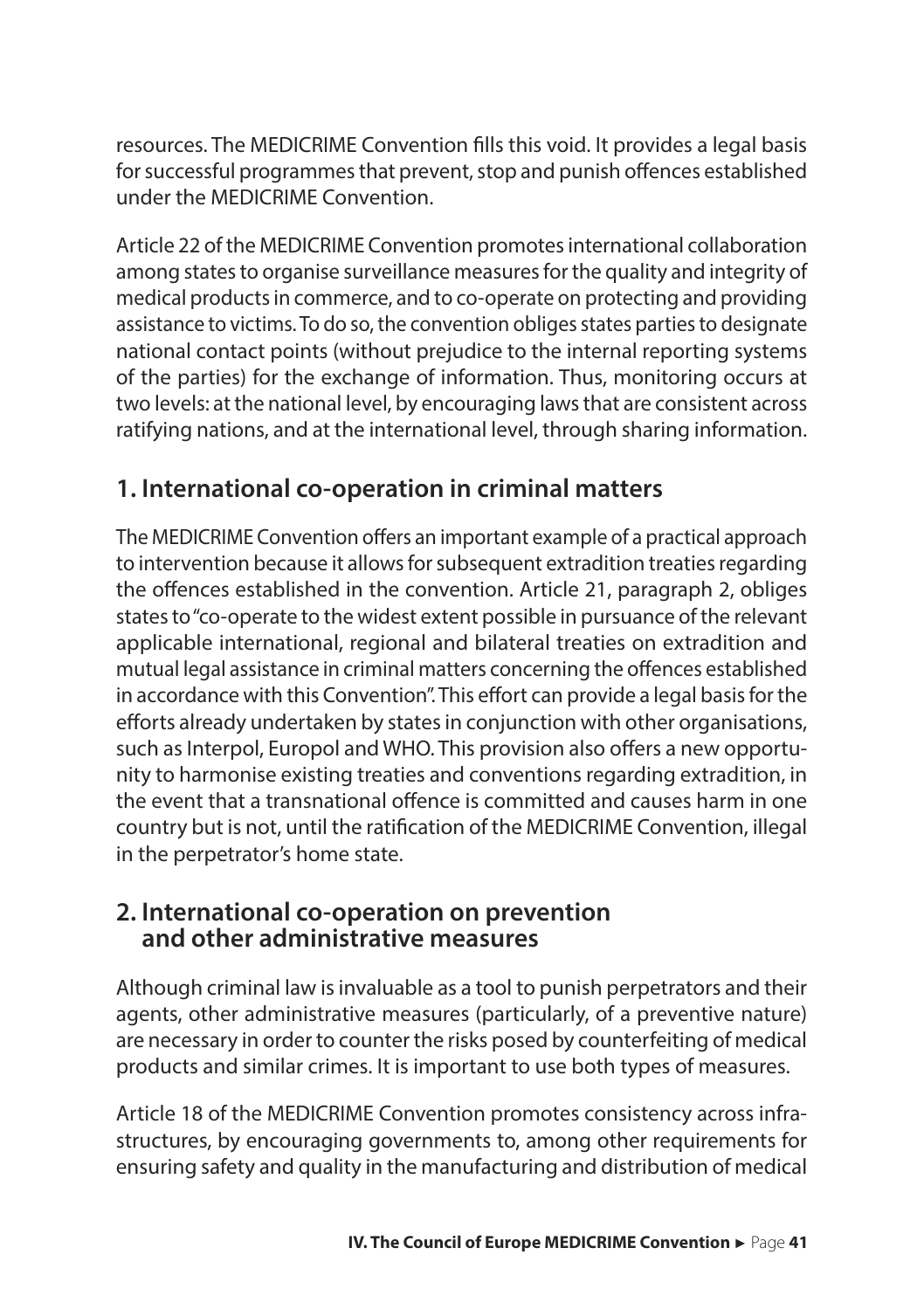resources. The MEDICRIME Convention fills this void. It provides a legal basis for successful programmes that prevent, stop and punish offences established under the MEDICRIME Convention.

Article 22 of the MEDICRIME Convention promotes international collaboration among states to organise surveillance measures for the quality and integrity of medical products in commerce, and to co-operate on protecting and providing assistance to victims. To do so, the convention obliges states parties to designate national contact points (without prejudice to the internal reporting systems of the parties) for the exchange of information. Thus, monitoring occurs at two levels: at the national level, by encouraging laws that are consistent across ratifying nations, and at the international level, through sharing information.

## 1. International co-operation in criminal matters

The MEDICRIME Convention offers an important example of a practical approach to intervention because it allows for subsequent extradition treaties regarding the offences established in the convention. Article 21, paragraph 2, obliges states to "co-operate to the widest extent possible in pursuance of the relevant applicable international, regional and bilateral treaties on extradition and mutual legal assistance in criminal matters concerning the offences established in accordance with this Convention". This effort can provide a legal basis for the efforts already undertaken by states in conjunction with other organisations, such as Interpol, Europol and WHO. This provision also offers a new opportunity to harmonise existing treaties and conventions regarding extradition, in the event that a transnational offence is committed and causes harm in one country but is not, until the ratification of the MEDICRIME Convention, illegal in the perpetrator's home state.

## 2. International co-operation on prevention and other administrative measures

Although criminal law is invaluable as a tool to punish perpetrators and their agents, other administrative measures (particularly, of a preventive nature) are necessary in order to counter the risks posed by counterfeiting of medical products and similar crimes. It is important to use both types of measures.

Article 18 of the MEDICRIME Convention promotes consistency across infrastructures, by encouraging governments to, among other requirements for ensuring safety and quality in the manufacturing and distribution of medical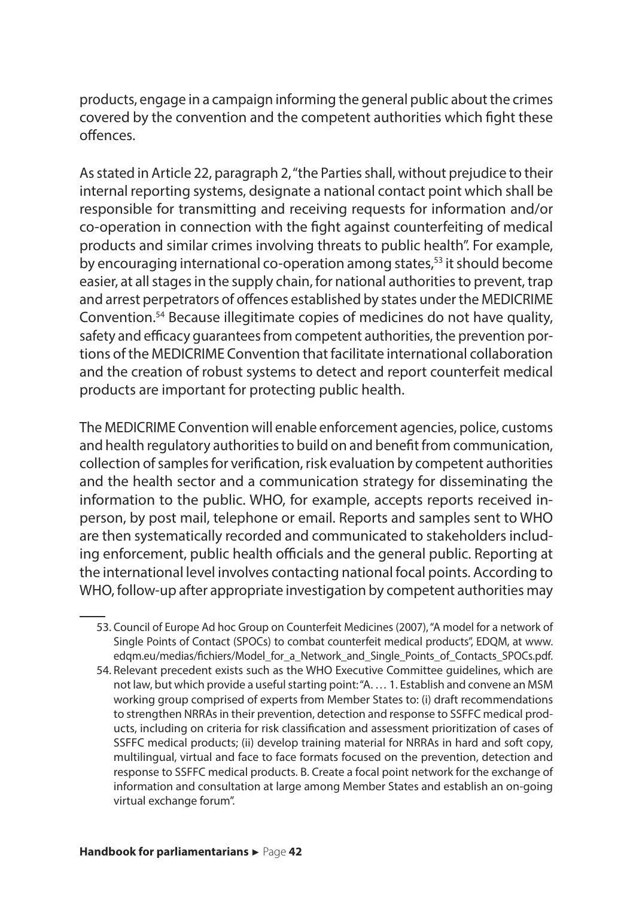products, engage in a campaign informing the general public about the crimes covered by the convention and the competent authorities which fight these offences.

As stated in Article 22, paragraph 2, "the Parties shall, without prejudice to their internal reporting systems, designate a national contact point which shall be responsible for transmitting and receiving requests for information and/or co-operation in connection with the fight against counterfeiting of medical products and similar crimes involving threats to public health". For example, by encouraging international co-operation among states,[53] it should become easier, at all stages in the supply chain, for national authorities to prevent, trap and arrest perpetrators of offences established by states under the MEDICRIME Convention.[54] Because illegitimate copies of medicines do not have quality, safety and efficacy guarantees from competent authorities, the prevention portions of the MEDICRIME Convention that facilitate international collaboration and the creation of robust systems to detect and report counterfeit medical products are important for protecting public health.

The MEDICRIME Convention will enable enforcement agencies, police, customs and health regulatory authorities to build on and benefit from communication, collection of samples for verification, risk evaluation by competent authorities and the health sector and a communication strategy for disseminating the information to the public. WHO, for example, accepts reports received in-person, by post mail, telephone or email. Reports and samples sent to WHO are then systematically recorded and communicated to stakeholders including enforcement, public health officials and the general public. Reporting at the international level involves contacting national focal points. According to WHO, follow-up after appropriate investigation by competent authorities may

---

53. Council of Europe Ad hoc Group on Counterfeit Medicines (2007), "A model for a network of Single Points of Contact (SPOCs) to combat counterfeit medical products", EDQM, at www.edqm.eu/medias/fichiers/Model_for_a_Network_and_Single_Points_of_Contacts_SPOCs.pdf.

54. Relevant precedent exists such as the WHO Executive Committee guidelines, which are not law, but which provide a useful starting point: "A. … 1. Establish and convene an MSM working group comprised of experts from Member States to: (i) draft recommendations to strengthen NRRAs in their prevention, detection and response to SSFFC medical products, including on criteria for risk classification and assessment prioritization of cases of SSFFC medical products; (ii) develop training material for NRRAs in hard and soft copy, multilingual, virtual and face to face formats focused on the prevention, detection and response to SSFFC medical products. B. Create a focal point network for the exchange of information and consultation at large among Member States and establish an on-going virtual exchange forum".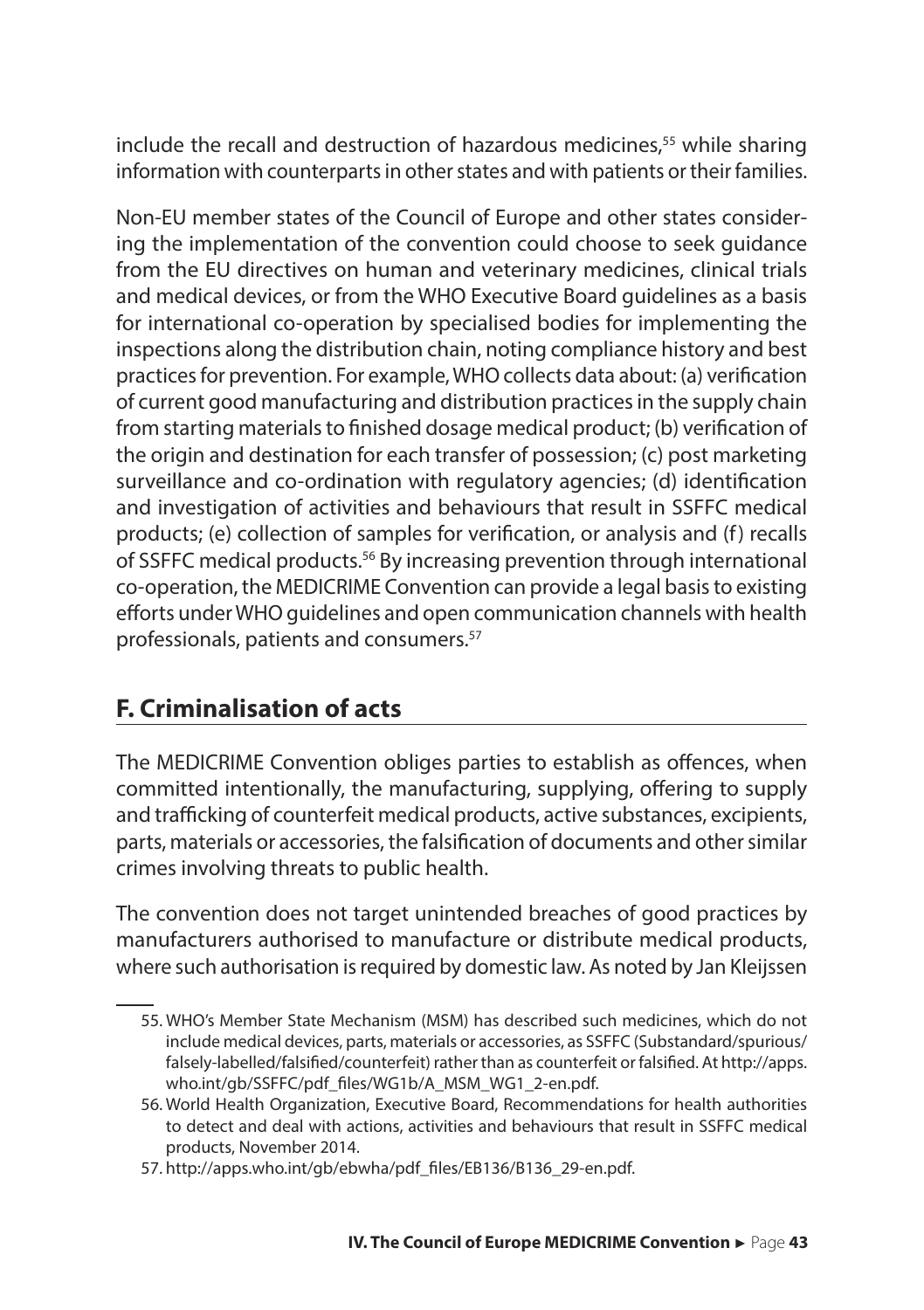include the recall and destruction of hazardous medicines,[55] while sharing information with counterparts in other states and with patients or their families.

Non-EU member states of the Council of Europe and other states considering the implementation of the convention could choose to seek guidance from the EU directives on human and veterinary medicines, clinical trials and medical devices, or from the WHO Executive Board guidelines as a basis for international co-operation by specialised bodies for implementing the inspections along the distribution chain, noting compliance history and best practices for prevention. For example, WHO collects data about: (a) verification of current good manufacturing and distribution practices in the supply chain from starting materials to finished dosage medical product; (b) verification of the origin and destination for each transfer of possession; (c) post marketing surveillance and co-ordination with regulatory agencies; (d) identification and investigation of activities and behaviours that result in SSFFC medical products; (e) collection of samples for verification, or analysis and (f) recalls of SSFFC medical products.[56] By increasing prevention through international co-operation, the MEDICRIME Convention can provide a legal basis to existing efforts under WHO guidelines and open communication channels with health professionals, patients and consumers.[57]

## F. Criminalisation of acts

The MEDICRIME Convention obliges parties to establish as offences, when committed intentionally, the manufacturing, supplying, offering to supply and trafficking of counterfeit medical products, active substances, excipients, parts, materials or accessories, the falsification of documents and other similar crimes involving threats to public health.

The convention does not target unintended breaches of good practices by manufacturers authorised to manufacture or distribute medical products, where such authorisation is required by domestic law. As noted by Jan Kleijssen

55. WHO's Member State Mechanism (MSM) has described such medicines, which do not include medical devices, parts, materials or accessories, as SSFFC (Substandard/spurious/falsely-labelled/falsified/counterfeit) rather than as counterfeit or falsified. At http://apps.who.int/gb/SSFFC/pdf_files/WG1b/A_MSM_WG1_2-en.pdf.

56. World Health Organization, Executive Board, Recommendations for health authorities to detect and deal with actions, activities and behaviours that result in SSFFC medical products, November 2014.

57. http://apps.who.int/gb/ebwha/pdf_files/EB136/B136_29-en.pdf.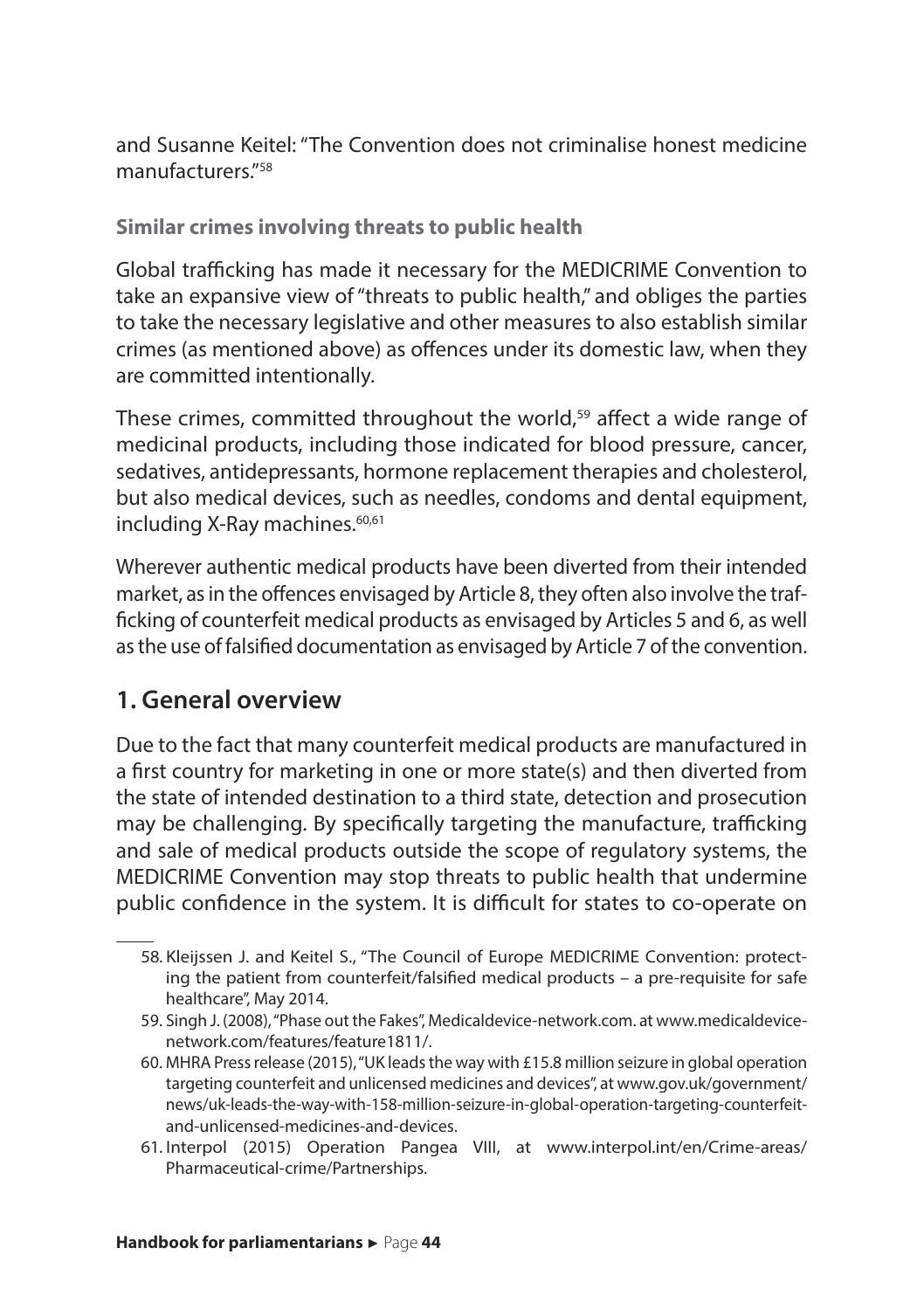and Susanne Keitel: "The Convention does not criminalise honest medicine manufacturers."[58]

**Similar crimes involving threats to public health**

Global trafficking has made it necessary for the MEDICRIME Convention to take an expansive view of "threats to public health," and obliges the parties to take the necessary legislative and other measures to also establish similar crimes (as mentioned above) as offences under its domestic law, when they are committed intentionally.

These crimes, committed throughout the world,[59] affect a wide range of medicinal products, including those indicated for blood pressure, cancer, sedatives, antidepressants, hormone replacement therapies and cholesterol, but also medical devices, such as needles, condoms and dental equipment, including X-Ray machines.[60,61]

Wherever authentic medical products have been diverted from their intended market, as in the offences envisaged by Article 8, they often also involve the trafficking of counterfeit medical products as envisaged by Articles 5 and 6, as well as the use of falsified documentation as envisaged by Article 7 of the convention.

## 1. General overview

Due to the fact that many counterfeit medical products are manufactured in a first country for marketing in one or more state(s) and then diverted from the state of intended destination to a third state, detection and prosecution may be challenging. By specifically targeting the manufacture, trafficking and sale of medical products outside the scope of regulatory systems, the MEDICRIME Convention may stop threats to public health that undermine public confidence in the system. It is difficult for states to co-operate on

---

58. Kleijssen J. and Keitel S., "The Council of Europe MEDICRIME Convention: protecting the patient from counterfeit/falsified medical products – a pre-requisite for safe healthcare", May 2014.
59. Singh J. (2008), "Phase out the Fakes", Medicaldevice-network.com. at www.medicaldevice-network.com/features/feature1811/.
60. MHRA Press release (2015), "UK leads the way with £15.8 million seizure in global operation targeting counterfeit and unlicensed medicines and devices", at www.gov.uk/government/news/uk-leads-the-way-with-158-million-seizure-in-global-operation-targeting-counterfeit-and-unlicensed-medicines-and-devices.
61. Interpol (2015) Operation Pangea VIII, at www.interpol.int/en/Crime-areas/Pharmaceutical-crime/Partnerships.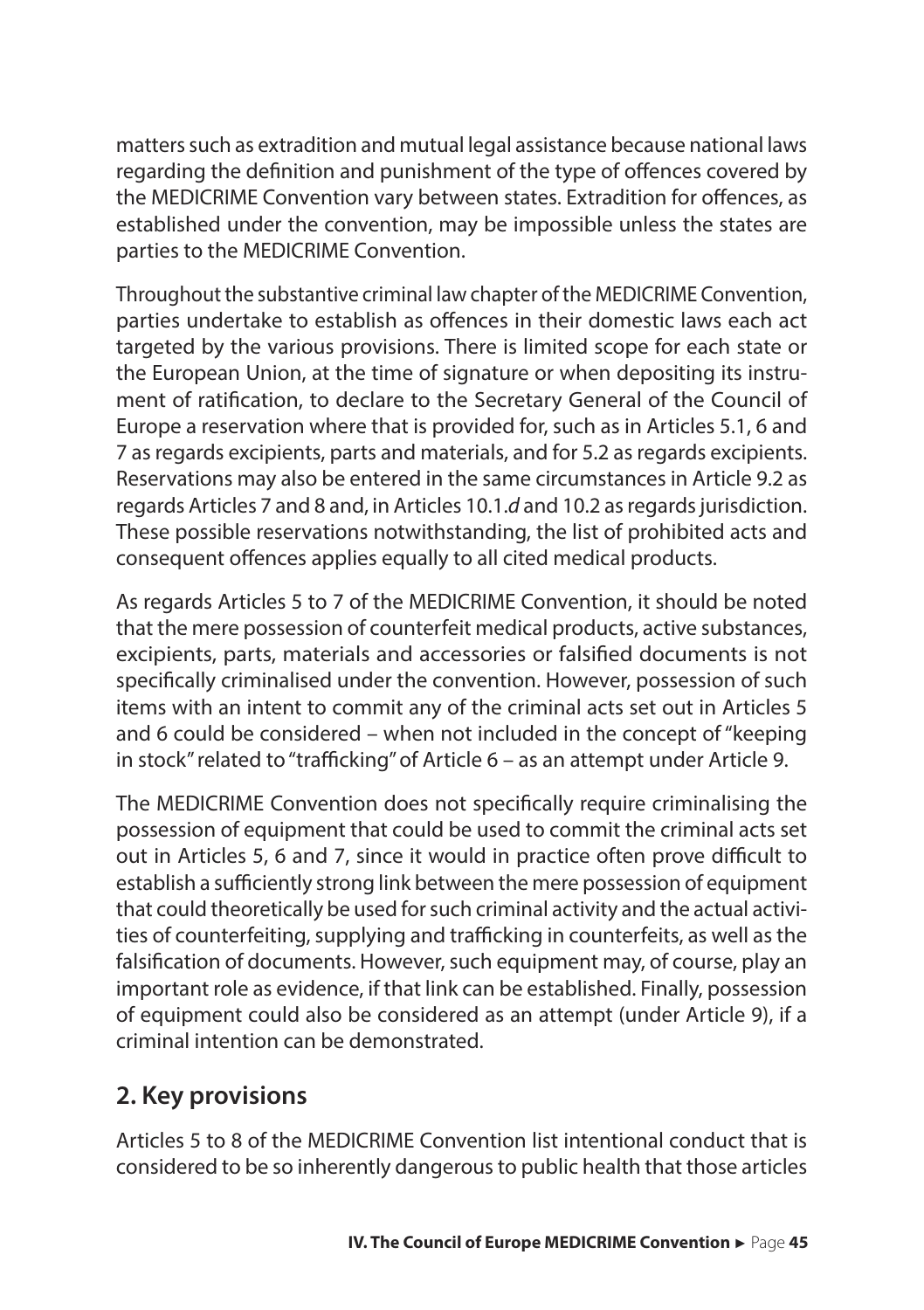matters such as extradition and mutual legal assistance because national laws regarding the definition and punishment of the type of offences covered by the MEDICRIME Convention vary between states. Extradition for offences, as established under the convention, may be impossible unless the states are parties to the MEDICRIME Convention.

Throughout the substantive criminal law chapter of the MEDICRIME Convention, parties undertake to establish as offences in their domestic laws each act targeted by the various provisions. There is limited scope for each state or the European Union, at the time of signature or when depositing its instrument of ratification, to declare to the Secretary General of the Council of Europe a reservation where that is provided for, such as in Articles 5.1, 6 and 7 as regards excipients, parts and materials, and for 5.2 as regards excipients. Reservations may also be entered in the same circumstances in Article 9.2 as regards Articles 7 and 8 and, in Articles 10.1.*d* and 10.2 as regards jurisdiction. These possible reservations notwithstanding, the list of prohibited acts and consequent offences applies equally to all cited medical products.

As regards Articles 5 to 7 of the MEDICRIME Convention, it should be noted that the mere possession of counterfeit medical products, active substances, excipients, parts, materials and accessories or falsified documents is not specifically criminalised under the convention. However, possession of such items with an intent to commit any of the criminal acts set out in Articles 5 and 6 could be considered – when not included in the concept of "keeping in stock" related to "trafficking" of Article 6 – as an attempt under Article 9.

The MEDICRIME Convention does not specifically require criminalising the possession of equipment that could be used to commit the criminal acts set out in Articles 5, 6 and 7, since it would in practice often prove difficult to establish a sufficiently strong link between the mere possession of equipment that could theoretically be used for such criminal activity and the actual activities of counterfeiting, supplying and trafficking in counterfeits, as well as the falsification of documents. However, such equipment may, of course, play an important role as evidence, if that link can be established. Finally, possession of equipment could also be considered as an attempt (under Article 9), if a criminal intention can be demonstrated.

## 2. Key provisions

Articles 5 to 8 of the MEDICRIME Convention list intentional conduct that is considered to be so inherently dangerous to public health that those articles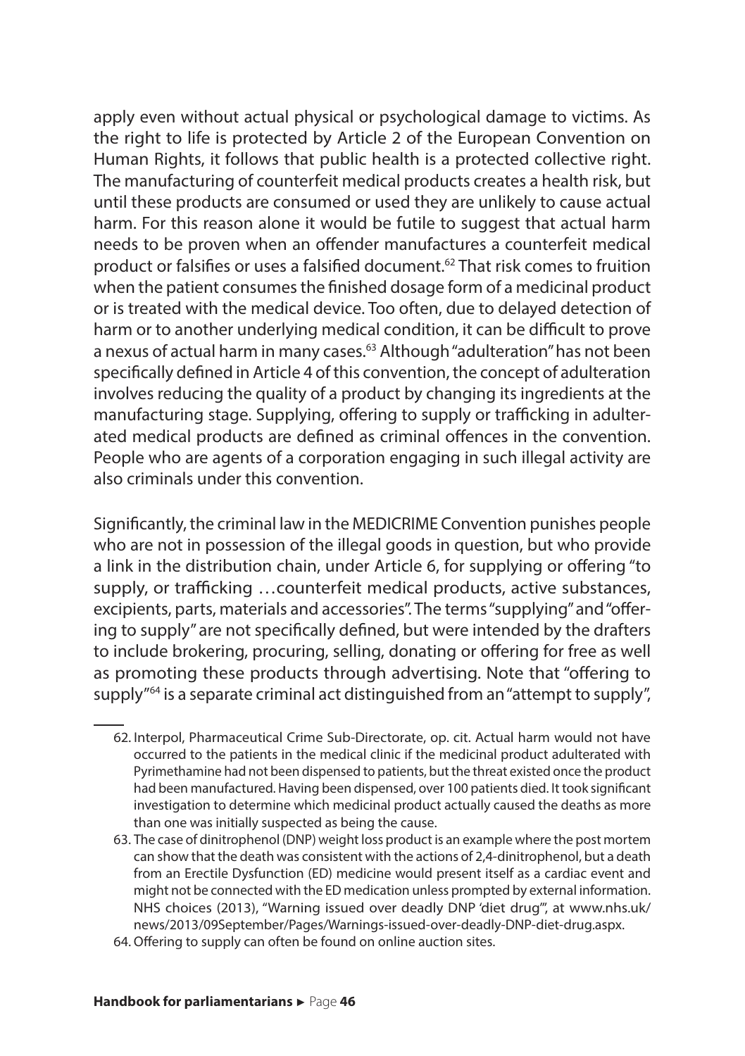apply even without actual physical or psychological damage to victims. As the right to life is protected by Article 2 of the European Convention on Human Rights, it follows that public health is a protected collective right. The manufacturing of counterfeit medical products creates a health risk, but until these products are consumed or used they are unlikely to cause actual harm. For this reason alone it would be futile to suggest that actual harm needs to be proven when an offender manufactures a counterfeit medical product or falsifies or uses a falsified document.[62] That risk comes to fruition when the patient consumes the finished dosage form of a medicinal product or is treated with the medical device. Too often, due to delayed detection of harm or to another underlying medical condition, it can be difficult to prove a nexus of actual harm in many cases.[63] Although "adulteration" has not been specifically defined in Article 4 of this convention, the concept of adulteration involves reducing the quality of a product by changing its ingredients at the manufacturing stage. Supplying, offering to supply or trafficking in adulterated medical products are defined as criminal offences in the convention. People who are agents of a corporation engaging in such illegal activity are also criminals under this convention.

Significantly, the criminal law in the MEDICRIME Convention punishes people who are not in possession of the illegal goods in question, but who provide a link in the distribution chain, under Article 6, for supplying or offering "to supply, or trafficking …counterfeit medical products, active substances, excipients, parts, materials and accessories". The terms "supplying" and "offering to supply" are not specifically defined, but were intended by the drafters to include brokering, procuring, selling, donating or offering for free as well as promoting these products through advertising. Note that "offering to supply"[64] is a separate criminal act distinguished from an "attempt to supply",

---

62. Interpol, Pharmaceutical Crime Sub-Directorate, op. cit. Actual harm would not have occurred to the patients in the medical clinic if the medicinal product adulterated with Pyrimethamine had not been dispensed to patients, but the threat existed once the product had been manufactured. Having been dispensed, over 100 patients died. It took significant investigation to determine which medicinal product actually caused the deaths as more than one was initially suspected as being the cause.

63. The case of dinitrophenol (DNP) weight loss product is an example where the post mortem can show that the death was consistent with the actions of 2,4-dinitrophenol, but a death from an Erectile Dysfunction (ED) medicine would present itself as a cardiac event and might not be connected with the ED medication unless prompted by external information. NHS choices (2013), "Warning issued over deadly DNP 'diet drug'", at www.nhs.uk/news/2013/09September/Pages/Warnings-issued-over-deadly-DNP-diet-drug.aspx.

64. Offering to supply can often be found on online auction sites.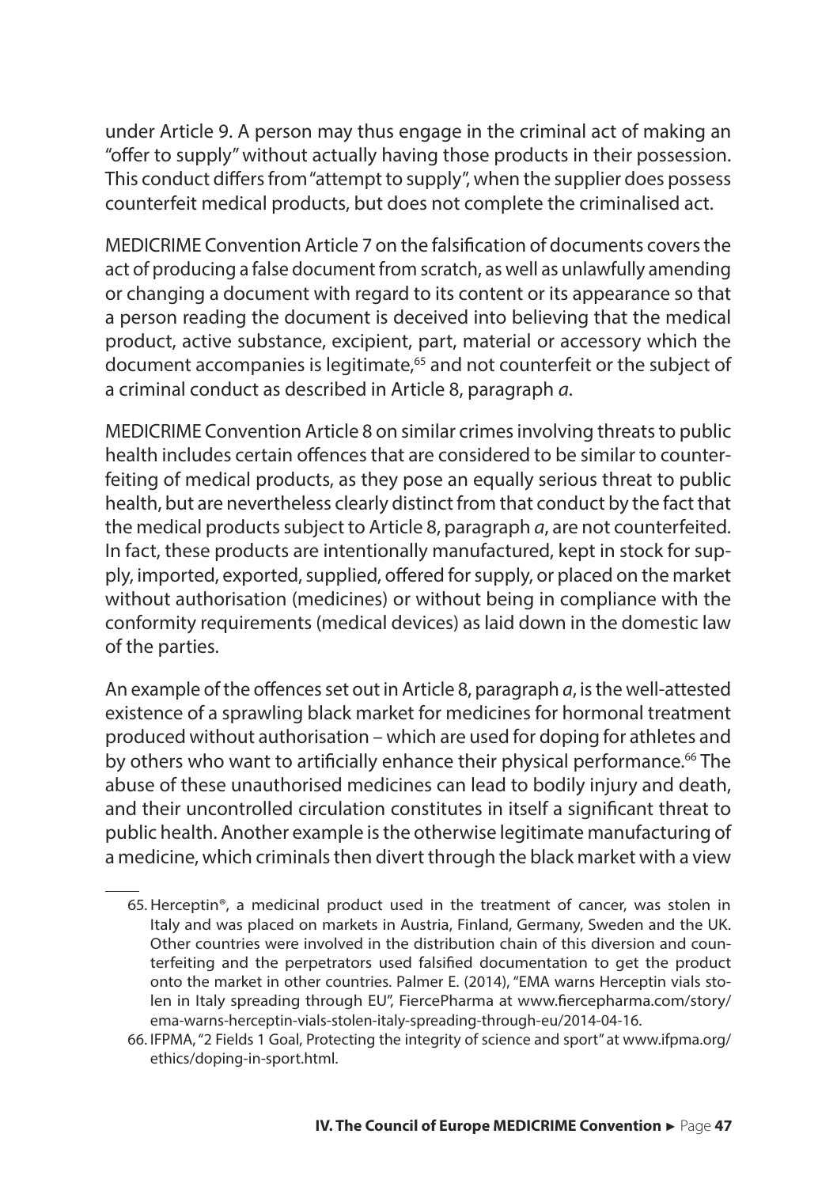under Article 9. A person may thus engage in the criminal act of making an "offer to supply" without actually having those products in their possession. This conduct differs from "attempt to supply", when the supplier does possess counterfeit medical products, but does not complete the criminalised act.

MEDICRIME Convention Article 7 on the falsification of documents covers the act of producing a false document from scratch, as well as unlawfully amending or changing a document with regard to its content or its appearance so that a person reading the document is deceived into believing that the medical product, active substance, excipient, part, material or accessory which the document accompanies is legitimate,[65] and not counterfeit or the subject of a criminal conduct as described in Article 8, paragraph *a*.

MEDICRIME Convention Article 8 on similar crimes involving threats to public health includes certain offences that are considered to be similar to counterfeiting of medical products, as they pose an equally serious threat to public health, but are nevertheless clearly distinct from that conduct by the fact that the medical products subject to Article 8, paragraph *a*, are not counterfeited. In fact, these products are intentionally manufactured, kept in stock for supply, imported, exported, supplied, offered for supply, or placed on the market without authorisation (medicines) or without being in compliance with the conformity requirements (medical devices) as laid down in the domestic law of the parties.

An example of the offences set out in Article 8, paragraph *a*, is the well-attested existence of a sprawling black market for medicines for hormonal treatment produced without authorisation – which are used for doping for athletes and by others who want to artificially enhance their physical performance.[66] The abuse of these unauthorised medicines can lead to bodily injury and death, and their uncontrolled circulation constitutes in itself a significant threat to public health. Another example is the otherwise legitimate manufacturing of a medicine, which criminals then divert through the black market with a view

65. Herceptin®, a medicinal product used in the treatment of cancer, was stolen in Italy and was placed on markets in Austria, Finland, Germany, Sweden and the UK. Other countries were involved in the distribution chain of this diversion and counterfeiting and the perpetrators used falsified documentation to get the product onto the market in other countries. Palmer E. (2014), "EMA warns Herceptin vials stolen in Italy spreading through EU", FiercePharma at www.fiercepharma.com/story/ema-warns-herceptin-vials-stolen-italy-spreading-through-eu/2014-04-16.

66. IFPMA, "2 Fields 1 Goal, Protecting the integrity of science and sport" at www.ifpma.org/ethics/doping-in-sport.html.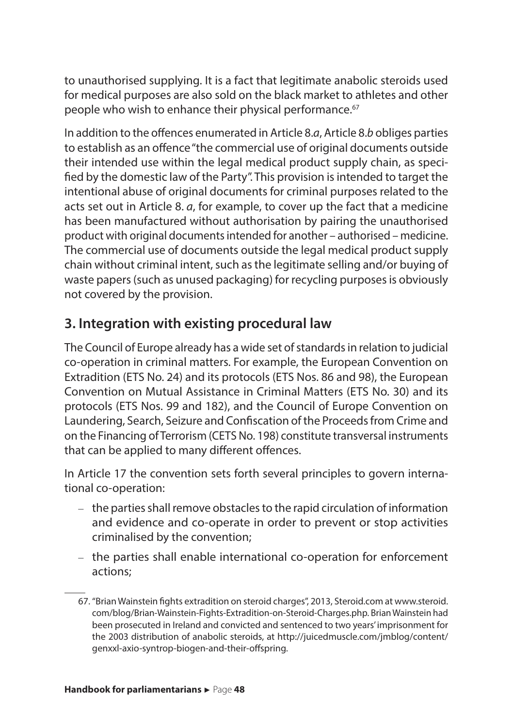to unauthorised supplying. It is a fact that legitimate anabolic steroids used for medical purposes are also sold on the black market to athletes and other people who wish to enhance their physical performance.[67]

In addition to the offences enumerated in Article 8.*a*, Article 8.*b* obliges parties to establish as an offence "the commercial use of original documents outside their intended use within the legal medical product supply chain, as specified by the domestic law of the Party". This provision is intended to target the intentional abuse of original documents for criminal purposes related to the acts set out in Article 8. *a*, for example, to cover up the fact that a medicine has been manufactured without authorisation by pairing the unauthorised product with original documents intended for another – authorised – medicine. The commercial use of documents outside the legal medical product supply chain without criminal intent, such as the legitimate selling and/or buying of waste papers (such as unused packaging) for recycling purposes is obviously not covered by the provision.

## 3. Integration with existing procedural law

The Council of Europe already has a wide set of standards in relation to judicial co-operation in criminal matters. For example, the European Convention on Extradition (ETS No. 24) and its protocols (ETS Nos. 86 and 98), the European Convention on Mutual Assistance in Criminal Matters (ETS No. 30) and its protocols (ETS Nos. 99 and 182), and the Council of Europe Convention on Laundering, Search, Seizure and Confiscation of the Proceeds from Crime and on the Financing of Terrorism (CETS No. 198) constitute transversal instruments that can be applied to many different offences.

In Article 17 the convention sets forth several principles to govern international co-operation:

- the parties shall remove obstacles to the rapid circulation of information and evidence and co-operate in order to prevent or stop activities criminalised by the convention;
- the parties shall enable international co-operation for enforcement actions;

67. "Brian Wainstein fights extradition on steroid charges", 2013, Steroid.com at www.steroid.com/blog/Brian-Wainstein-Fights-Extradition-on-Steroid-Charges.php. Brian Wainstein had been prosecuted in Ireland and convicted and sentenced to two years' imprisonment for the 2003 distribution of anabolic steroids, at http://juicedmuscle.com/jmblog/content/genxxl-axio-syntrop-biogen-and-their-offspring.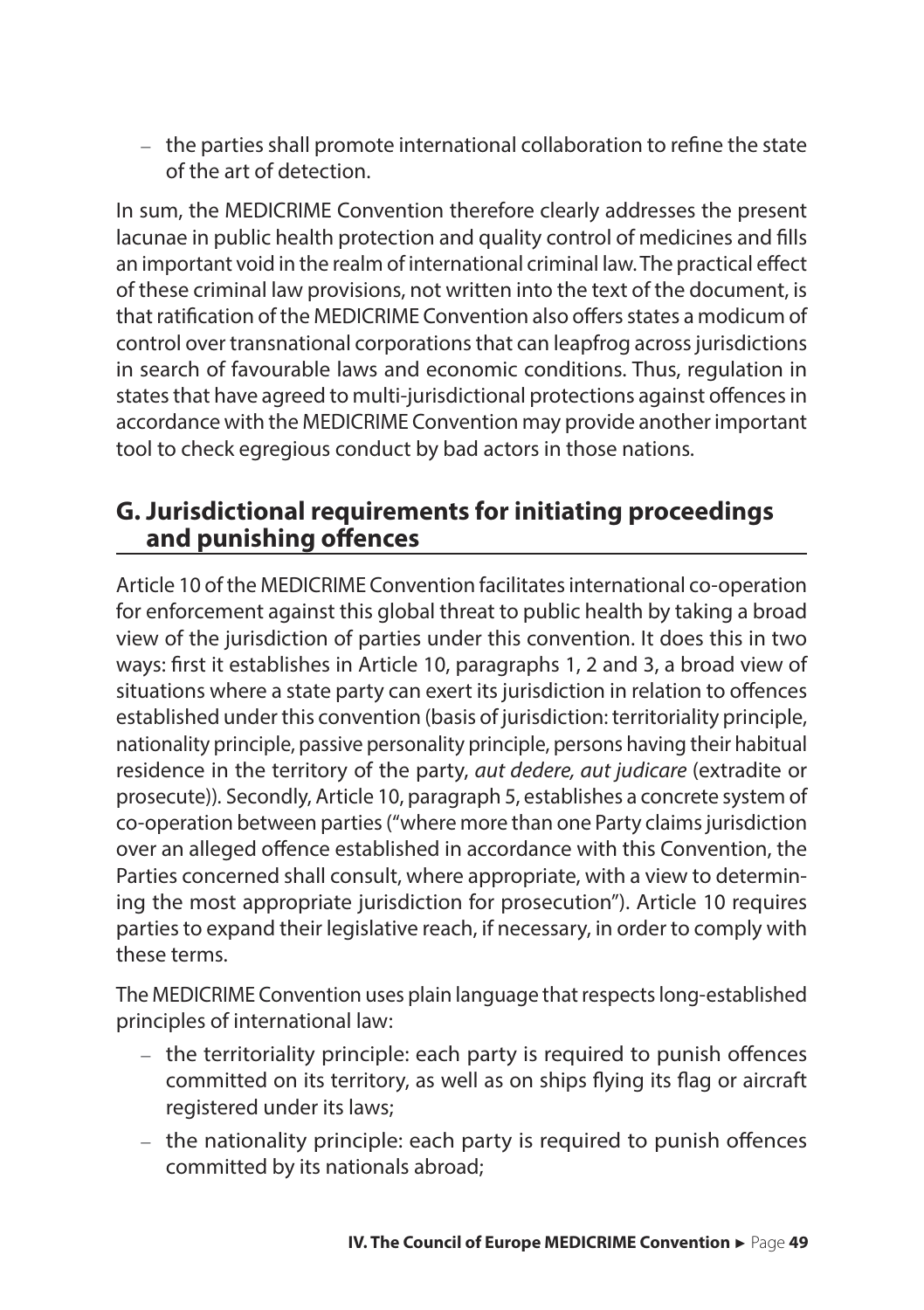– the parties shall promote international collaboration to refine the state of the art of detection.

In sum, the MEDICRIME Convention therefore clearly addresses the present lacunae in public health protection and quality control of medicines and fills an important void in the realm of international criminal law. The practical effect of these criminal law provisions, not written into the text of the document, is that ratification of the MEDICRIME Convention also offers states a modicum of control over transnational corporations that can leapfrog across jurisdictions in search of favourable laws and economic conditions. Thus, regulation in states that have agreed to multi-jurisdictional protections against offences in accordance with the MEDICRIME Convention may provide another important tool to check egregious conduct by bad actors in those nations.

## G. Jurisdictional requirements for initiating proceedings and punishing offences

Article 10 of the MEDICRIME Convention facilitates international co-operation for enforcement against this global threat to public health by taking a broad view of the jurisdiction of parties under this convention. It does this in two ways: first it establishes in Article 10, paragraphs 1, 2 and 3, a broad view of situations where a state party can exert its jurisdiction in relation to offences established under this convention (basis of jurisdiction: territoriality principle, nationality principle, passive personality principle, persons having their habitual residence in the territory of the party, *aut dedere, aut judicare* (extradite or prosecute)). Secondly, Article 10, paragraph 5, establishes a concrete system of co-operation between parties ("where more than one Party claims jurisdiction over an alleged offence established in accordance with this Convention, the Parties concerned shall consult, where appropriate, with a view to determining the most appropriate jurisdiction for prosecution"). Article 10 requires parties to expand their legislative reach, if necessary, in order to comply with these terms.

The MEDICRIME Convention uses plain language that respects long-established principles of international law:

– the territoriality principle: each party is required to punish offences committed on its territory, as well as on ships flying its flag or aircraft registered under its laws;

– the nationality principle: each party is required to punish offences committed by its nationals abroad;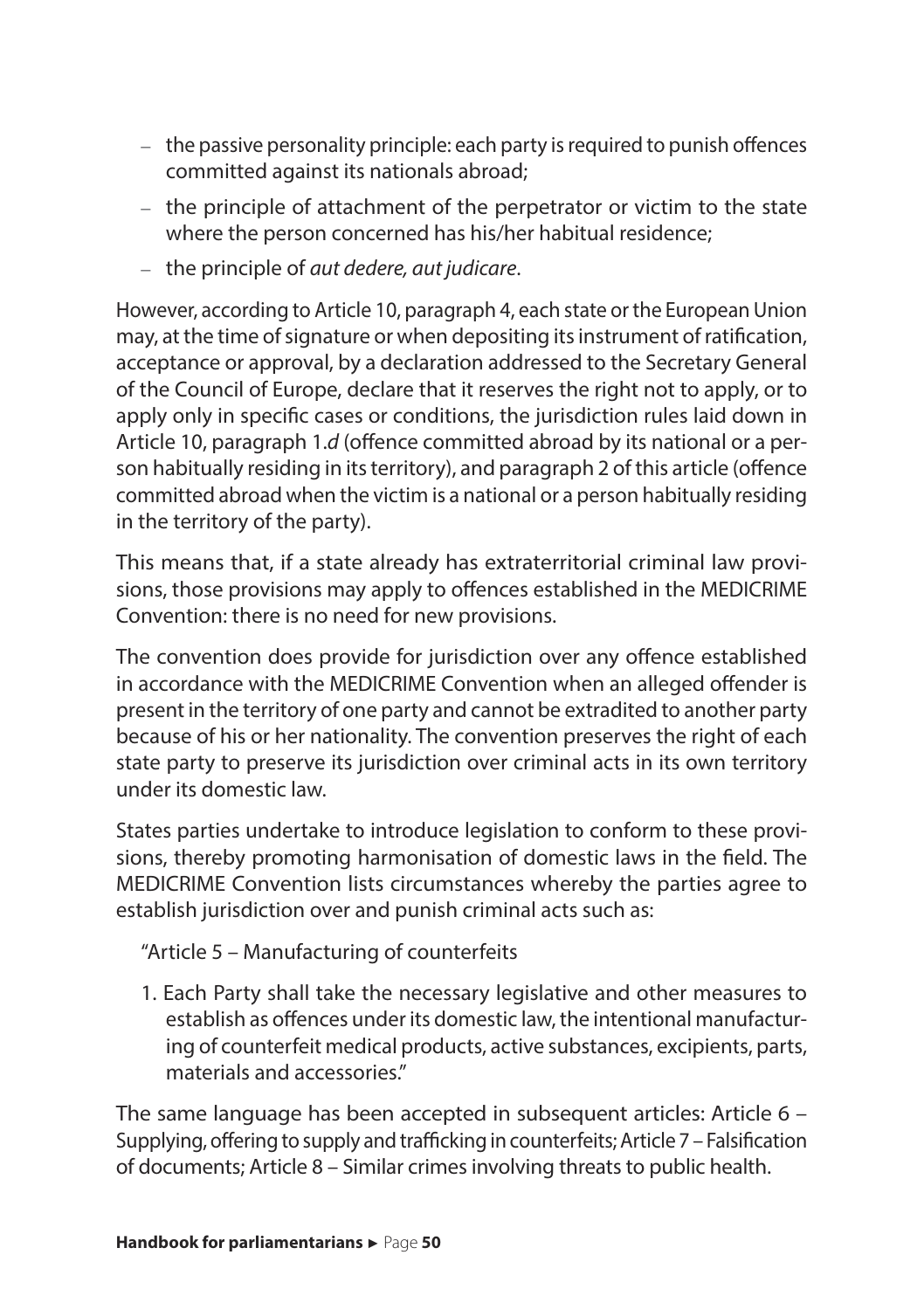- the passive personality principle: each party is required to punish offences committed against its nationals abroad;
- the principle of attachment of the perpetrator or victim to the state where the person concerned has his/her habitual residence;
- the principle of *aut dedere, aut judicare*.

However, according to Article 10, paragraph 4, each state or the European Union may, at the time of signature or when depositing its instrument of ratification, acceptance or approval, by a declaration addressed to the Secretary General of the Council of Europe, declare that it reserves the right not to apply, or to apply only in specific cases or conditions, the jurisdiction rules laid down in Article 10, paragraph 1.*d* (offence committed abroad by its national or a person habitually residing in its territory), and paragraph 2 of this article (offence committed abroad when the victim is a national or a person habitually residing in the territory of the party).

This means that, if a state already has extraterritorial criminal law provisions, those provisions may apply to offences established in the MEDICRIME Convention: there is no need for new provisions.

The convention does provide for jurisdiction over any offence established in accordance with the MEDICRIME Convention when an alleged offender is present in the territory of one party and cannot be extradited to another party because of his or her nationality. The convention preserves the right of each state party to preserve its jurisdiction over criminal acts in its own territory under its domestic law.

States parties undertake to introduce legislation to conform to these provisions, thereby promoting harmonisation of domestic laws in the field. The MEDICRIME Convention lists circumstances whereby the parties agree to establish jurisdiction over and punish criminal acts such as:

"Article 5 – Manufacturing of counterfeits

1. Each Party shall take the necessary legislative and other measures to establish as offences under its domestic law, the intentional manufacturing of counterfeit medical products, active substances, excipients, parts, materials and accessories."

The same language has been accepted in subsequent articles: Article 6 – Supplying, offering to supply and trafficking in counterfeits; Article 7 – Falsification of documents; Article 8 – Similar crimes involving threats to public health.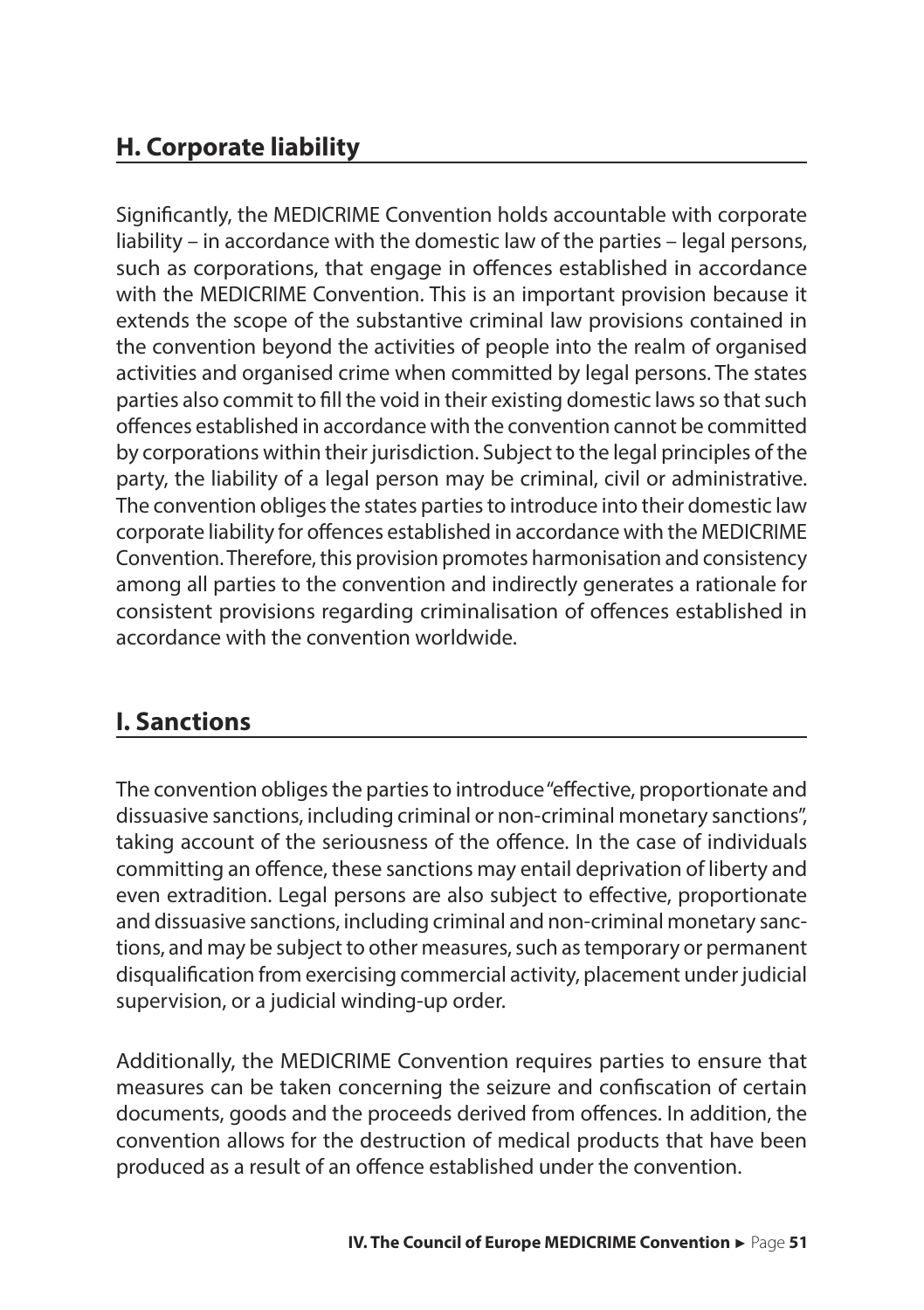## H. Corporate liability

Significantly, the MEDICRIME Convention holds accountable with corporate liability – in accordance with the domestic law of the parties – legal persons, such as corporations, that engage in offences established in accordance with the MEDICRIME Convention. This is an important provision because it extends the scope of the substantive criminal law provisions contained in the convention beyond the activities of people into the realm of organised activities and organised crime when committed by legal persons. The states parties also commit to fill the void in their existing domestic laws so that such offences established in accordance with the convention cannot be committed by corporations within their jurisdiction. Subject to the legal principles of the party, the liability of a legal person may be criminal, civil or administrative. The convention obliges the states parties to introduce into their domestic law corporate liability for offences established in accordance with the MEDICRIME Convention. Therefore, this provision promotes harmonisation and consistency among all parties to the convention and indirectly generates a rationale for consistent provisions regarding criminalisation of offences established in accordance with the convention worldwide.

## I. Sanctions

The convention obliges the parties to introduce "effective, proportionate and dissuasive sanctions, including criminal or non-criminal monetary sanctions", taking account of the seriousness of the offence. In the case of individuals committing an offence, these sanctions may entail deprivation of liberty and even extradition. Legal persons are also subject to effective, proportionate and dissuasive sanctions, including criminal and non-criminal monetary sanctions, and may be subject to other measures, such as temporary or permanent disqualification from exercising commercial activity, placement under judicial supervision, or a judicial winding-up order.

Additionally, the MEDICRIME Convention requires parties to ensure that measures can be taken concerning the seizure and confiscation of certain documents, goods and the proceeds derived from offences. In addition, the convention allows for the destruction of medical products that have been produced as a result of an offence established under the convention.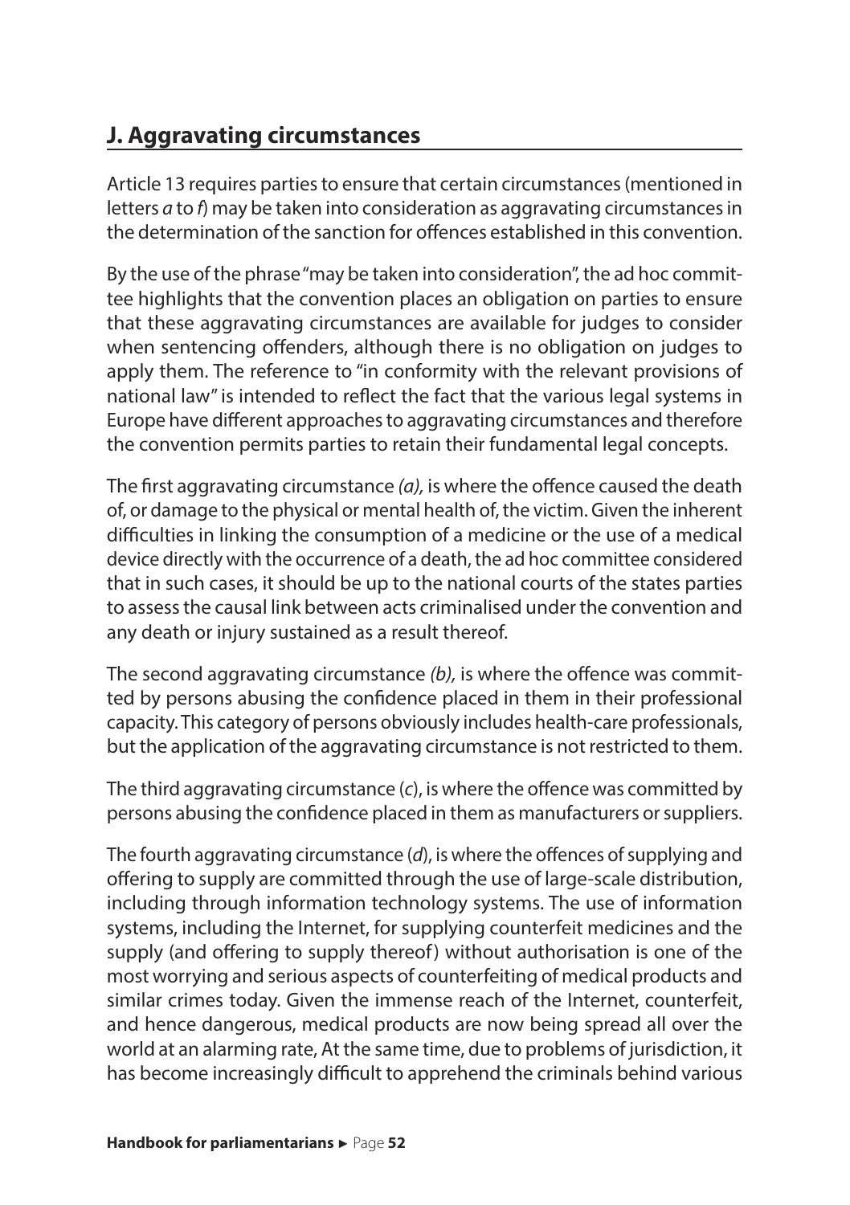## J. Aggravating circumstances

Article 13 requires parties to ensure that certain circumstances (mentioned in letters *a* to *f*) may be taken into consideration as aggravating circumstances in the determination of the sanction for offences established in this convention.

By the use of the phrase "may be taken into consideration", the ad hoc committee highlights that the convention places an obligation on parties to ensure that these aggravating circumstances are available for judges to consider when sentencing offenders, although there is no obligation on judges to apply them. The reference to "in conformity with the relevant provisions of national law" is intended to reflect the fact that the various legal systems in Europe have different approaches to aggravating circumstances and therefore the convention permits parties to retain their fundamental legal concepts.

The first aggravating circumstance *(a),* is where the offence caused the death of, or damage to the physical or mental health of, the victim. Given the inherent difficulties in linking the consumption of a medicine or the use of a medical device directly with the occurrence of a death, the ad hoc committee considered that in such cases, it should be up to the national courts of the states parties to assess the causal link between acts criminalised under the convention and any death or injury sustained as a result thereof.

The second aggravating circumstance *(b),* is where the offence was committed by persons abusing the confidence placed in them in their professional capacity. This category of persons obviously includes health-care professionals, but the application of the aggravating circumstance is not restricted to them.

The third aggravating circumstance (*c*), is where the offence was committed by persons abusing the confidence placed in them as manufacturers or suppliers.

The fourth aggravating circumstance (*d*), is where the offences of supplying and offering to supply are committed through the use of large-scale distribution, including through information technology systems. The use of information systems, including the Internet, for supplying counterfeit medicines and the supply (and offering to supply thereof) without authorisation is one of the most worrying and serious aspects of counterfeiting of medical products and similar crimes today. Given the immense reach of the Internet, counterfeit, and hence dangerous, medical products are now being spread all over the world at an alarming rate, At the same time, due to problems of jurisdiction, it has become increasingly difficult to apprehend the criminals behind various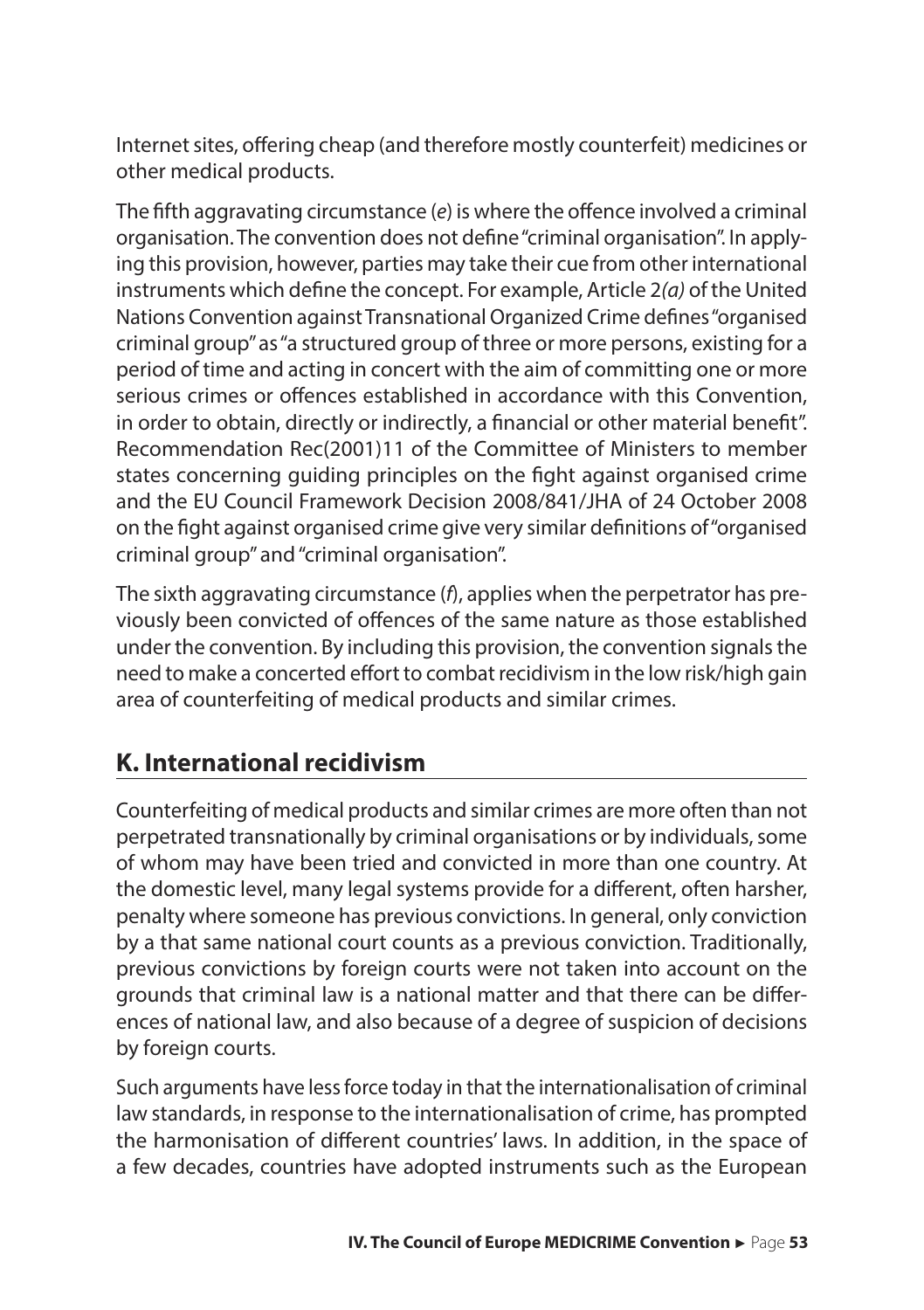Internet sites, offering cheap (and therefore mostly counterfeit) medicines or other medical products.

The fifth aggravating circumstance (*e*) is where the offence involved a criminal organisation. The convention does not define "criminal organisation". In applying this provision, however, parties may take their cue from other international instruments which define the concept. For example, Article 2*(a)* of the United Nations Convention against Transnational Organized Crime defines "organised criminal group" as "a structured group of three or more persons, existing for a period of time and acting in concert with the aim of committing one or more serious crimes or offences established in accordance with this Convention, in order to obtain, directly or indirectly, a financial or other material benefit". Recommendation Rec(2001)11 of the Committee of Ministers to member states concerning guiding principles on the fight against organised crime and the EU Council Framework Decision 2008/841/JHA of 24 October 2008 on the fight against organised crime give very similar definitions of "organised criminal group" and "criminal organisation".

The sixth aggravating circumstance (*f*), applies when the perpetrator has previously been convicted of offences of the same nature as those established under the convention. By including this provision, the convention signals the need to make a concerted effort to combat recidivism in the low risk/high gain area of counterfeiting of medical products and similar crimes.

## K. International recidivism

Counterfeiting of medical products and similar crimes are more often than not perpetrated transnationally by criminal organisations or by individuals, some of whom may have been tried and convicted in more than one country. At the domestic level, many legal systems provide for a different, often harsher, penalty where someone has previous convictions. In general, only conviction by a that same national court counts as a previous conviction. Traditionally, previous convictions by foreign courts were not taken into account on the grounds that criminal law is a national matter and that there can be differences of national law, and also because of a degree of suspicion of decisions by foreign courts.

Such arguments have less force today in that the internationalisation of criminal law standards, in response to the internationalisation of crime, has prompted the harmonisation of different countries' laws. In addition, in the space of a few decades, countries have adopted instruments such as the European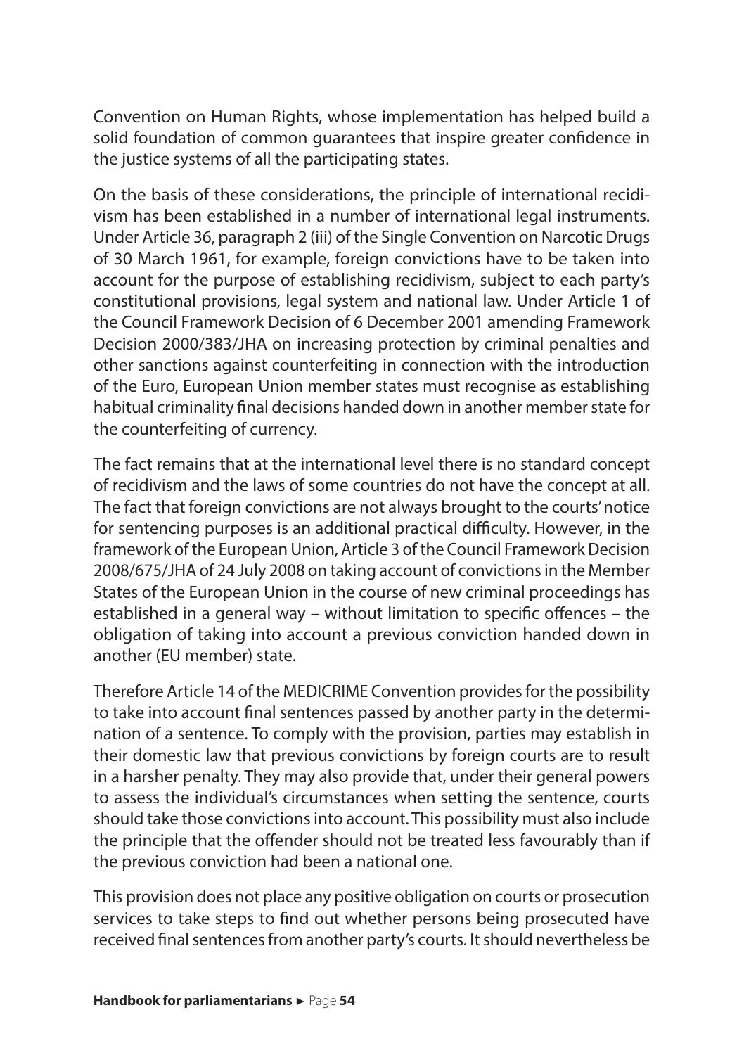Convention on Human Rights, whose implementation has helped build a solid foundation of common guarantees that inspire greater confidence in the justice systems of all the participating states.

On the basis of these considerations, the principle of international recidivism has been established in a number of international legal instruments. Under Article 36, paragraph 2 (iii) of the Single Convention on Narcotic Drugs of 30 March 1961, for example, foreign convictions have to be taken into account for the purpose of establishing recidivism, subject to each party's constitutional provisions, legal system and national law. Under Article 1 of the Council Framework Decision of 6 December 2001 amending Framework Decision 2000/383/JHA on increasing protection by criminal penalties and other sanctions against counterfeiting in connection with the introduction of the Euro, European Union member states must recognise as establishing habitual criminality final decisions handed down in another member state for the counterfeiting of currency.

The fact remains that at the international level there is no standard concept of recidivism and the laws of some countries do not have the concept at all. The fact that foreign convictions are not always brought to the courts' notice for sentencing purposes is an additional practical difficulty. However, in the framework of the European Union, Article 3 of the Council Framework Decision 2008/675/JHA of 24 July 2008 on taking account of convictions in the Member States of the European Union in the course of new criminal proceedings has established in a general way – without limitation to specific offences – the obligation of taking into account a previous conviction handed down in another (EU member) state.

Therefore Article 14 of the MEDICRIME Convention provides for the possibility to take into account final sentences passed by another party in the determination of a sentence. To comply with the provision, parties may establish in their domestic law that previous convictions by foreign courts are to result in a harsher penalty. They may also provide that, under their general powers to assess the individual's circumstances when setting the sentence, courts should take those convictions into account. This possibility must also include the principle that the offender should not be treated less favourably than if the previous conviction had been a national one.

This provision does not place any positive obligation on courts or prosecution services to take steps to find out whether persons being prosecuted have received final sentences from another party's courts. It should nevertheless be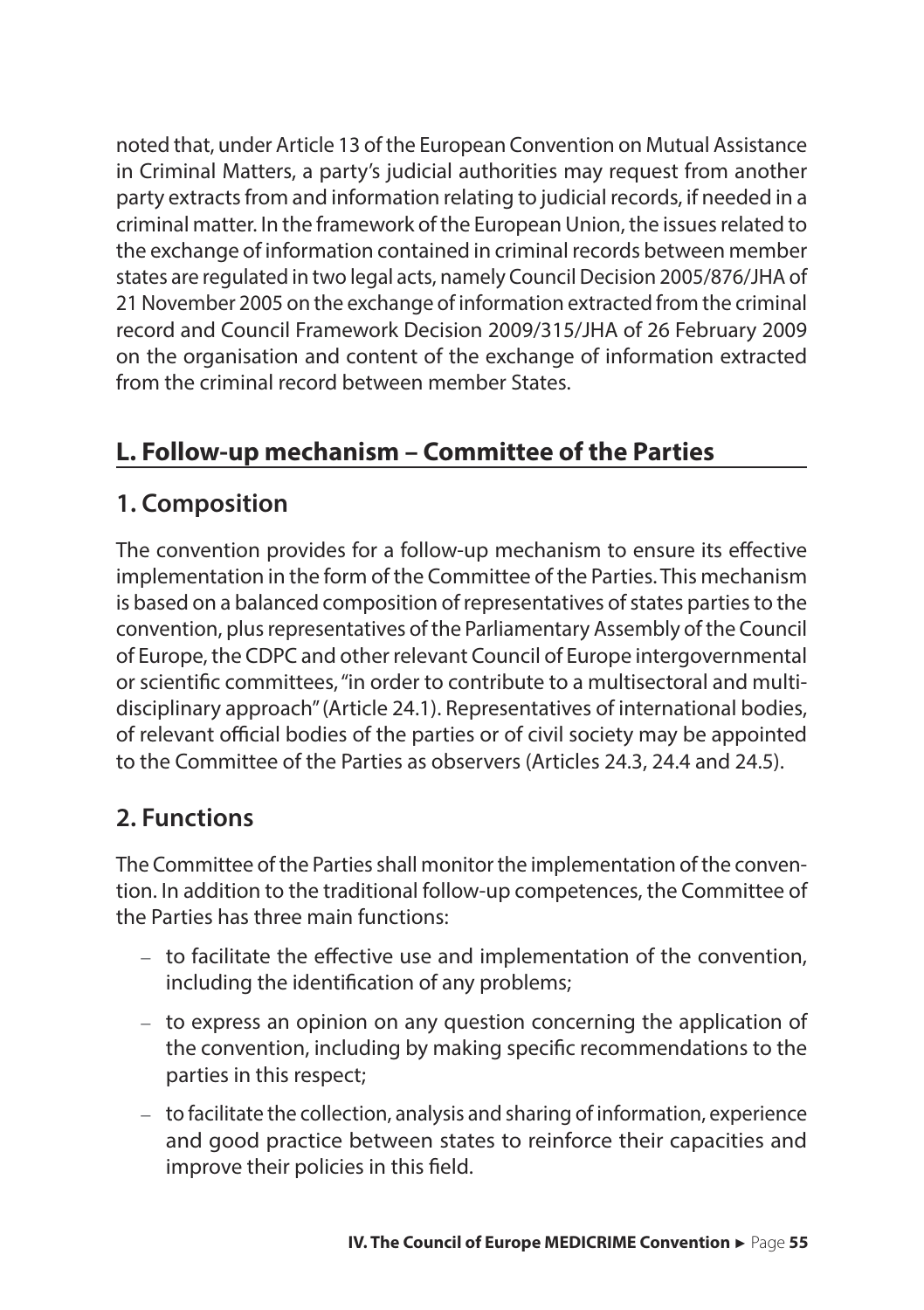noted that, under Article 13 of the European Convention on Mutual Assistance in Criminal Matters, a party's judicial authorities may request from another party extracts from and information relating to judicial records, if needed in a criminal matter. In the framework of the European Union, the issues related to the exchange of information contained in criminal records between member states are regulated in two legal acts, namely Council Decision 2005/876/JHA of 21 November 2005 on the exchange of information extracted from the criminal record and Council Framework Decision 2009/315/JHA of 26 February 2009 on the organisation and content of the exchange of information extracted from the criminal record between member States.

## L. Follow-up mechanism – Committee of the Parties

### 1. Composition

The convention provides for a follow-up mechanism to ensure its effective implementation in the form of the Committee of the Parties. This mechanism is based on a balanced composition of representatives of states parties to the convention, plus representatives of the Parliamentary Assembly of the Council of Europe, the CDPC and other relevant Council of Europe intergovernmental or scientific committees, "in order to contribute to a multisectoral and multidisciplinary approach" (Article 24.1). Representatives of international bodies, of relevant official bodies of the parties or of civil society may be appointed to the Committee of the Parties as observers (Articles 24.3, 24.4 and 24.5).

### 2. Functions

The Committee of the Parties shall monitor the implementation of the convention. In addition to the traditional follow-up competences, the Committee of the Parties has three main functions:

- to facilitate the effective use and implementation of the convention, including the identification of any problems;
- to express an opinion on any question concerning the application of the convention, including by making specific recommendations to the parties in this respect;
- to facilitate the collection, analysis and sharing of information, experience and good practice between states to reinforce their capacities and improve their policies in this field.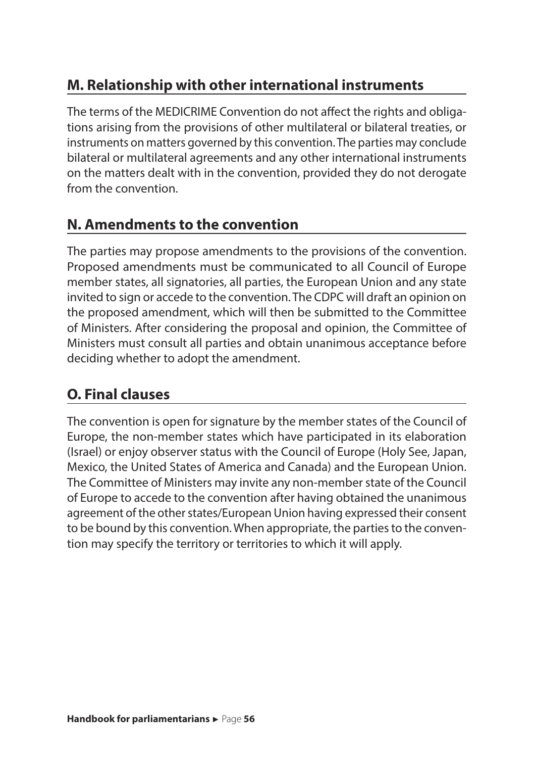## M. Relationship with other international instruments

The terms of the MEDICRIME Convention do not affect the rights and obligations arising from the provisions of other multilateral or bilateral treaties, or instruments on matters governed by this convention. The parties may conclude bilateral or multilateral agreements and any other international instruments on the matters dealt with in the convention, provided they do not derogate from the convention.

## N. Amendments to the convention

The parties may propose amendments to the provisions of the convention. Proposed amendments must be communicated to all Council of Europe member states, all signatories, all parties, the European Union and any state invited to sign or accede to the convention. The CDPC will draft an opinion on the proposed amendment, which will then be submitted to the Committee of Ministers. After considering the proposal and opinion, the Committee of Ministers must consult all parties and obtain unanimous acceptance before deciding whether to adopt the amendment.

## O. Final clauses

The convention is open for signature by the member states of the Council of Europe, the non-member states which have participated in its elaboration (Israel) or enjoy observer status with the Council of Europe (Holy See, Japan, Mexico, the United States of America and Canada) and the European Union. The Committee of Ministers may invite any non-member state of the Council of Europe to accede to the convention after having obtained the unanimous agreement of the other states/European Union having expressed their consent to be bound by this convention. When appropriate, the parties to the convention may specify the territory or territories to which it will apply.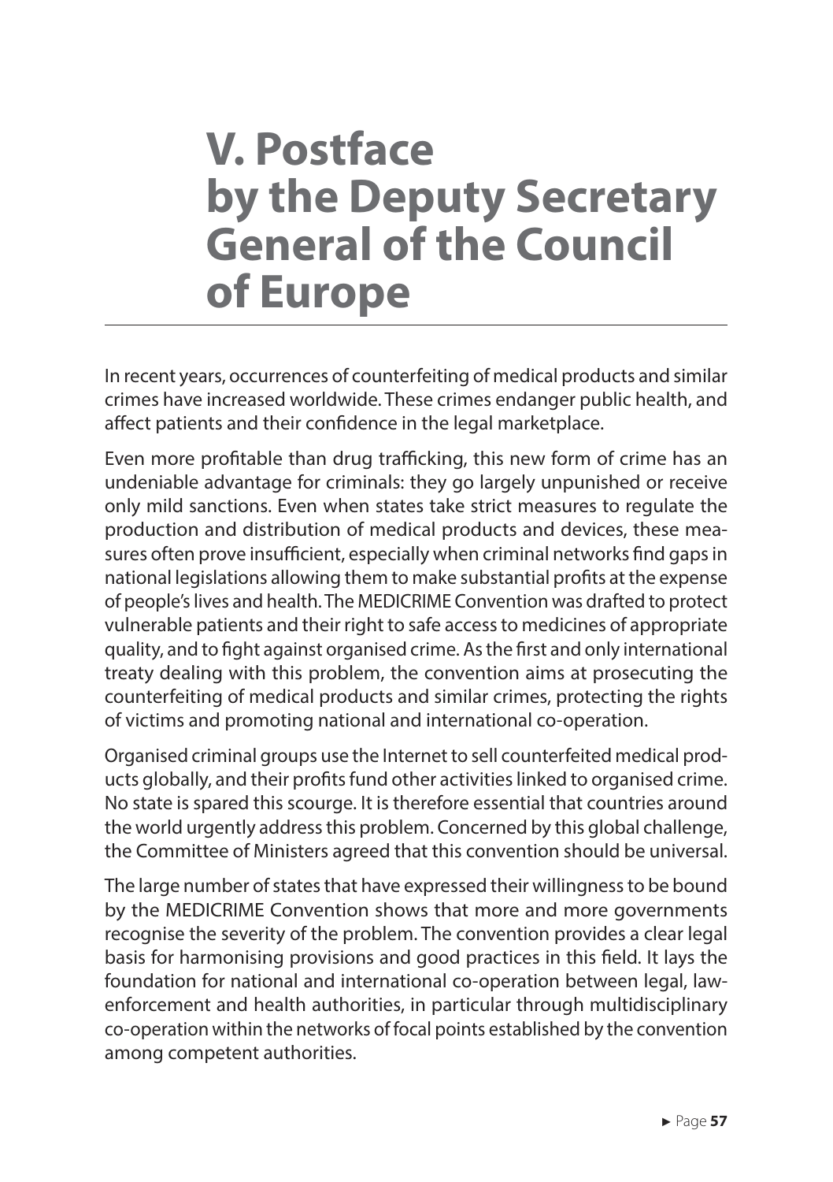# V. Postface by the Deputy Secretary General of the Council of Europe

In recent years, occurrences of counterfeiting of medical products and similar crimes have increased worldwide. These crimes endanger public health, and affect patients and their confidence in the legal marketplace.

Even more profitable than drug trafficking, this new form of crime has an undeniable advantage for criminals: they go largely unpunished or receive only mild sanctions. Even when states take strict measures to regulate the production and distribution of medical products and devices, these measures often prove insufficient, especially when criminal networks find gaps in national legislations allowing them to make substantial profits at the expense of people's lives and health. The MEDICRIME Convention was drafted to protect vulnerable patients and their right to safe access to medicines of appropriate quality, and to fight against organised crime. As the first and only international treaty dealing with this problem, the convention aims at prosecuting the counterfeiting of medical products and similar crimes, protecting the rights of victims and promoting national and international co-operation.

Organised criminal groups use the Internet to sell counterfeited medical products globally, and their profits fund other activities linked to organised crime. No state is spared this scourge. It is therefore essential that countries around the world urgently address this problem. Concerned by this global challenge, the Committee of Ministers agreed that this convention should be universal.

The large number of states that have expressed their willingness to be bound by the MEDICRIME Convention shows that more and more governments recognise the severity of the problem. The convention provides a clear legal basis for harmonising provisions and good practices in this field. It lays the foundation for national and international co-operation between legal, law-enforcement and health authorities, in particular through multidisciplinary co-operation within the networks of focal points established by the convention among competent authorities.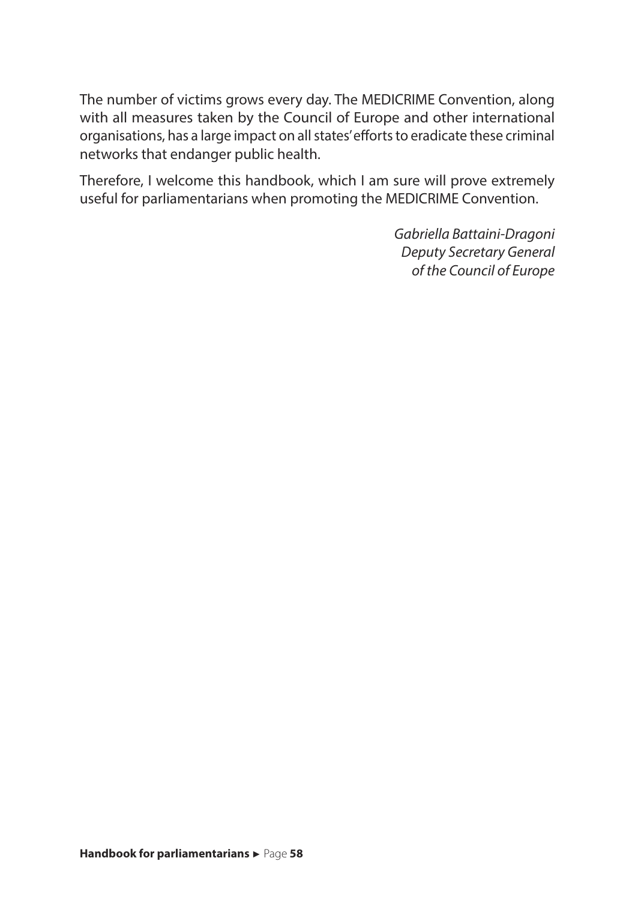The number of victims grows every day. The MEDICRIME Convention, along with all measures taken by the Council of Europe and other international organisations, has a large impact on all states' efforts to eradicate these criminal networks that endanger public health.

Therefore, I welcome this handbook, which I am sure will prove extremely useful for parliamentarians when promoting the MEDICRIME Convention.

*Gabriella Battaini-Dragoni*
*Deputy Secretary General*
*of the Council of Europe*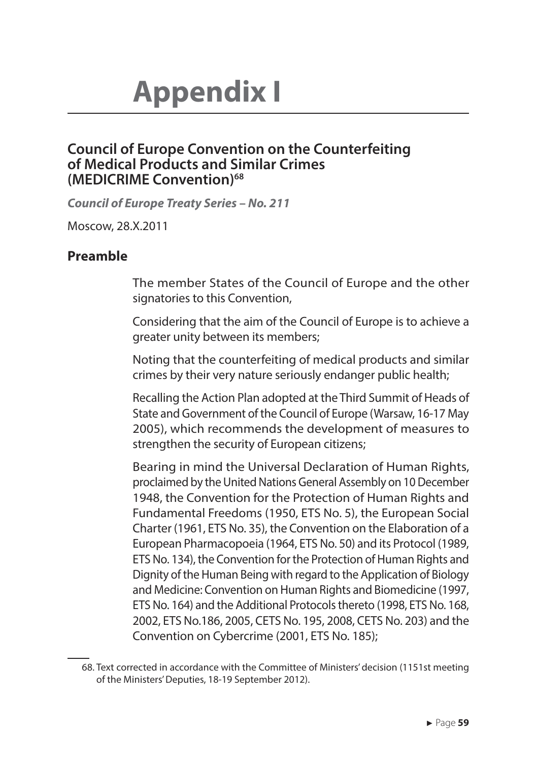# Appendix I

## Council of Europe Convention on the Counterfeiting of Medical Products and Similar Crimes (MEDICRIME Convention)[68]

***Council of Europe Treaty Series – No. 211***

Moscow, 28.X.2011

### Preamble

The member States of the Council of Europe and the other signatories to this Convention,

Considering that the aim of the Council of Europe is to achieve a greater unity between its members;

Noting that the counterfeiting of medical products and similar crimes by their very nature seriously endanger public health;

Recalling the Action Plan adopted at the Third Summit of Heads of State and Government of the Council of Europe (Warsaw, 16-17 May 2005), which recommends the development of measures to strengthen the security of European citizens;

Bearing in mind the Universal Declaration of Human Rights, proclaimed by the United Nations General Assembly on 10 December 1948, the Convention for the Protection of Human Rights and Fundamental Freedoms (1950, ETS No. 5), the European Social Charter (1961, ETS No. 35), the Convention on the Elaboration of a European Pharmacopoeia (1964, ETS No. 50) and its Protocol (1989, ETS No. 134), the Convention for the Protection of Human Rights and Dignity of the Human Being with regard to the Application of Biology and Medicine: Convention on Human Rights and Biomedicine (1997, ETS No. 164) and the Additional Protocols thereto (1998, ETS No. 168, 2002, ETS No.186, 2005, CETS No. 195, 2008, CETS No. 203) and the Convention on Cybercrime (2001, ETS No. 185);

---

68. Text corrected in accordance with the Committee of Ministers' decision (1151st meeting of the Ministers' Deputies, 18-19 September 2012).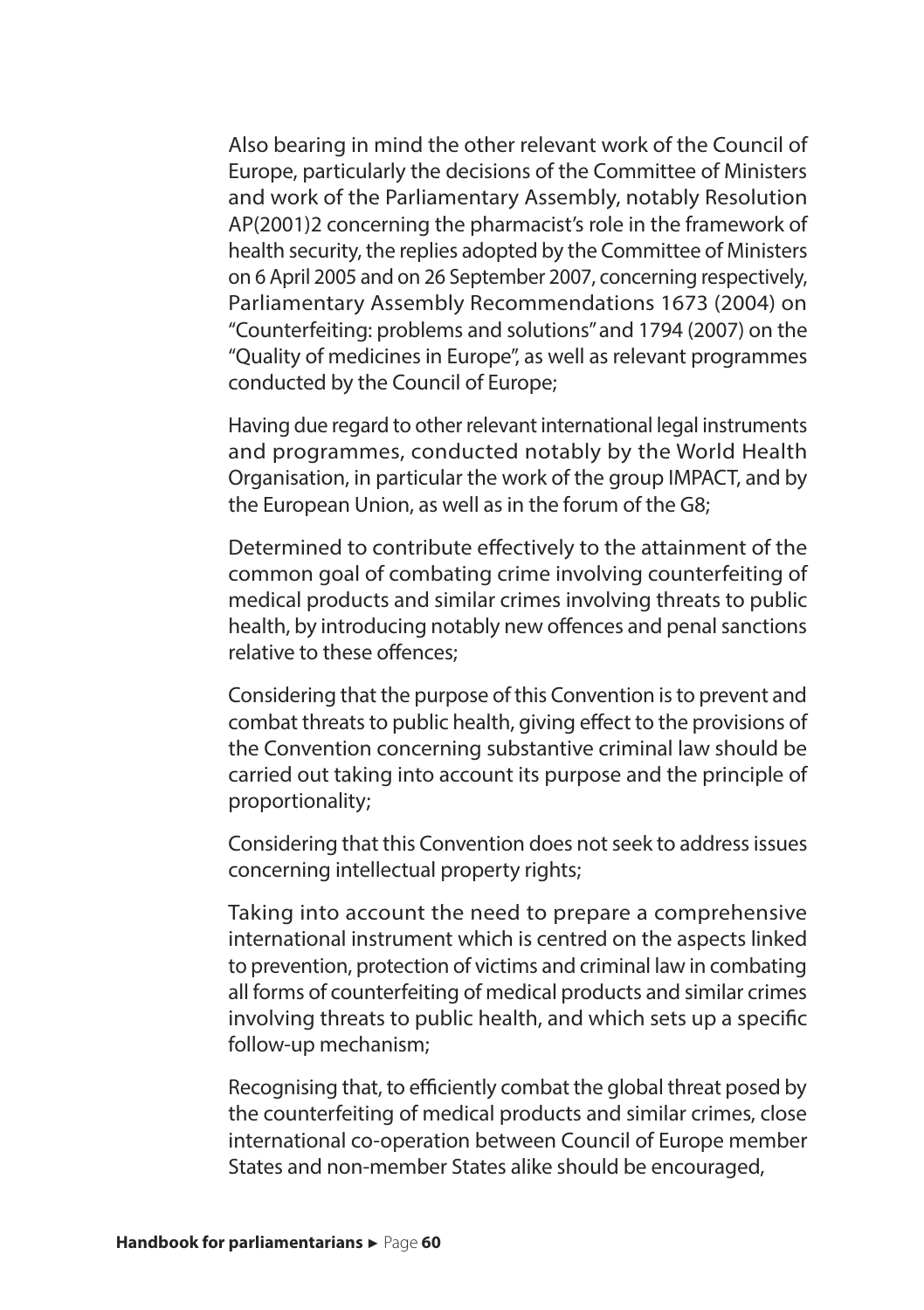Also bearing in mind the other relevant work of the Council of Europe, particularly the decisions of the Committee of Ministers and work of the Parliamentary Assembly, notably Resolution AP(2001)2 concerning the pharmacist's role in the framework of health security, the replies adopted by the Committee of Ministers on 6 April 2005 and on 26 September 2007, concerning respectively, Parliamentary Assembly Recommendations 1673 (2004) on "Counterfeiting: problems and solutions" and 1794 (2007) on the "Quality of medicines in Europe", as well as relevant programmes conducted by the Council of Europe;

Having due regard to other relevant international legal instruments and programmes, conducted notably by the World Health Organisation, in particular the work of the group IMPACT, and by the European Union, as well as in the forum of the G8;

Determined to contribute effectively to the attainment of the common goal of combating crime involving counterfeiting of medical products and similar crimes involving threats to public health, by introducing notably new offences and penal sanctions relative to these offences;

Considering that the purpose of this Convention is to prevent and combat threats to public health, giving effect to the provisions of the Convention concerning substantive criminal law should be carried out taking into account its purpose and the principle of proportionality;

Considering that this Convention does not seek to address issues concerning intellectual property rights;

Taking into account the need to prepare a comprehensive international instrument which is centred on the aspects linked to prevention, protection of victims and criminal law in combating all forms of counterfeiting of medical products and similar crimes involving threats to public health, and which sets up a specific follow-up mechanism;

Recognising that, to efficiently combat the global threat posed by the counterfeiting of medical products and similar crimes, close international co-operation between Council of Europe member States and non-member States alike should be encouraged,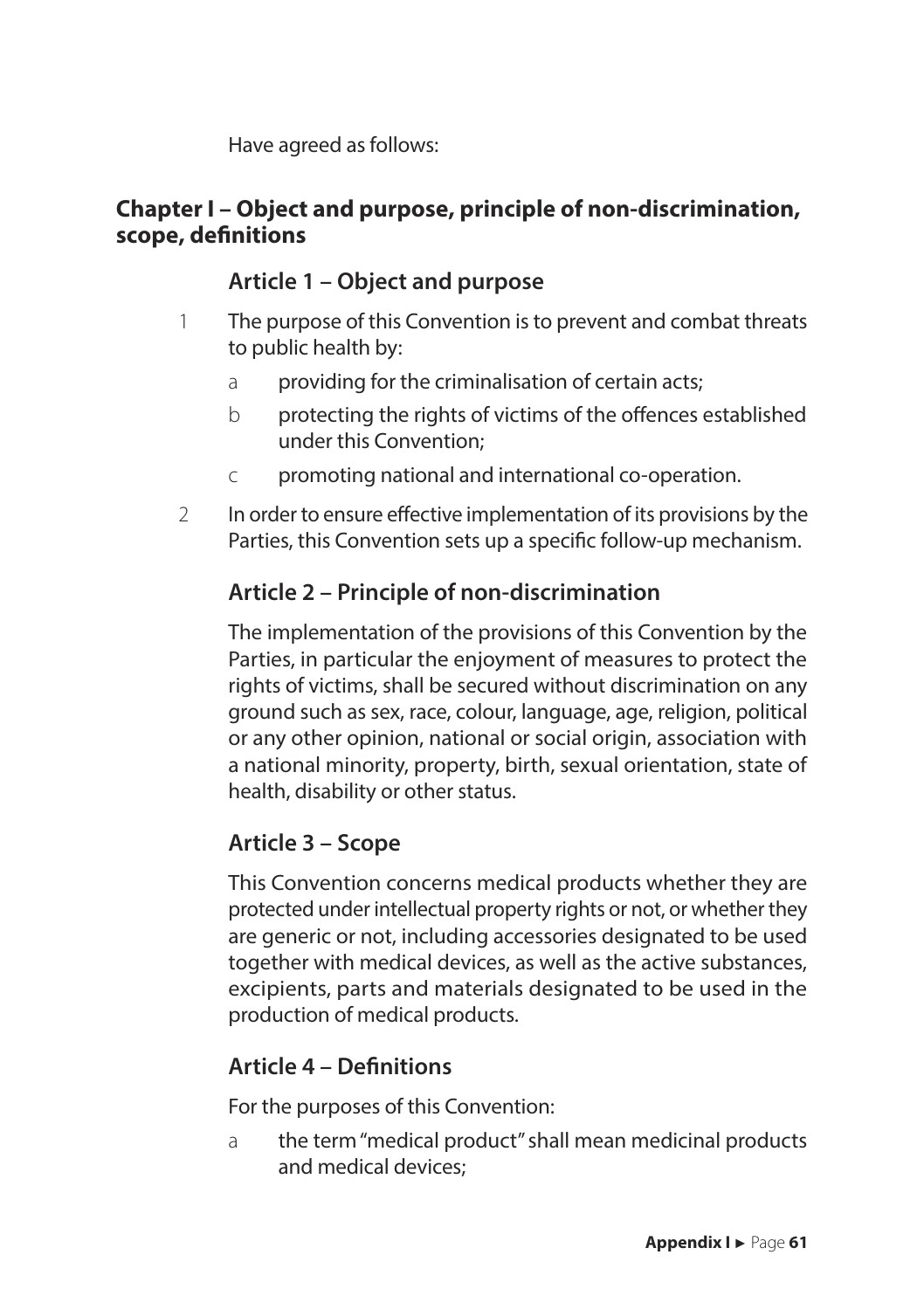Have agreed as follows:

## Chapter I – Object and purpose, principle of non-discrimination, scope, definitions

### Article 1 – Object and purpose

1 The purpose of this Convention is to prevent and combat threats to public health by:

   a providing for the criminalisation of certain acts;

   b protecting the rights of victims of the offences established under this Convention;

   c promoting national and international co-operation.

2 In order to ensure effective implementation of its provisions by the Parties, this Convention sets up a specific follow-up mechanism.

### Article 2 – Principle of non-discrimination

The implementation of the provisions of this Convention by the Parties, in particular the enjoyment of measures to protect the rights of victims, shall be secured without discrimination on any ground such as sex, race, colour, language, age, religion, political or any other opinion, national or social origin, association with a national minority, property, birth, sexual orientation, state of health, disability or other status.

### Article 3 – Scope

This Convention concerns medical products whether they are protected under intellectual property rights or not, or whether they are generic or not, including accessories designated to be used together with medical devices, as well as the active substances, excipients, parts and materials designated to be used in the production of medical products.

### Article 4 – Definitions

For the purposes of this Convention:

   a the term "medical product" shall mean medicinal products and medical devices;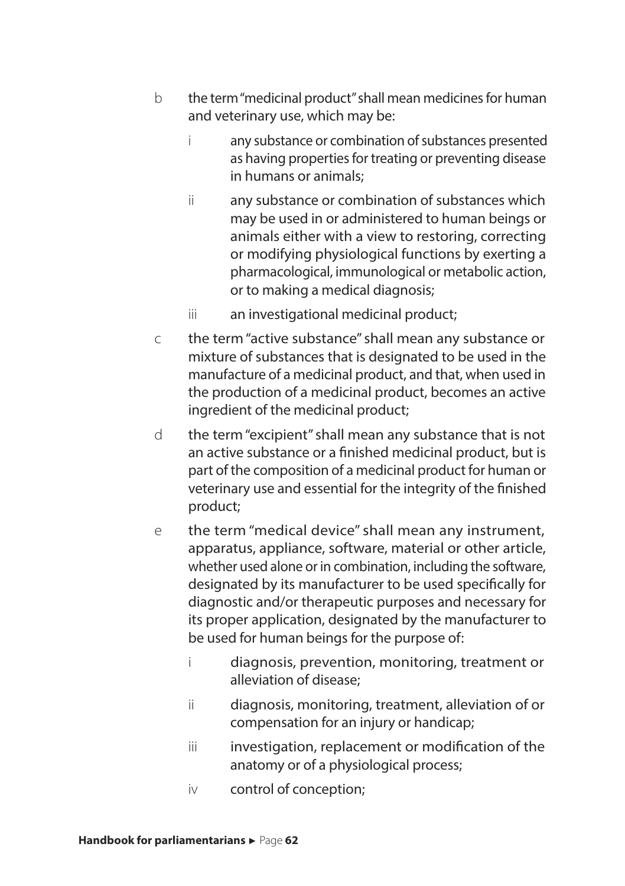b the term "medicinal product" shall mean medicines for human and veterinary use, which may be:

   i any substance or combination of substances presented as having properties for treating or preventing disease in humans or animals;

   ii any substance or combination of substances which may be used in or administered to human beings or animals either with a view to restoring, correcting or modifying physiological functions by exerting a pharmacological, immunological or metabolic action, or to making a medical diagnosis;

   iii an investigational medicinal product;

c the term "active substance" shall mean any substance or mixture of substances that is designated to be used in the manufacture of a medicinal product, and that, when used in the production of a medicinal product, becomes an active ingredient of the medicinal product;

d the term "excipient" shall mean any substance that is not an active substance or a finished medicinal product, but is part of the composition of a medicinal product for human or veterinary use and essential for the integrity of the finished product;

e the term "medical device" shall mean any instrument, apparatus, appliance, software, material or other article, whether used alone or in combination, including the software, designated by its manufacturer to be used specifically for diagnostic and/or therapeutic purposes and necessary for its proper application, designated by the manufacturer to be used for human beings for the purpose of:

   i diagnosis, prevention, monitoring, treatment or alleviation of disease;

   ii diagnosis, monitoring, treatment, alleviation of or compensation for an injury or handicap;

   iii investigation, replacement or modification of the anatomy or of a physiological process;

   iv control of conception;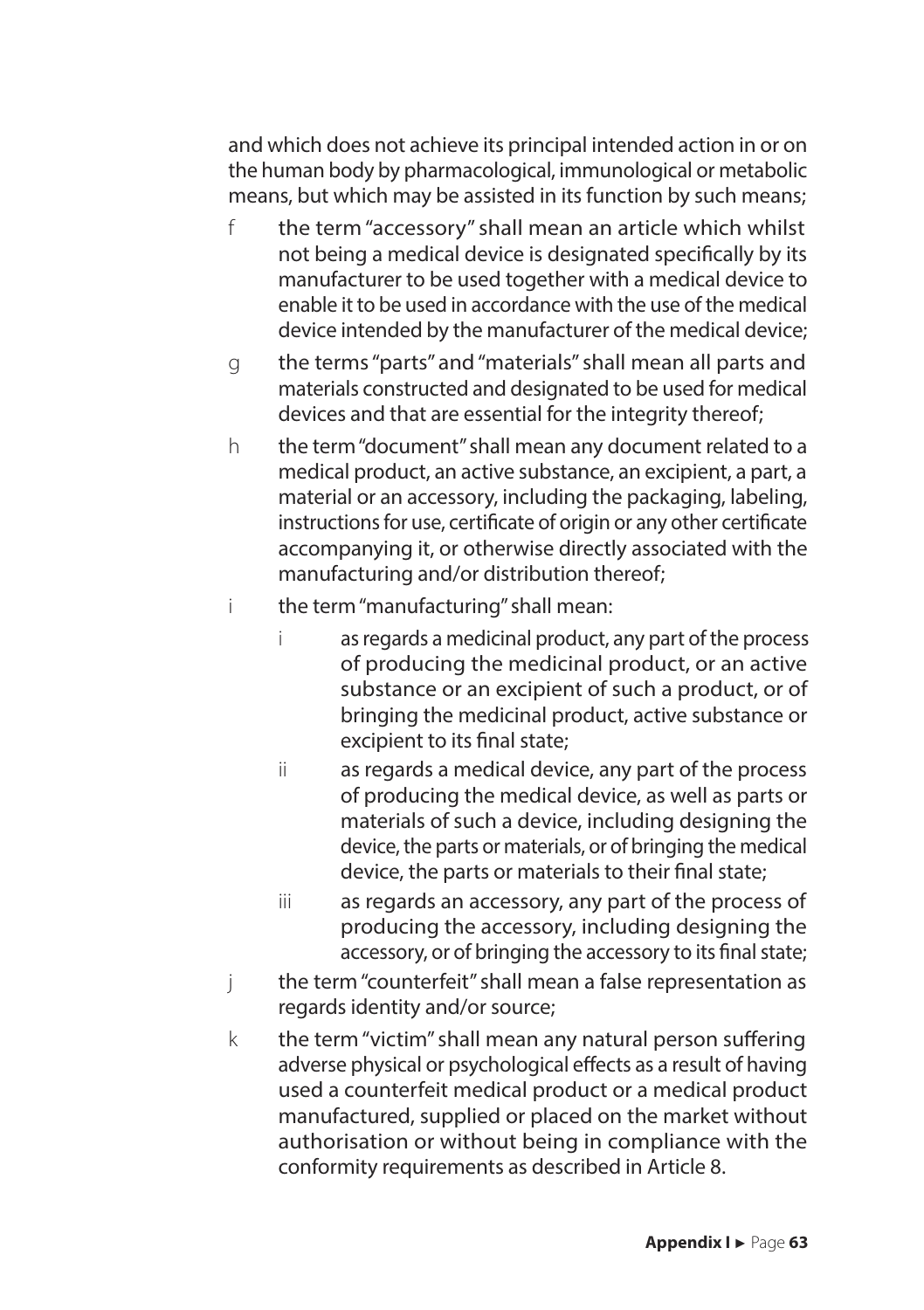and which does not achieve its principal intended action in or on the human body by pharmacological, immunological or metabolic means, but which may be assisted in its function by such means;

f the term "accessory" shall mean an article which whilst not being a medical device is designated specifically by its manufacturer to be used together with a medical device to enable it to be used in accordance with the use of the medical device intended by the manufacturer of the medical device;

g the terms "parts" and "materials" shall mean all parts and materials constructed and designated to be used for medical devices and that are essential for the integrity thereof;

h the term "document" shall mean any document related to a medical product, an active substance, an excipient, a part, a material or an accessory, including the packaging, labeling, instructions for use, certificate of origin or any other certificate accompanying it, or otherwise directly associated with the manufacturing and/or distribution thereof;

i the term "manufacturing" shall mean:

  i as regards a medicinal product, any part of the process of producing the medicinal product, or an active substance or an excipient of such a product, or of bringing the medicinal product, active substance or excipient to its final state;

  ii as regards a medical device, any part of the process of producing the medical device, as well as parts or materials of such a device, including designing the device, the parts or materials, or of bringing the medical device, the parts or materials to their final state;

  iii as regards an accessory, any part of the process of producing the accessory, including designing the accessory, or of bringing the accessory to its final state;

j the term "counterfeit" shall mean a false representation as regards identity and/or source;

k the term "victim" shall mean any natural person suffering adverse physical or psychological effects as a result of having used a counterfeit medical product or a medical product manufactured, supplied or placed on the market without authorisation or without being in compliance with the conformity requirements as described in Article 8.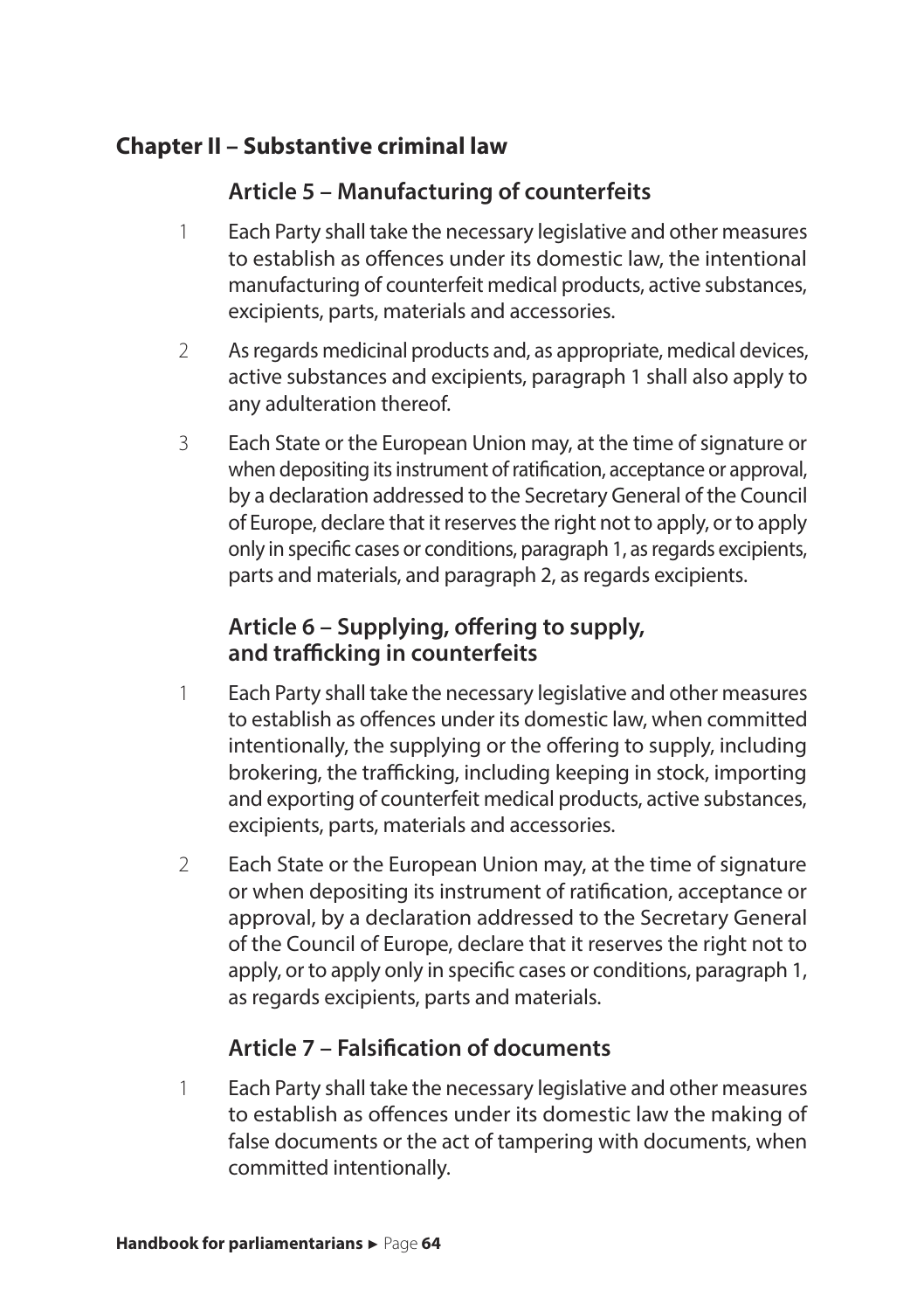## Chapter II – Substantive criminal law

### Article 5 – Manufacturing of counterfeits

1. Each Party shall take the necessary legislative and other measures to establish as offences under its domestic law, the intentional manufacturing of counterfeit medical products, active substances, excipients, parts, materials and accessories.

2. As regards medicinal products and, as appropriate, medical devices, active substances and excipients, paragraph 1 shall also apply to any adulteration thereof.

3. Each State or the European Union may, at the time of signature or when depositing its instrument of ratification, acceptance or approval, by a declaration addressed to the Secretary General of the Council of Europe, declare that it reserves the right not to apply, or to apply only in specific cases or conditions, paragraph 1, as regards excipients, parts and materials, and paragraph 2, as regards excipients.

### Article 6 – Supplying, offering to supply, and trafficking in counterfeits

1. Each Party shall take the necessary legislative and other measures to establish as offences under its domestic law, when committed intentionally, the supplying or the offering to supply, including brokering, the trafficking, including keeping in stock, importing and exporting of counterfeit medical products, active substances, excipients, parts, materials and accessories.

2. Each State or the European Union may, at the time of signature or when depositing its instrument of ratification, acceptance or approval, by a declaration addressed to the Secretary General of the Council of Europe, declare that it reserves the right not to apply, or to apply only in specific cases or conditions, paragraph 1, as regards excipients, parts and materials.

### Article 7 – Falsification of documents

1. Each Party shall take the necessary legislative and other measures to establish as offences under its domestic law the making of false documents or the act of tampering with documents, when committed intentionally.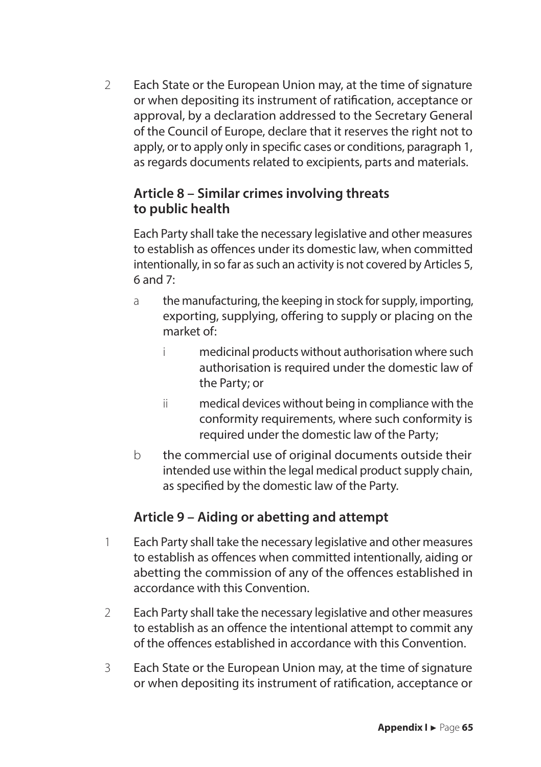2 Each State or the European Union may, at the time of signature or when depositing its instrument of ratification, acceptance or approval, by a declaration addressed to the Secretary General of the Council of Europe, declare that it reserves the right not to apply, or to apply only in specific cases or conditions, paragraph 1, as regards documents related to excipients, parts and materials.

### Article 8 – Similar crimes involving threats to public health

Each Party shall take the necessary legislative and other measures to establish as offences under its domestic law, when committed intentionally, in so far as such an activity is not covered by Articles 5, 6 and 7:

a the manufacturing, the keeping in stock for supply, importing, exporting, supplying, offering to supply or placing on the market of:

  i medicinal products without authorisation where such authorisation is required under the domestic law of the Party; or

  ii medical devices without being in compliance with the conformity requirements, where such conformity is required under the domestic law of the Party;

b the commercial use of original documents outside their intended use within the legal medical product supply chain, as specified by the domestic law of the Party.

### Article 9 – Aiding or abetting and attempt

1 Each Party shall take the necessary legislative and other measures to establish as offences when committed intentionally, aiding or abetting the commission of any of the offences established in accordance with this Convention.

2 Each Party shall take the necessary legislative and other measures to establish as an offence the intentional attempt to commit any of the offences established in accordance with this Convention.

3 Each State or the European Union may, at the time of signature or when depositing its instrument of ratification, acceptance or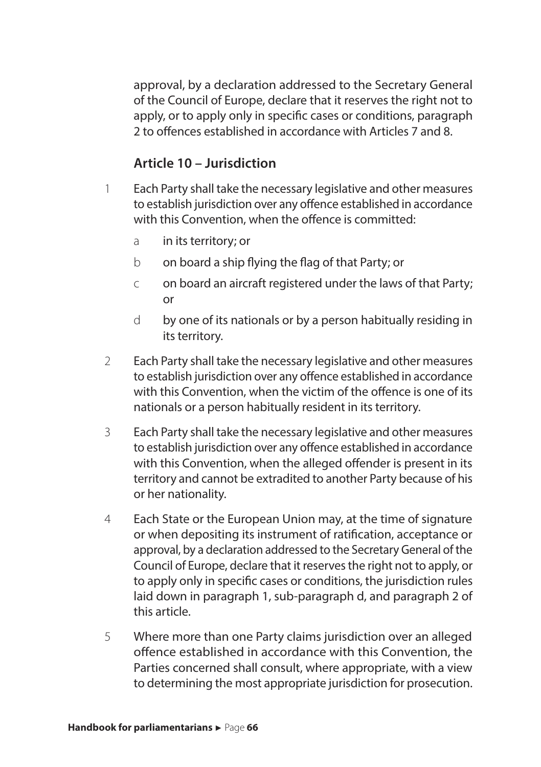approval, by a declaration addressed to the Secretary General of the Council of Europe, declare that it reserves the right not to apply, or to apply only in specific cases or conditions, paragraph 2 to offences established in accordance with Articles 7 and 8.

### Article 10 – Jurisdiction

1 Each Party shall take the necessary legislative and other measures to establish jurisdiction over any offence established in accordance with this Convention, when the offence is committed:

   a in its territory; or

   b on board a ship flying the flag of that Party; or

   c on board an aircraft registered under the laws of that Party; or

   d by one of its nationals or by a person habitually residing in its territory.

2 Each Party shall take the necessary legislative and other measures to establish jurisdiction over any offence established in accordance with this Convention, when the victim of the offence is one of its nationals or a person habitually resident in its territory.

3 Each Party shall take the necessary legislative and other measures to establish jurisdiction over any offence established in accordance with this Convention, when the alleged offender is present in its territory and cannot be extradited to another Party because of his or her nationality.

4 Each State or the European Union may, at the time of signature or when depositing its instrument of ratification, acceptance or approval, by a declaration addressed to the Secretary General of the Council of Europe, declare that it reserves the right not to apply, or to apply only in specific cases or conditions, the jurisdiction rules laid down in paragraph 1, sub-paragraph d, and paragraph 2 of this article.

5 Where more than one Party claims jurisdiction over an alleged offence established in accordance with this Convention, the Parties concerned shall consult, where appropriate, with a view to determining the most appropriate jurisdiction for prosecution.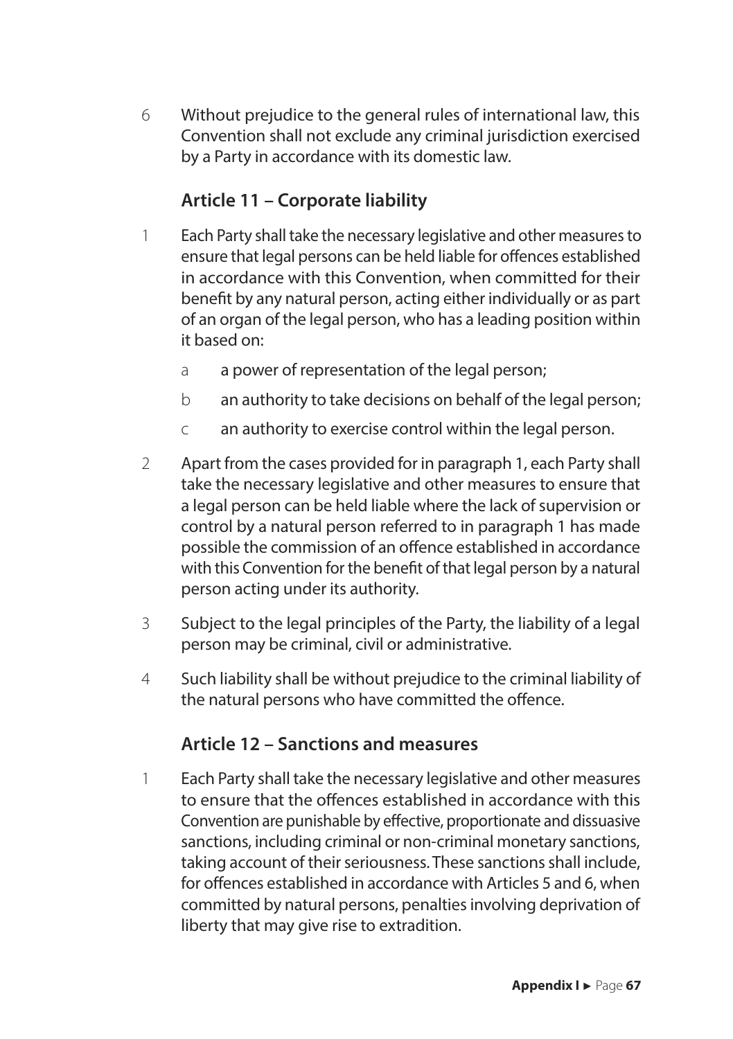6 Without prejudice to the general rules of international law, this Convention shall not exclude any criminal jurisdiction exercised by a Party in accordance with its domestic law.

### Article 11 – Corporate liability

1 Each Party shall take the necessary legislative and other measures to ensure that legal persons can be held liable for offences established in accordance with this Convention, when committed for their benefit by any natural person, acting either individually or as part of an organ of the legal person, who has a leading position within it based on:

   a a power of representation of the legal person;

   b an authority to take decisions on behalf of the legal person;

   c an authority to exercise control within the legal person.

2 Apart from the cases provided for in paragraph 1, each Party shall take the necessary legislative and other measures to ensure that a legal person can be held liable where the lack of supervision or control by a natural person referred to in paragraph 1 has made possible the commission of an offence established in accordance with this Convention for the benefit of that legal person by a natural person acting under its authority.

3 Subject to the legal principles of the Party, the liability of a legal person may be criminal, civil or administrative.

4 Such liability shall be without prejudice to the criminal liability of the natural persons who have committed the offence.

### Article 12 – Sanctions and measures

1 Each Party shall take the necessary legislative and other measures to ensure that the offences established in accordance with this Convention are punishable by effective, proportionate and dissuasive sanctions, including criminal or non-criminal monetary sanctions, taking account of their seriousness. These sanctions shall include, for offences established in accordance with Articles 5 and 6, when committed by natural persons, penalties involving deprivation of liberty that may give rise to extradition.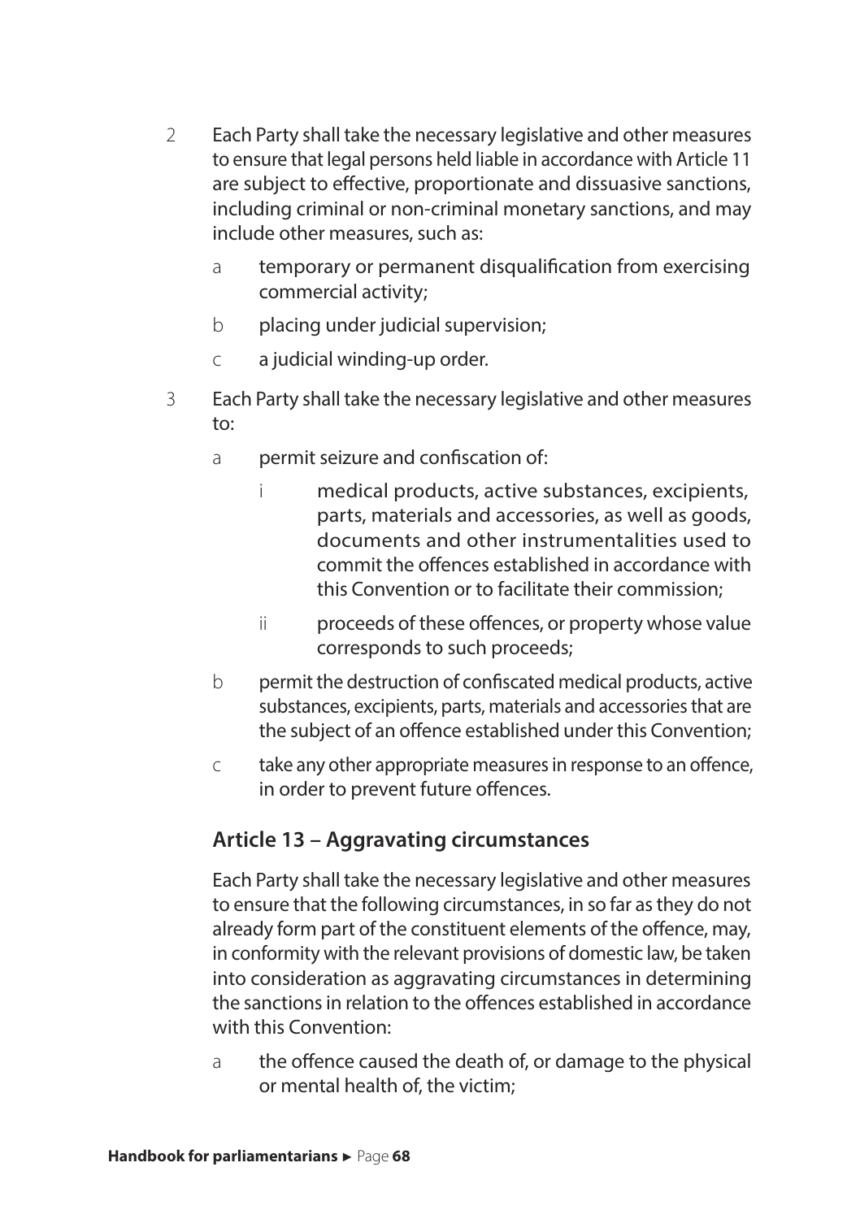2. Each Party shall take the necessary legislative and other measures to ensure that legal persons held liable in accordance with Article 11 are subject to effective, proportionate and dissuasive sanctions, including criminal or non-criminal monetary sanctions, and may include other measures, such as:

   a. temporary or permanent disqualification from exercising commercial activity;

   b. placing under judicial supervision;

   c. a judicial winding-up order.

3. Each Party shall take the necessary legislative and other measures to:

   a. permit seizure and confiscation of:

      i. medical products, active substances, excipients, parts, materials and accessories, as well as goods, documents and other instrumentalities used to commit the offences established in accordance with this Convention or to facilitate their commission;

      ii. proceeds of these offences, or property whose value corresponds to such proceeds;

   b. permit the destruction of confiscated medical products, active substances, excipients, parts, materials and accessories that are the subject of an offence established under this Convention;

   c. take any other appropriate measures in response to an offence, in order to prevent future offences.

### Article 13 – Aggravating circumstances

Each Party shall take the necessary legislative and other measures to ensure that the following circumstances, in so far as they do not already form part of the constituent elements of the offence, may, in conformity with the relevant provisions of domestic law, be taken into consideration as aggravating circumstances in determining the sanctions in relation to the offences established in accordance with this Convention:

a. the offence caused the death of, or damage to the physical or mental health of, the victim;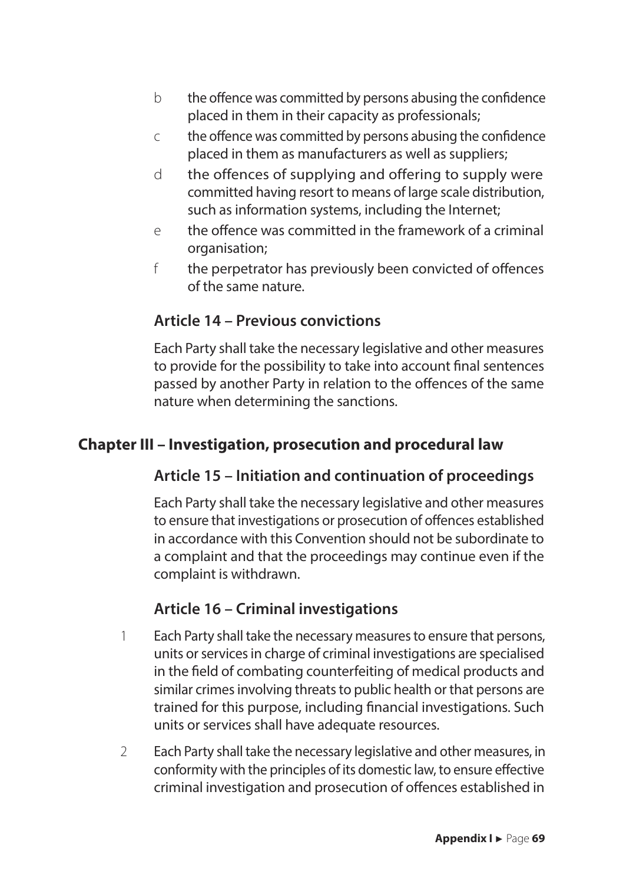b the offence was committed by persons abusing the confidence placed in them in their capacity as professionals;

c the offence was committed by persons abusing the confidence placed in them as manufacturers as well as suppliers;

d the offences of supplying and offering to supply were committed having resort to means of large scale distribution, such as information systems, including the Internet;

e the offence was committed in the framework of a criminal organisation;

f the perpetrator has previously been convicted of offences of the same nature.

### Article 14 – Previous convictions

Each Party shall take the necessary legislative and other measures to provide for the possibility to take into account final sentences passed by another Party in relation to the offences of the same nature when determining the sanctions.

## Chapter III – Investigation, prosecution and procedural law

### Article 15 – Initiation and continuation of proceedings

Each Party shall take the necessary legislative and other measures to ensure that investigations or prosecution of offences established in accordance with this Convention should not be subordinate to a complaint and that the proceedings may continue even if the complaint is withdrawn.

### Article 16 – Criminal investigations

1 Each Party shall take the necessary measures to ensure that persons, units or services in charge of criminal investigations are specialised in the field of combating counterfeiting of medical products and similar crimes involving threats to public health or that persons are trained for this purpose, including financial investigations. Such units or services shall have adequate resources.

2 Each Party shall take the necessary legislative and other measures, in conformity with the principles of its domestic law, to ensure effective criminal investigation and prosecution of offences established in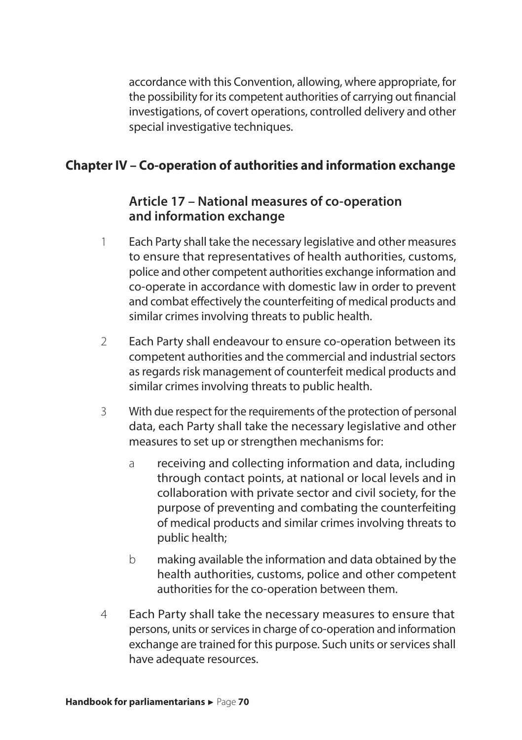accordance with this Convention, allowing, where appropriate, for the possibility for its competent authorities of carrying out financial investigations, of covert operations, controlled delivery and other special investigative techniques.

## Chapter IV – Co-operation of authorities and information exchange

### Article 17 – National measures of co-operation and information exchange

1 Each Party shall take the necessary legislative and other measures to ensure that representatives of health authorities, customs, police and other competent authorities exchange information and co-operate in accordance with domestic law in order to prevent and combat effectively the counterfeiting of medical products and similar crimes involving threats to public health.

2 Each Party shall endeavour to ensure co-operation between its competent authorities and the commercial and industrial sectors as regards risk management of counterfeit medical products and similar crimes involving threats to public health.

3 With due respect for the requirements of the protection of personal data, each Party shall take the necessary legislative and other measures to set up or strengthen mechanisms for:

   a receiving and collecting information and data, including through contact points, at national or local levels and in collaboration with private sector and civil society, for the purpose of preventing and combating the counterfeiting of medical products and similar crimes involving threats to public health;

   b making available the information and data obtained by the health authorities, customs, police and other competent authorities for the co-operation between them.

4 Each Party shall take the necessary measures to ensure that persons, units or services in charge of co-operation and information exchange are trained for this purpose. Such units or services shall have adequate resources.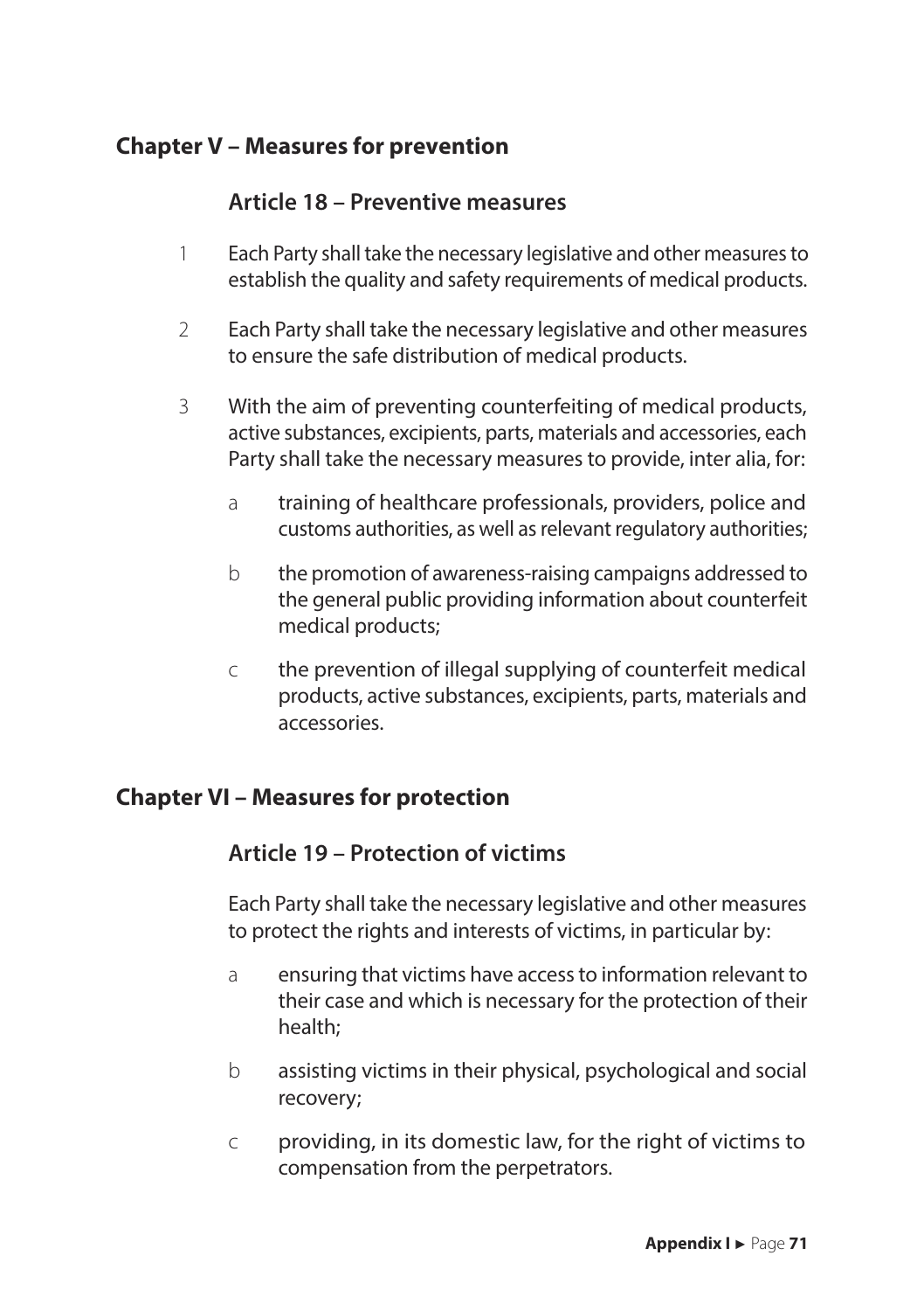## Chapter V – Measures for prevention

### Article 18 – Preventive measures

1. Each Party shall take the necessary legislative and other measures to establish the quality and safety requirements of medical products.

2. Each Party shall take the necessary legislative and other measures to ensure the safe distribution of medical products.

3. With the aim of preventing counterfeiting of medical products, active substances, excipients, parts, materials and accessories, each Party shall take the necessary measures to provide, inter alia, for:

   a. training of healthcare professionals, providers, police and customs authorities, as well as relevant regulatory authorities;

   b. the promotion of awareness-raising campaigns addressed to the general public providing information about counterfeit medical products;

   c. the prevention of illegal supplying of counterfeit medical products, active substances, excipients, parts, materials and accessories.

## Chapter VI – Measures for protection

### Article 19 – Protection of victims

Each Party shall take the necessary legislative and other measures to protect the rights and interests of victims, in particular by:

a. ensuring that victims have access to information relevant to their case and which is necessary for the protection of their health;

b. assisting victims in their physical, psychological and social recovery;

c. providing, in its domestic law, for the right of victims to compensation from the perpetrators.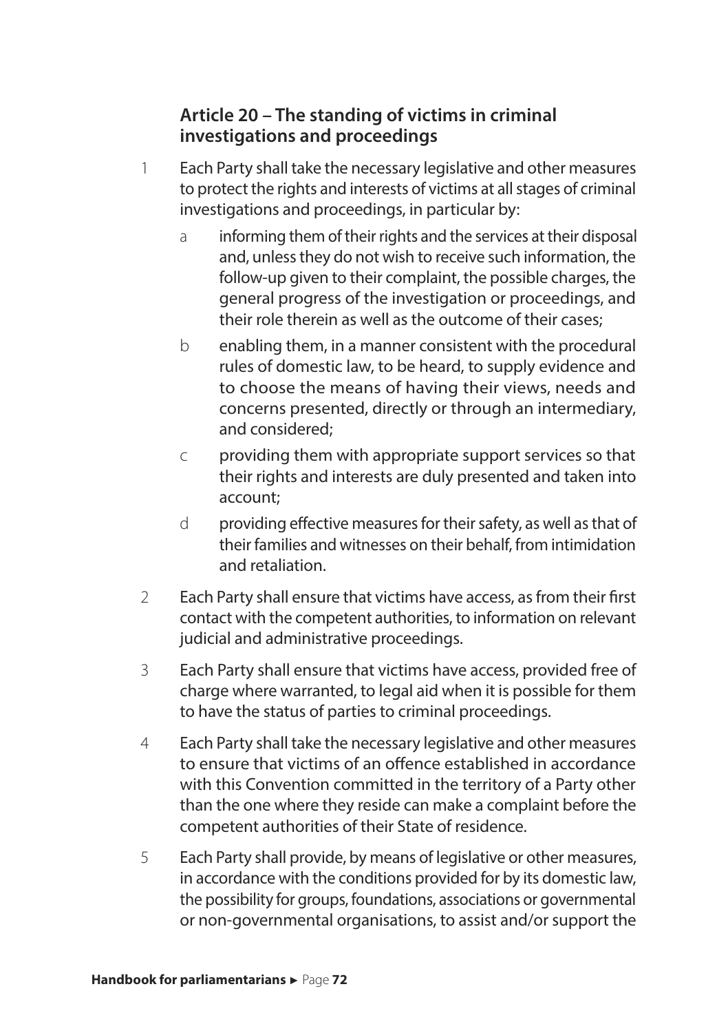### Article 20 – The standing of victims in criminal investigations and proceedings

1 Each Party shall take the necessary legislative and other measures to protect the rights and interests of victims at all stages of criminal investigations and proceedings, in particular by:

   a informing them of their rights and the services at their disposal and, unless they do not wish to receive such information, the follow-up given to their complaint, the possible charges, the general progress of the investigation or proceedings, and their role therein as well as the outcome of their cases;

   b enabling them, in a manner consistent with the procedural rules of domestic law, to be heard, to supply evidence and to choose the means of having their views, needs and concerns presented, directly or through an intermediary, and considered;

   c providing them with appropriate support services so that their rights and interests are duly presented and taken into account;

   d providing effective measures for their safety, as well as that of their families and witnesses on their behalf, from intimidation and retaliation.

2 Each Party shall ensure that victims have access, as from their first contact with the competent authorities, to information on relevant judicial and administrative proceedings.

3 Each Party shall ensure that victims have access, provided free of charge where warranted, to legal aid when it is possible for them to have the status of parties to criminal proceedings.

4 Each Party shall take the necessary legislative and other measures to ensure that victims of an offence established in accordance with this Convention committed in the territory of a Party other than the one where they reside can make a complaint before the competent authorities of their State of residence.

5 Each Party shall provide, by means of legislative or other measures, in accordance with the conditions provided for by its domestic law, the possibility for groups, foundations, associations or governmental or non-governmental organisations, to assist and/or support the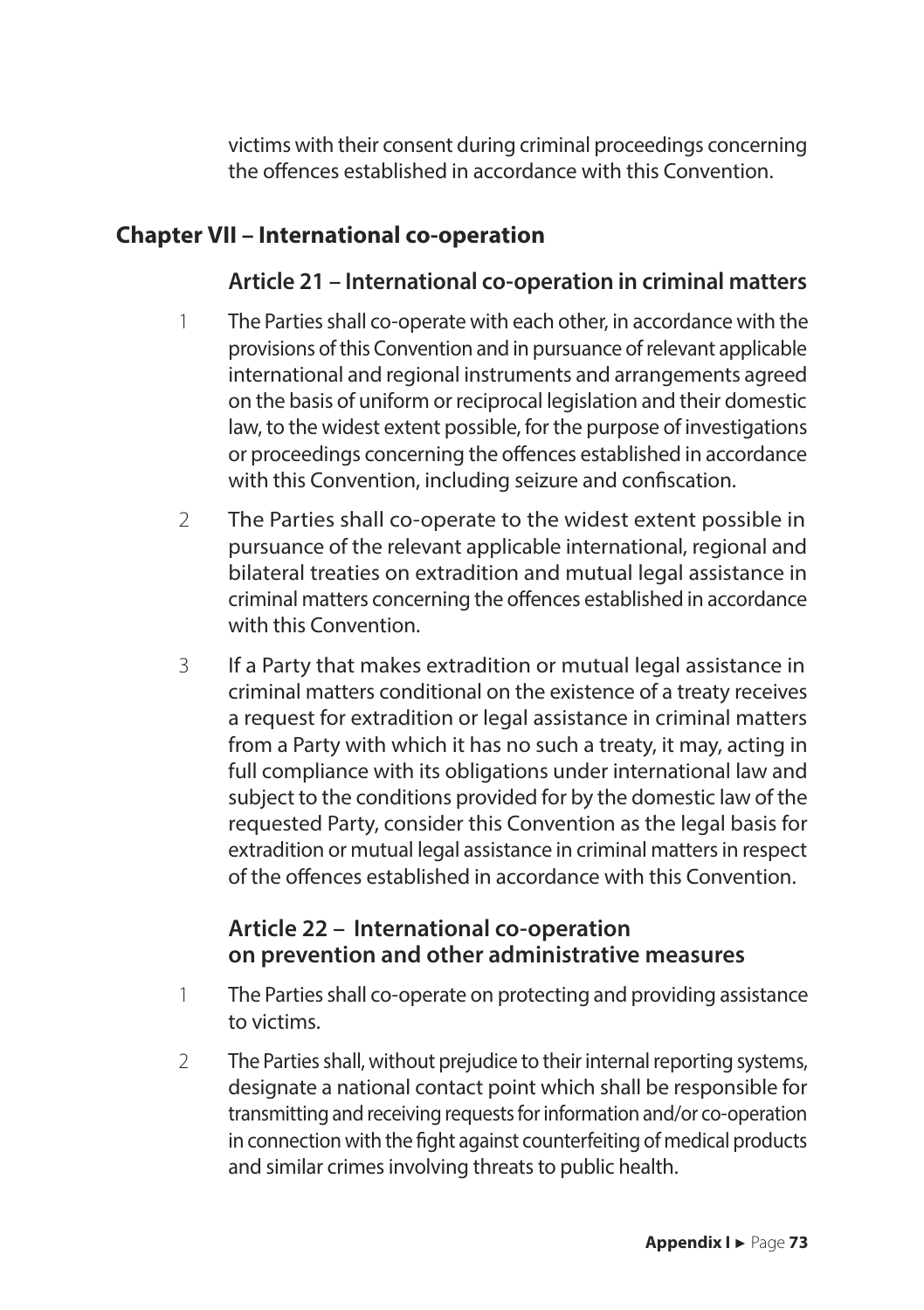victims with their consent during criminal proceedings concerning the offences established in accordance with this Convention.

## Chapter VII – International co-operation

### Article 21 – International co-operation in criminal matters

1 The Parties shall co-operate with each other, in accordance with the provisions of this Convention and in pursuance of relevant applicable international and regional instruments and arrangements agreed on the basis of uniform or reciprocal legislation and their domestic law, to the widest extent possible, for the purpose of investigations or proceedings concerning the offences established in accordance with this Convention, including seizure and confiscation.

2 The Parties shall co-operate to the widest extent possible in pursuance of the relevant applicable international, regional and bilateral treaties on extradition and mutual legal assistance in criminal matters concerning the offences established in accordance with this Convention.

3 If a Party that makes extradition or mutual legal assistance in criminal matters conditional on the existence of a treaty receives a request for extradition or legal assistance in criminal matters from a Party with which it has no such a treaty, it may, acting in full compliance with its obligations under international law and subject to the conditions provided for by the domestic law of the requested Party, consider this Convention as the legal basis for extradition or mutual legal assistance in criminal matters in respect of the offences established in accordance with this Convention.

### Article 22 – International co-operation on prevention and other administrative measures

1 The Parties shall co-operate on protecting and providing assistance to victims.

2 The Parties shall, without prejudice to their internal reporting systems, designate a national contact point which shall be responsible for transmitting and receiving requests for information and/or co-operation in connection with the fight against counterfeiting of medical products and similar crimes involving threats to public health.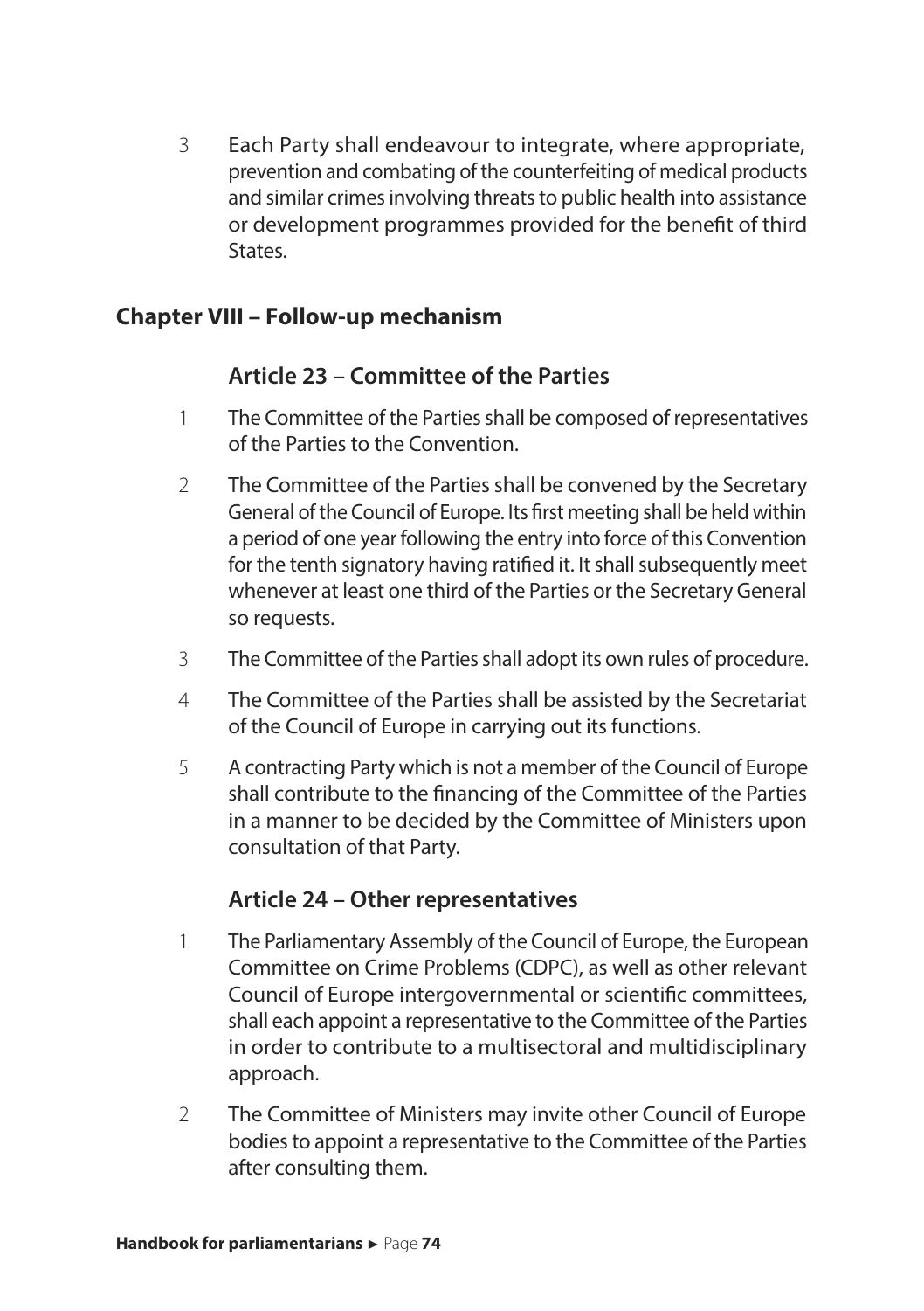3. Each Party shall endeavour to integrate, where appropriate, prevention and combating of the counterfeiting of medical products and similar crimes involving threats to public health into assistance or development programmes provided for the benefit of third States.

## Chapter VIII – Follow-up mechanism

### Article 23 – Committee of the Parties

1. The Committee of the Parties shall be composed of representatives of the Parties to the Convention.
2. The Committee of the Parties shall be convened by the Secretary General of the Council of Europe. Its first meeting shall be held within a period of one year following the entry into force of this Convention for the tenth signatory having ratified it. It shall subsequently meet whenever at least one third of the Parties or the Secretary General so requests.
3. The Committee of the Parties shall adopt its own rules of procedure.
4. The Committee of the Parties shall be assisted by the Secretariat of the Council of Europe in carrying out its functions.
5. A contracting Party which is not a member of the Council of Europe shall contribute to the financing of the Committee of the Parties in a manner to be decided by the Committee of Ministers upon consultation of that Party.

### Article 24 – Other representatives

1. The Parliamentary Assembly of the Council of Europe, the European Committee on Crime Problems (CDPC), as well as other relevant Council of Europe intergovernmental or scientific committees, shall each appoint a representative to the Committee of the Parties in order to contribute to a multisectoral and multidisciplinary approach.
2. The Committee of Ministers may invite other Council of Europe bodies to appoint a representative to the Committee of the Parties after consulting them.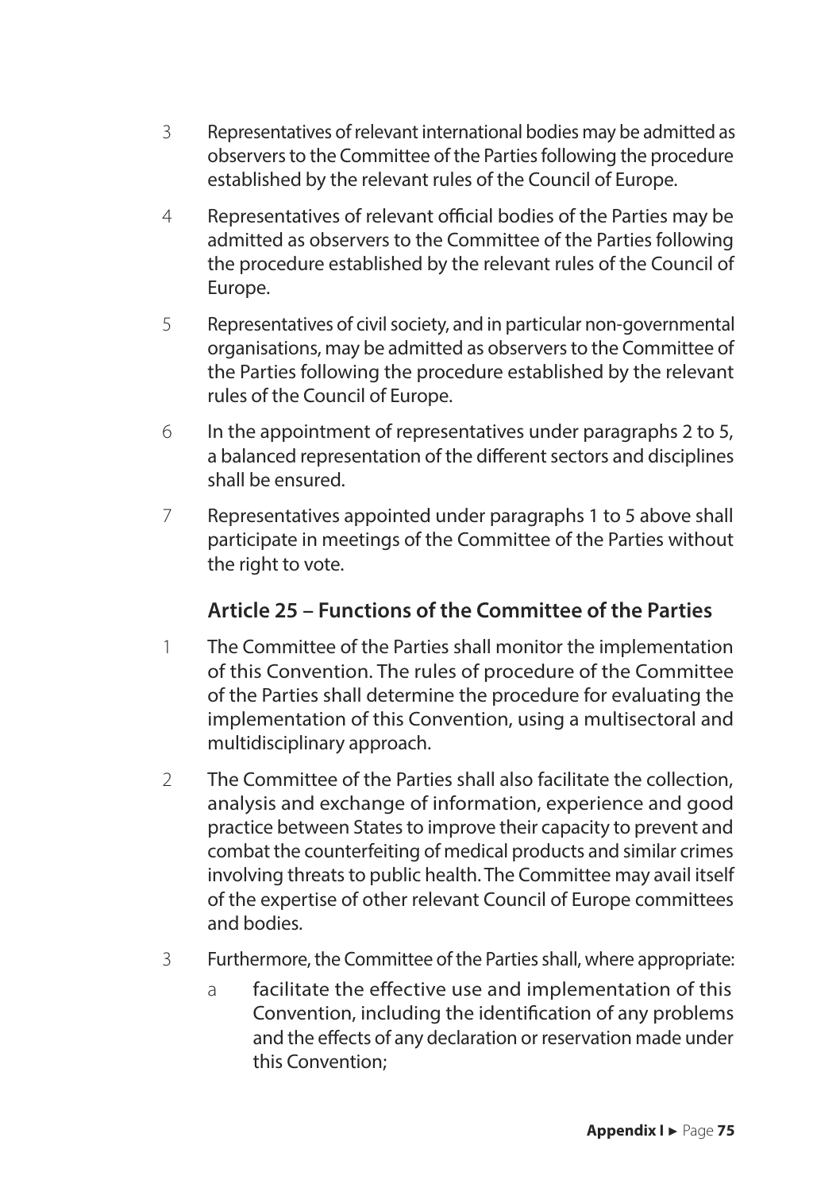3 Representatives of relevant international bodies may be admitted as observers to the Committee of the Parties following the procedure established by the relevant rules of the Council of Europe.

4 Representatives of relevant official bodies of the Parties may be admitted as observers to the Committee of the Parties following the procedure established by the relevant rules of the Council of Europe.

5 Representatives of civil society, and in particular non-governmental organisations, may be admitted as observers to the Committee of the Parties following the procedure established by the relevant rules of the Council of Europe.

6 In the appointment of representatives under paragraphs 2 to 5, a balanced representation of the different sectors and disciplines shall be ensured.

7 Representatives appointed under paragraphs 1 to 5 above shall participate in meetings of the Committee of the Parties without the right to vote.

### Article 25 – Functions of the Committee of the Parties

1 The Committee of the Parties shall monitor the implementation of this Convention. The rules of procedure of the Committee of the Parties shall determine the procedure for evaluating the implementation of this Convention, using a multisectoral and multidisciplinary approach.

2 The Committee of the Parties shall also facilitate the collection, analysis and exchange of information, experience and good practice between States to improve their capacity to prevent and combat the counterfeiting of medical products and similar crimes involving threats to public health. The Committee may avail itself of the expertise of other relevant Council of Europe committees and bodies.

3 Furthermore, the Committee of the Parties shall, where appropriate:

a facilitate the effective use and implementation of this Convention, including the identification of any problems and the effects of any declaration or reservation made under this Convention;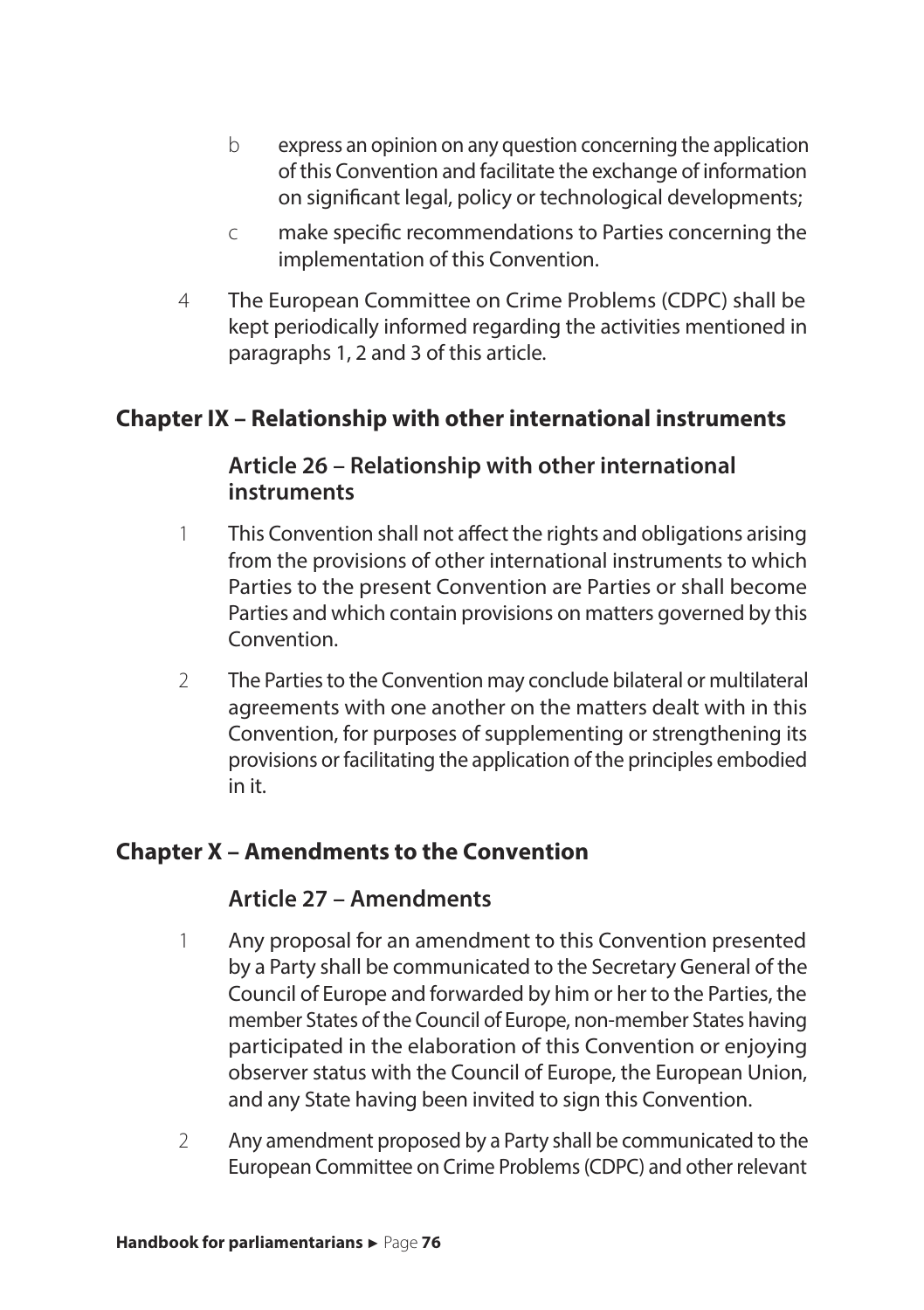b express an opinion on any question concerning the application of this Convention and facilitate the exchange of information on significant legal, policy or technological developments;

c make specific recommendations to Parties concerning the implementation of this Convention.

4 The European Committee on Crime Problems (CDPC) shall be kept periodically informed regarding the activities mentioned in paragraphs 1, 2 and 3 of this article.

## Chapter IX – Relationship with other international instruments

### Article 26 – Relationship with other international instruments

1 This Convention shall not affect the rights and obligations arising from the provisions of other international instruments to which Parties to the present Convention are Parties or shall become Parties and which contain provisions on matters governed by this Convention.

2 The Parties to the Convention may conclude bilateral or multilateral agreements with one another on the matters dealt with in this Convention, for purposes of supplementing or strengthening its provisions or facilitating the application of the principles embodied in it.

## Chapter X – Amendments to the Convention

### Article 27 – Amendments

1 Any proposal for an amendment to this Convention presented by a Party shall be communicated to the Secretary General of the Council of Europe and forwarded by him or her to the Parties, the member States of the Council of Europe, non-member States having participated in the elaboration of this Convention or enjoying observer status with the Council of Europe, the European Union, and any State having been invited to sign this Convention.

2 Any amendment proposed by a Party shall be communicated to the European Committee on Crime Problems (CDPC) and other relevant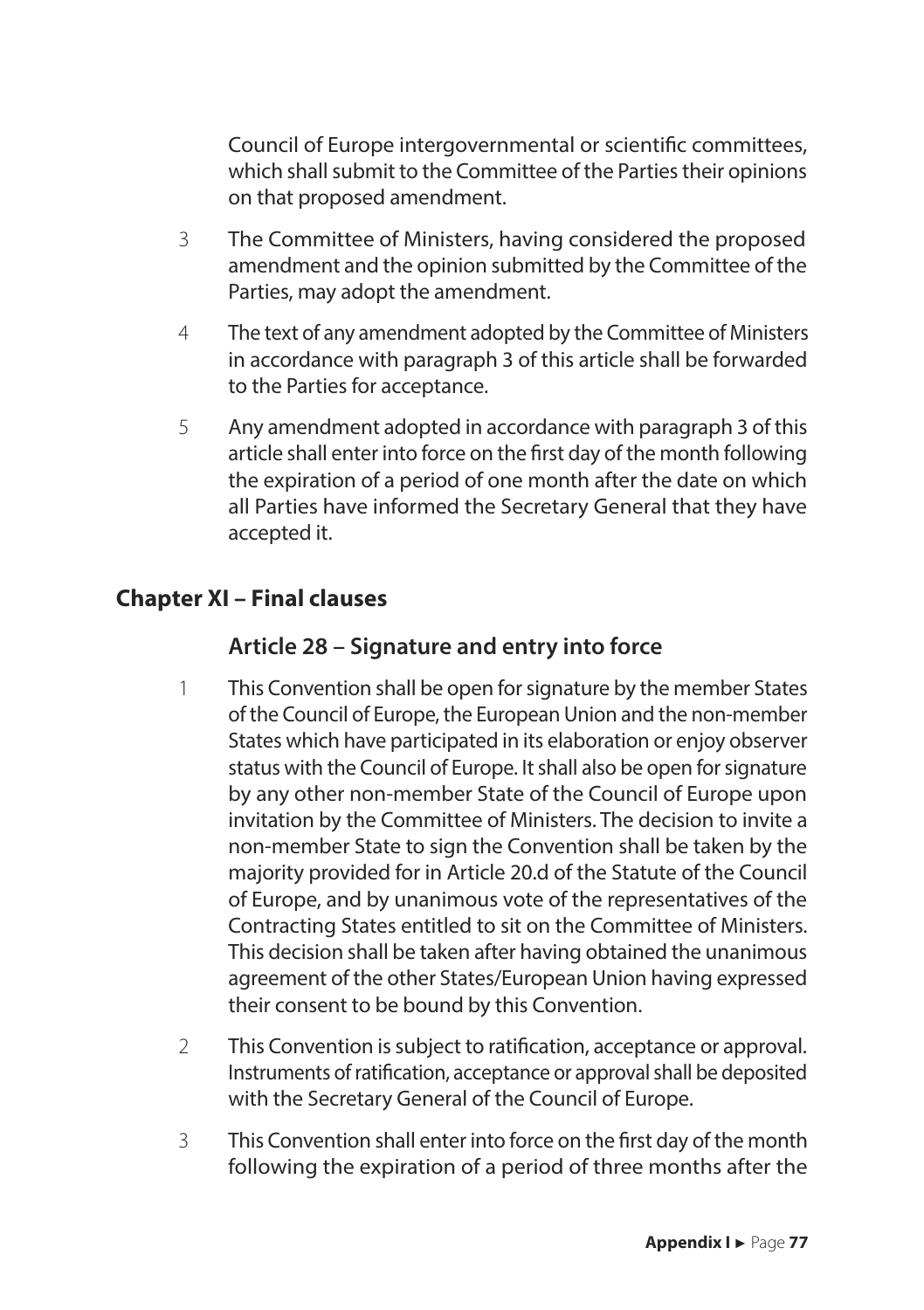Council of Europe intergovernmental or scientific committees, which shall submit to the Committee of the Parties their opinions on that proposed amendment.

3 The Committee of Ministers, having considered the proposed amendment and the opinion submitted by the Committee of the Parties, may adopt the amendment.

4 The text of any amendment adopted by the Committee of Ministers in accordance with paragraph 3 of this article shall be forwarded to the Parties for acceptance.

5 Any amendment adopted in accordance with paragraph 3 of this article shall enter into force on the first day of the month following the expiration of a period of one month after the date on which all Parties have informed the Secretary General that they have accepted it.

## Chapter XI – Final clauses

### Article 28 – Signature and entry into force

1 This Convention shall be open for signature by the member States of the Council of Europe, the European Union and the non-member States which have participated in its elaboration or enjoy observer status with the Council of Europe. It shall also be open for signature by any other non-member State of the Council of Europe upon invitation by the Committee of Ministers. The decision to invite a non-member State to sign the Convention shall be taken by the majority provided for in Article 20.d of the Statute of the Council of Europe, and by unanimous vote of the representatives of the Contracting States entitled to sit on the Committee of Ministers. This decision shall be taken after having obtained the unanimous agreement of the other States/European Union having expressed their consent to be bound by this Convention.

2 This Convention is subject to ratification, acceptance or approval. Instruments of ratification, acceptance or approval shall be deposited with the Secretary General of the Council of Europe.

3 This Convention shall enter into force on the first day of the month following the expiration of a period of three months after the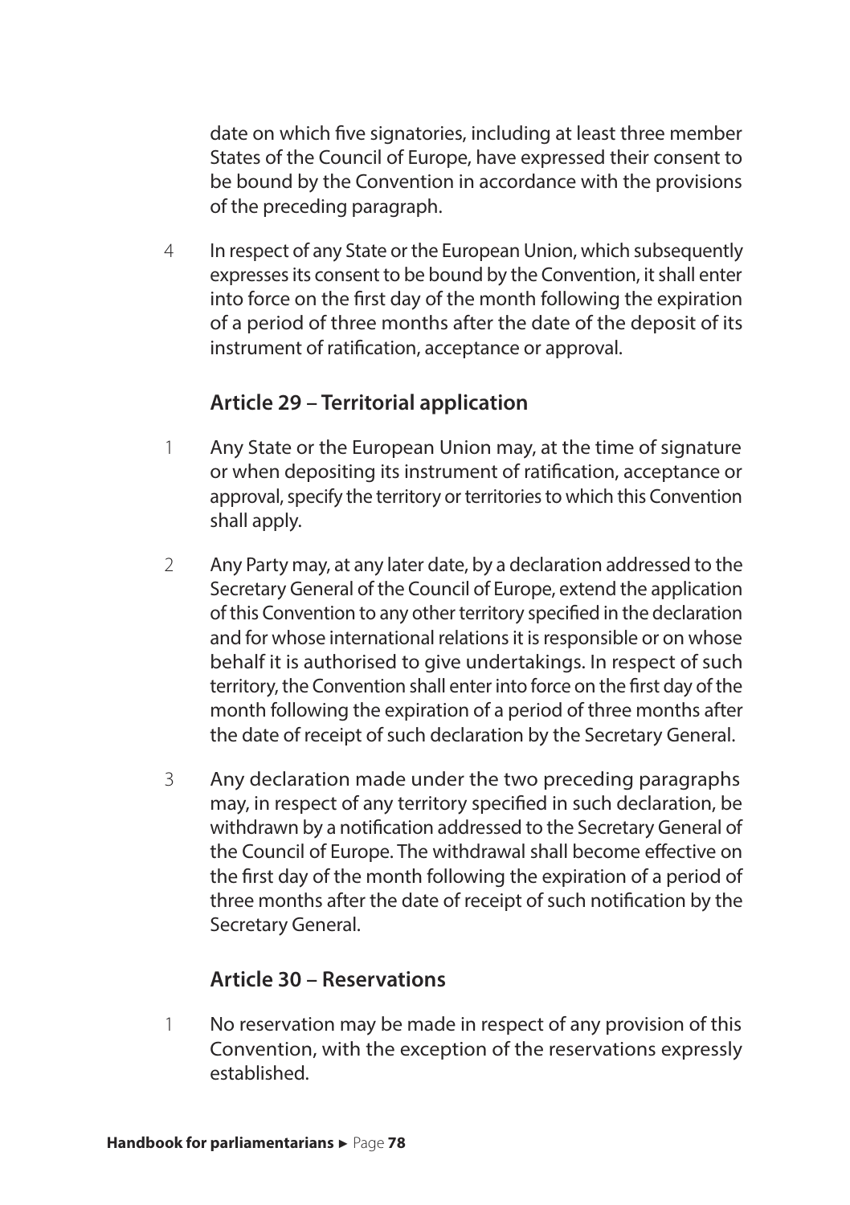date on which five signatories, including at least three member States of the Council of Europe, have expressed their consent to be bound by the Convention in accordance with the provisions of the preceding paragraph.

4 In respect of any State or the European Union, which subsequently expresses its consent to be bound by the Convention, it shall enter into force on the first day of the month following the expiration of a period of three months after the date of the deposit of its instrument of ratification, acceptance or approval.

### Article 29 – Territorial application

1 Any State or the European Union may, at the time of signature or when depositing its instrument of ratification, acceptance or approval, specify the territory or territories to which this Convention shall apply.

2 Any Party may, at any later date, by a declaration addressed to the Secretary General of the Council of Europe, extend the application of this Convention to any other territory specified in the declaration and for whose international relations it is responsible or on whose behalf it is authorised to give undertakings. In respect of such territory, the Convention shall enter into force on the first day of the month following the expiration of a period of three months after the date of receipt of such declaration by the Secretary General.

3 Any declaration made under the two preceding paragraphs may, in respect of any territory specified in such declaration, be withdrawn by a notification addressed to the Secretary General of the Council of Europe. The withdrawal shall become effective on the first day of the month following the expiration of a period of three months after the date of receipt of such notification by the Secretary General.

### Article 30 – Reservations

1 No reservation may be made in respect of any provision of this Convention, with the exception of the reservations expressly established.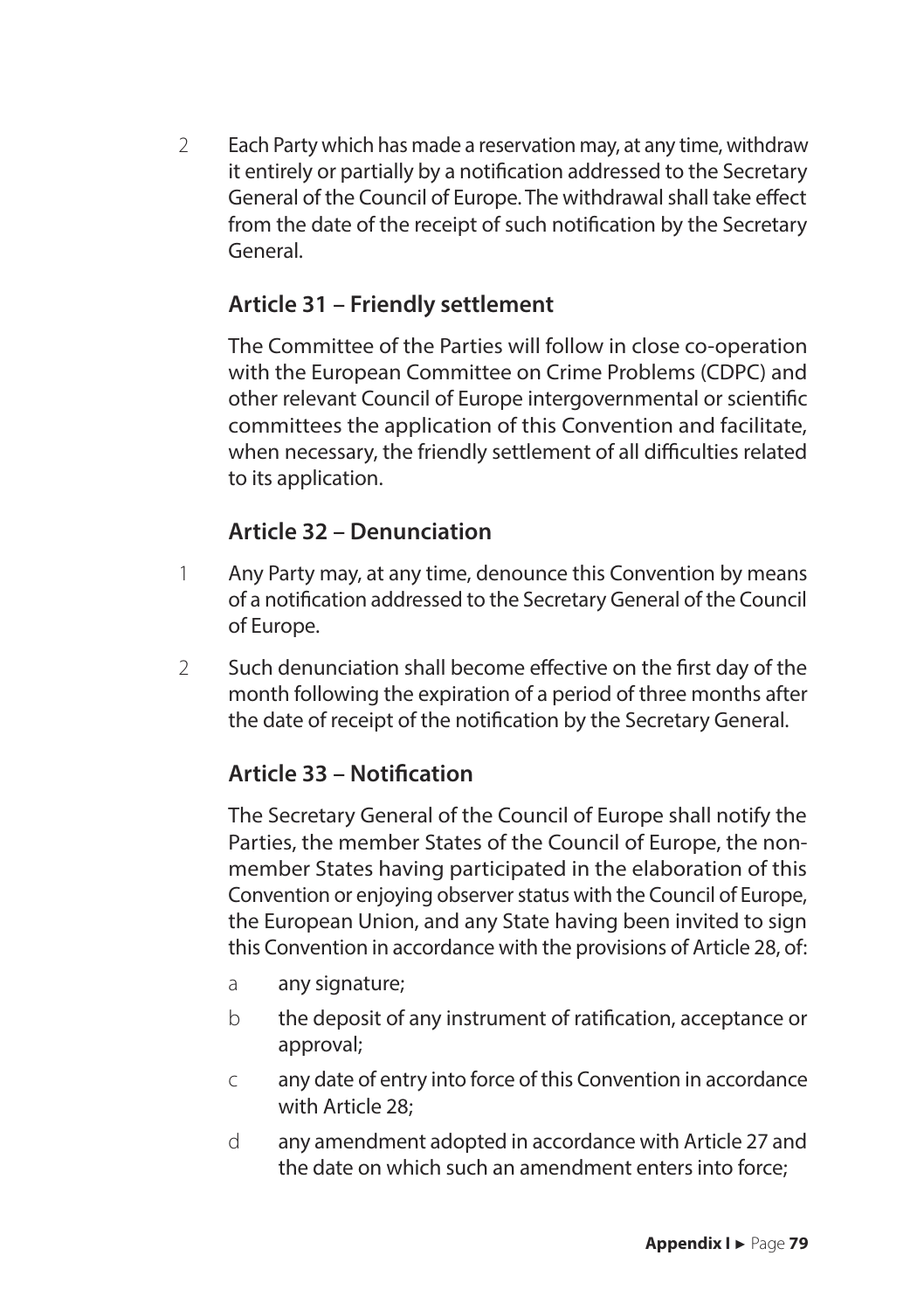2 Each Party which has made a reservation may, at any time, withdraw it entirely or partially by a notification addressed to the Secretary General of the Council of Europe. The withdrawal shall take effect from the date of the receipt of such notification by the Secretary General.

### Article 31 – Friendly settlement

The Committee of the Parties will follow in close co-operation with the European Committee on Crime Problems (CDPC) and other relevant Council of Europe intergovernmental or scientific committees the application of this Convention and facilitate, when necessary, the friendly settlement of all difficulties related to its application.

### Article 32 – Denunciation

1 Any Party may, at any time, denounce this Convention by means of a notification addressed to the Secretary General of the Council of Europe.

2 Such denunciation shall become effective on the first day of the month following the expiration of a period of three months after the date of receipt of the notification by the Secretary General.

### Article 33 – Notification

The Secretary General of the Council of Europe shall notify the Parties, the member States of the Council of Europe, the non-member States having participated in the elaboration of this Convention or enjoying observer status with the Council of Europe, the European Union, and any State having been invited to sign this Convention in accordance with the provisions of Article 28, of:

a any signature;

b the deposit of any instrument of ratification, acceptance or approval;

c any date of entry into force of this Convention in accordance with Article 28;

d any amendment adopted in accordance with Article 27 and the date on which such an amendment enters into force;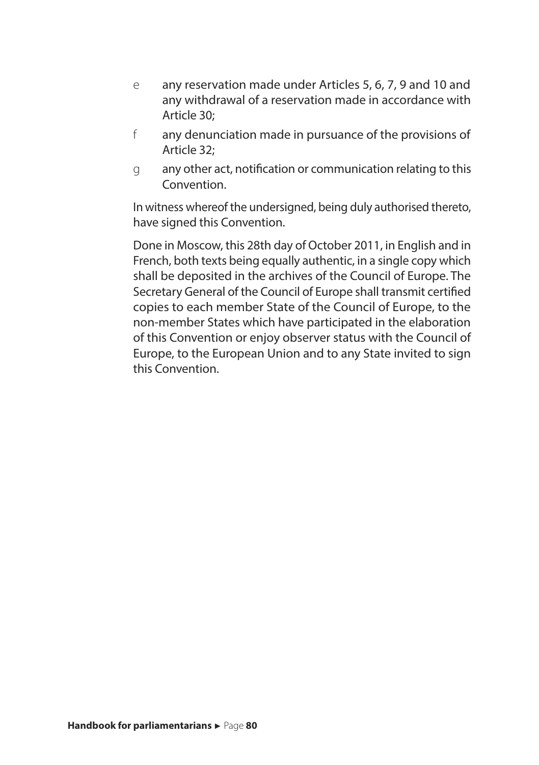e any reservation made under Articles 5, 6, 7, 9 and 10 and any withdrawal of a reservation made in accordance with Article 30;

f any denunciation made in pursuance of the provisions of Article 32;

g any other act, notification or communication relating to this Convention.

In witness whereof the undersigned, being duly authorised thereto, have signed this Convention.

Done in Moscow, this 28th day of October 2011, in English and in French, both texts being equally authentic, in a single copy which shall be deposited in the archives of the Council of Europe. The Secretary General of the Council of Europe shall transmit certified copies to each member State of the Council of Europe, to the non-member States which have participated in the elaboration of this Convention or enjoy observer status with the Council of Europe, to the European Union and to any State invited to sign this Convention.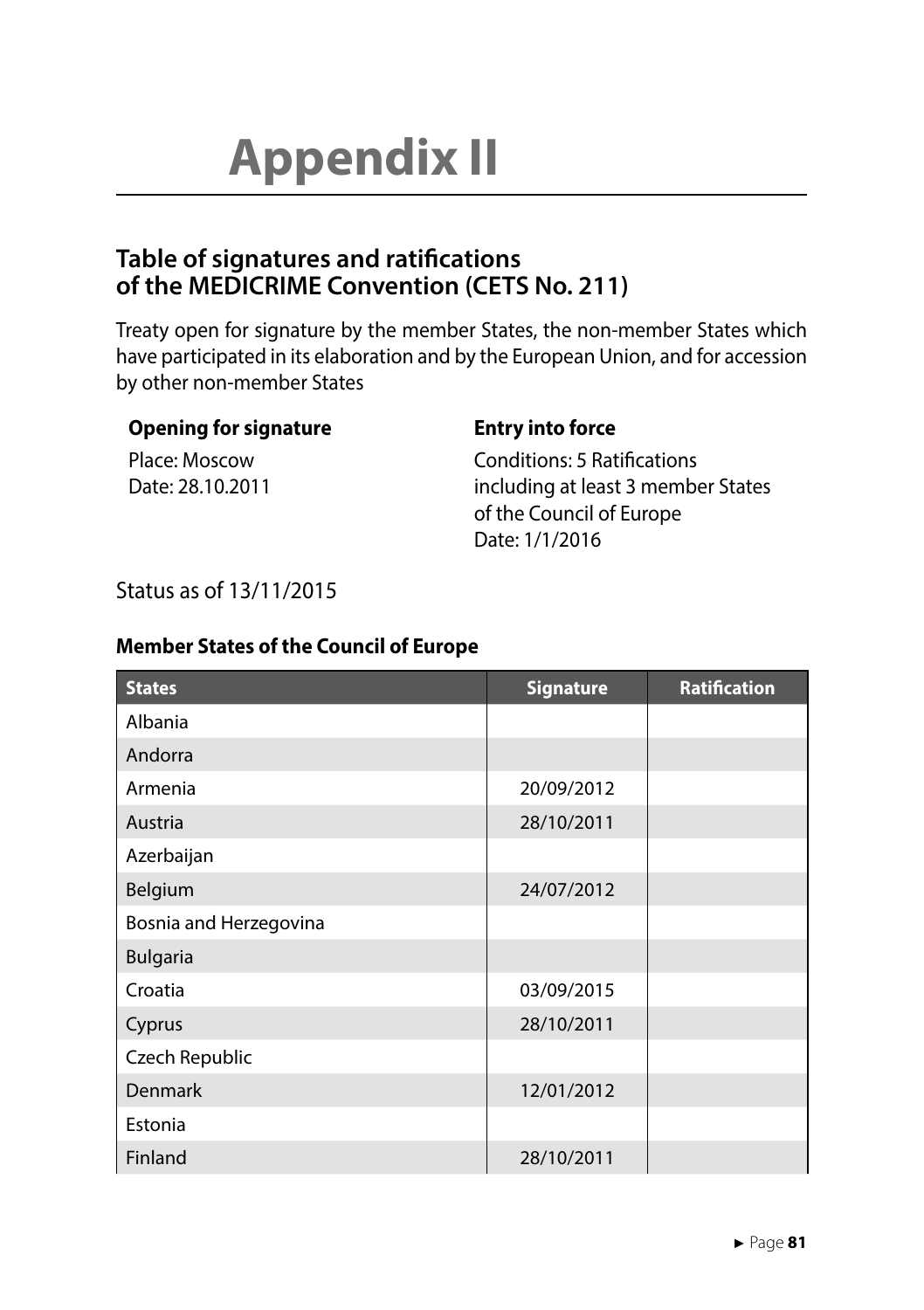# Appendix II

## Table of signatures and ratifications of the MEDICRIME Convention (CETS No. 211)

Treaty open for signature by the member States, the non-member States which have participated in its elaboration and by the European Union, and for accession by other non-member States

**Opening for signature**

Place: Moscow
Date: 28.10.2011

**Entry into force**

Conditions: 5 Ratifications including at least 3 member States of the Council of Europe
Date: 1/1/2016

Status as of 13/11/2015

### Member States of the Council of Europe

| States | Signature | Ratification |
|---|---|---|
| Albania | | |
| Andorra | | |
| Armenia | 20/09/2012 | |
| Austria | 28/10/2011 | |
| Azerbaijan | | |
| Belgium | 24/07/2012 | |
| Bosnia and Herzegovina | | |
| Bulgaria | | |
| Croatia | 03/09/2015 | |
| Cyprus | 28/10/2011 | |
| Czech Republic | | |
| Denmark | 12/01/2012 | |
| Estonia | | |
| Finland | 28/10/2011 | |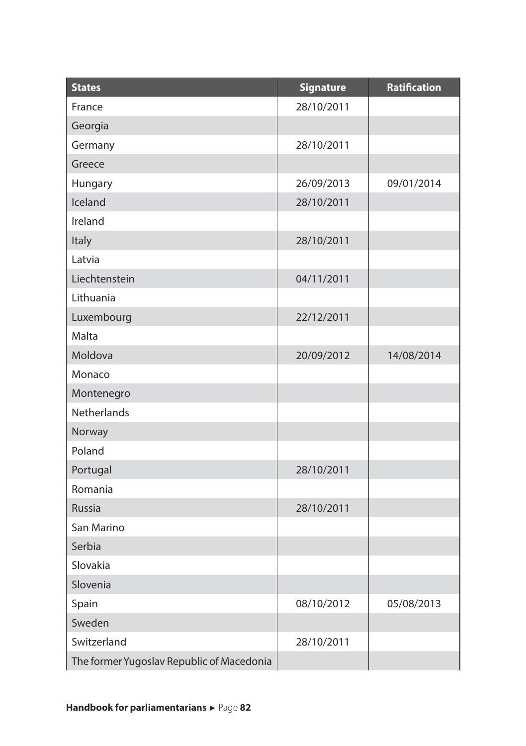| States | Signature | Ratification |
|---|---|---|
| France | 28/10/2011 | |
| Georgia | | |
| Germany | 28/10/2011 | |
| Greece | | |
| Hungary | 26/09/2013 | 09/01/2014 |
| Iceland | 28/10/2011 | |
| Ireland | | |
| Italy | 28/10/2011 | |
| Latvia | | |
| Liechtenstein | 04/11/2011 | |
| Lithuania | | |
| Luxembourg | 22/12/2011 | |
| Malta | | |
| Moldova | 20/09/2012 | 14/08/2014 |
| Monaco | | |
| Montenegro | | |
| Netherlands | | |
| Norway | | |
| Poland | | |
| Portugal | 28/10/2011 | |
| Romania | | |
| Russia | 28/10/2011 | |
| San Marino | | |
| Serbia | | |
| Slovakia | | |
| Slovenia | | |
| Spain | 08/10/2012 | 05/08/2013 |
| Sweden | | |
| Switzerland | 28/10/2011 | |
| The former Yugoslav Republic of Macedonia | | |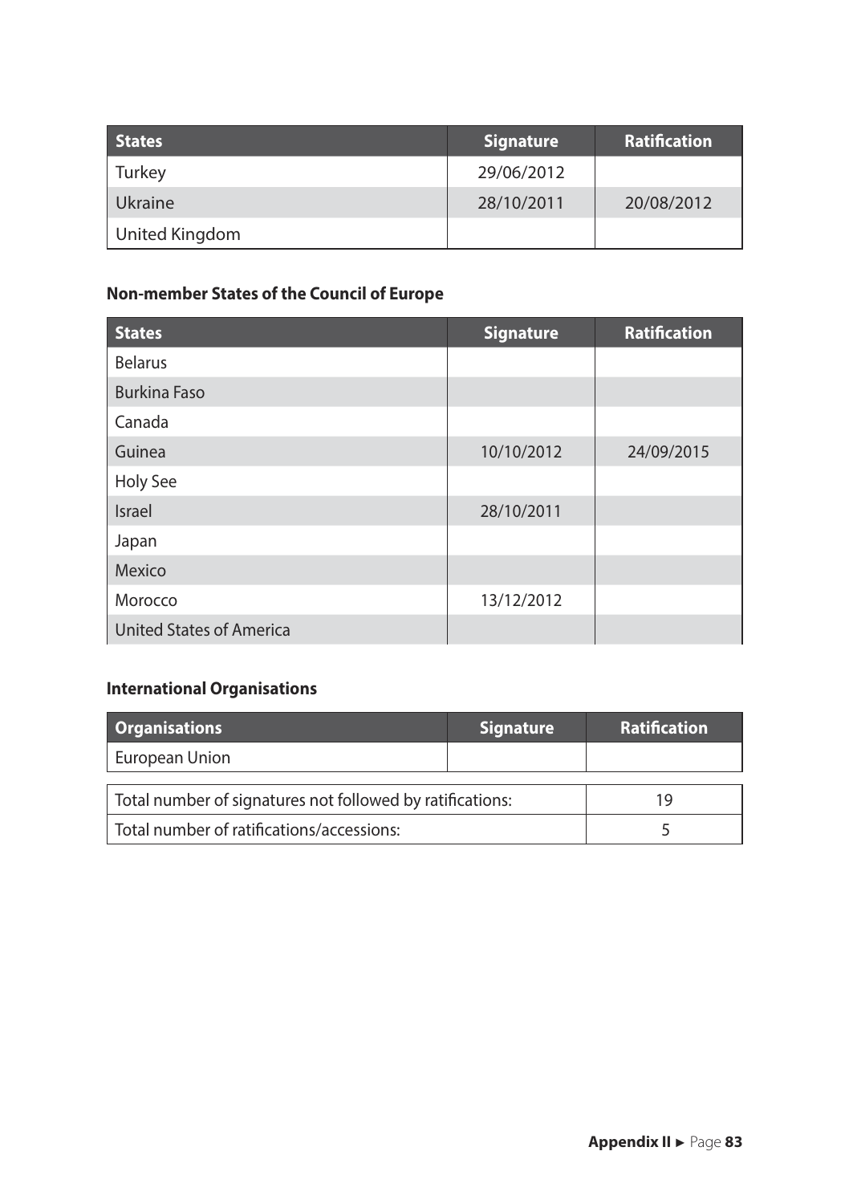| States | Signature | Ratification |
|---|---|---|
| Turkey | 29/06/2012 | |
| Ukraine | 28/10/2011 | 20/08/2012 |
| United Kingdom | | |

**Non-member States of the Council of Europe**

| States | Signature | Ratification |
|---|---|---|
| Belarus | | |
| Burkina Faso | | |
| Canada | | |
| Guinea | 10/10/2012 | 24/09/2015 |
| Holy See | | |
| Israel | 28/10/2011 | |
| Japan | | |
| Mexico | | |
| Morocco | 13/12/2012 | |
| United States of America | | |

**International Organisations**

| Organisations | Signature | Ratification |
|---|---|---|
| European Union | | |

| | |
|---|---|
| Total number of signatures not followed by ratifications: | 19 |
| Total number of ratifications/accessions: | 5 |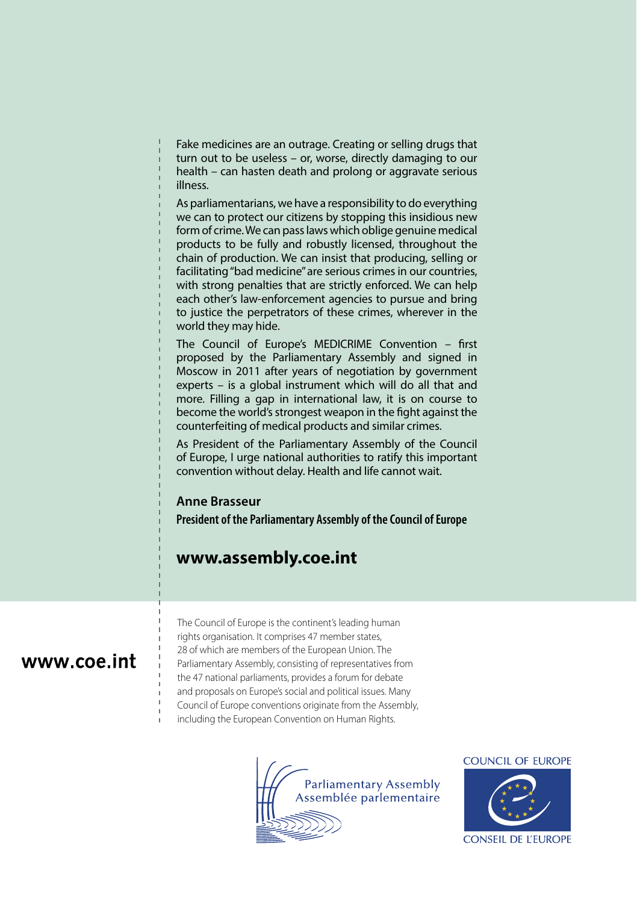Fake medicines are an outrage. Creating or selling drugs that turn out to be useless – or, worse, directly damaging to our health – can hasten death and prolong or aggravate serious illness.

As parliamentarians, we have a responsibility to do everything we can to protect our citizens by stopping this insidious new form of crime. We can pass laws which oblige genuine medical products to be fully and robustly licensed, throughout the chain of production. We can insist that producing, selling or facilitating "bad medicine" are serious crimes in our countries, with strong penalties that are strictly enforced. We can help each other's law-enforcement agencies to pursue and bring to justice the perpetrators of these crimes, wherever in the world they may hide.

The Council of Europe's MEDICRIME Convention – first proposed by the Parliamentary Assembly and signed in Moscow in 2011 after years of negotiation by government experts – is a global instrument which will do all that and more. Filling a gap in international law, it is on course to become the world's strongest weapon in the fight against the counterfeiting of medical products and similar crimes.

As President of the Parliamentary Assembly of the Council of Europe, I urge national authorities to ratify this important convention without delay. Health and life cannot wait.

**Anne Brasseur**

**President of the Parliamentary Assembly of the Council of Europe**

**www.assembly.coe.int**

**www.coe.int**

The Council of Europe is the continent's leading human rights organisation. It comprises 47 member states, 28 of which are members of the European Union. The Parliamentary Assembly, consisting of representatives from the 47 national parliaments, provides a forum for debate and proposals on Europe's social and political issues. Many Council of Europe conventions originate from the Assembly, including the European Convention on Human Rights.

Parliamentary Assembly
Assemblée parlementaire

COUNCIL OF EUROPE
CONSEIL DE L'EUROPE